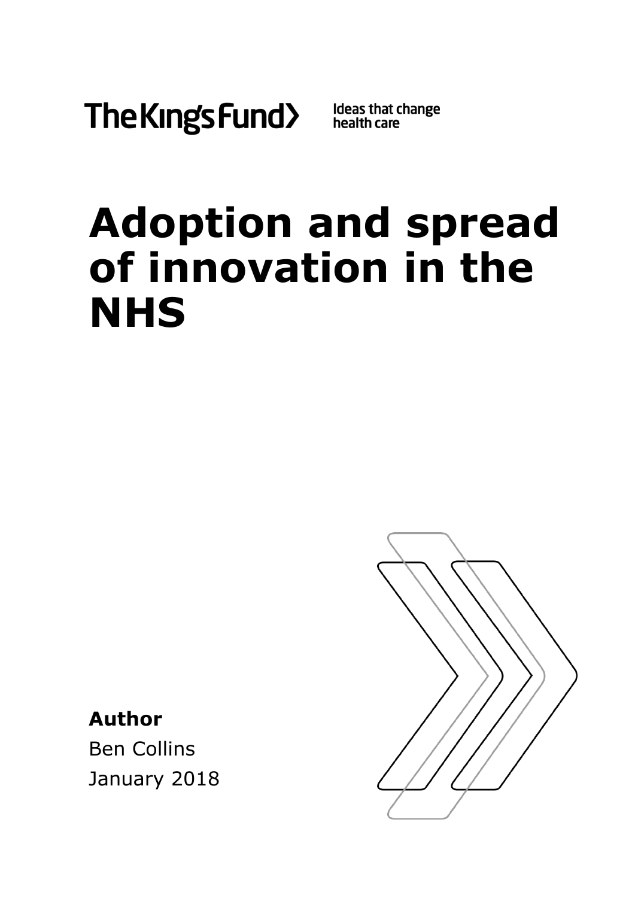The King's Fund
Ideas that change health care

# Adoption and spread of innovation in the NHS

**Author**

Ben Collins

January 2018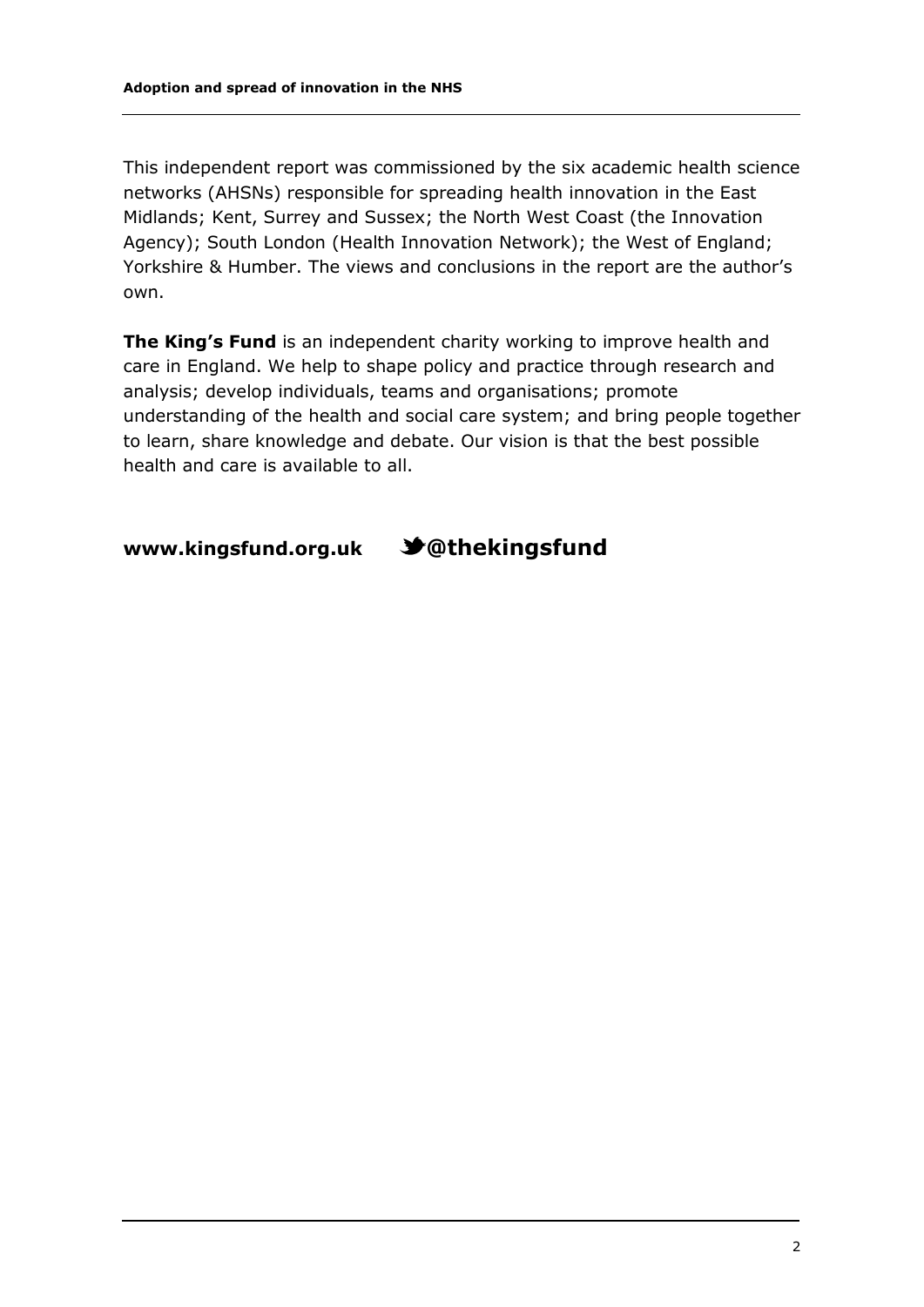This independent report was commissioned by the six academic health science networks (AHSNs) responsible for spreading health innovation in the East Midlands; Kent, Surrey and Sussex; the North West Coast (the Innovation Agency); South London (Health Innovation Network); the West of England; Yorkshire & Humber. The views and conclusions in the report are the author's own.

**The King's Fund** is an independent charity working to improve health and care in England. We help to shape policy and practice through research and analysis; develop individuals, teams and organisations; promote understanding of the health and social care system; and bring people together to learn, share knowledge and debate. Our vision is that the best possible health and care is available to all.

**www.kingsfund.org.uk** **@thekingsfund**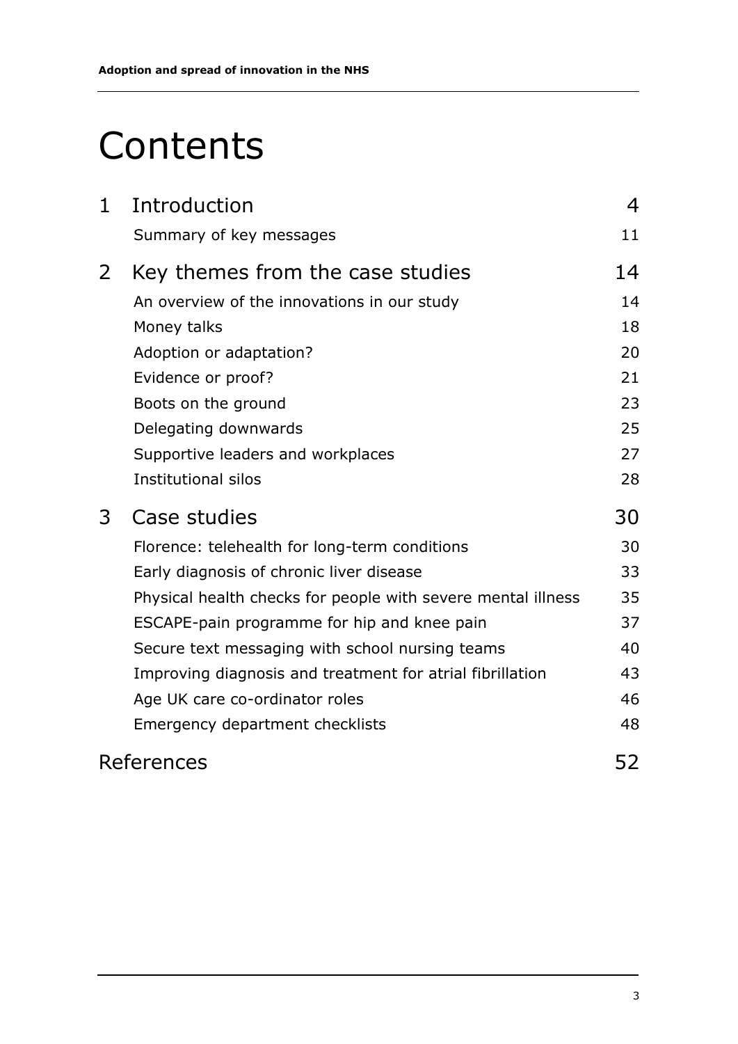# Contents

| | | |
|---|---|---|
| 1 | Introduction | 4 |
| | Summary of key messages | 11 |
| 2 | Key themes from the case studies | 14 |
| | An overview of the innovations in our study | 14 |
| | Money talks | 18 |
| | Adoption or adaptation? | 20 |
| | Evidence or proof? | 21 |
| | Boots on the ground | 23 |
| | Delegating downwards | 25 |
| | Supportive leaders and workplaces | 27 |
| | Institutional silos | 28 |
| 3 | Case studies | 30 |
| | Florence: telehealth for long-term conditions | 30 |
| | Early diagnosis of chronic liver disease | 33 |
| | Physical health checks for people with severe mental illness | 35 |
| | ESCAPE-pain programme for hip and knee pain | 37 |
| | Secure text messaging with school nursing teams | 40 |
| | Improving diagnosis and treatment for atrial fibrillation | 43 |
| | Age UK care co-ordinator roles | 46 |
| | Emergency department checklists | 48 |
| | References | 52 |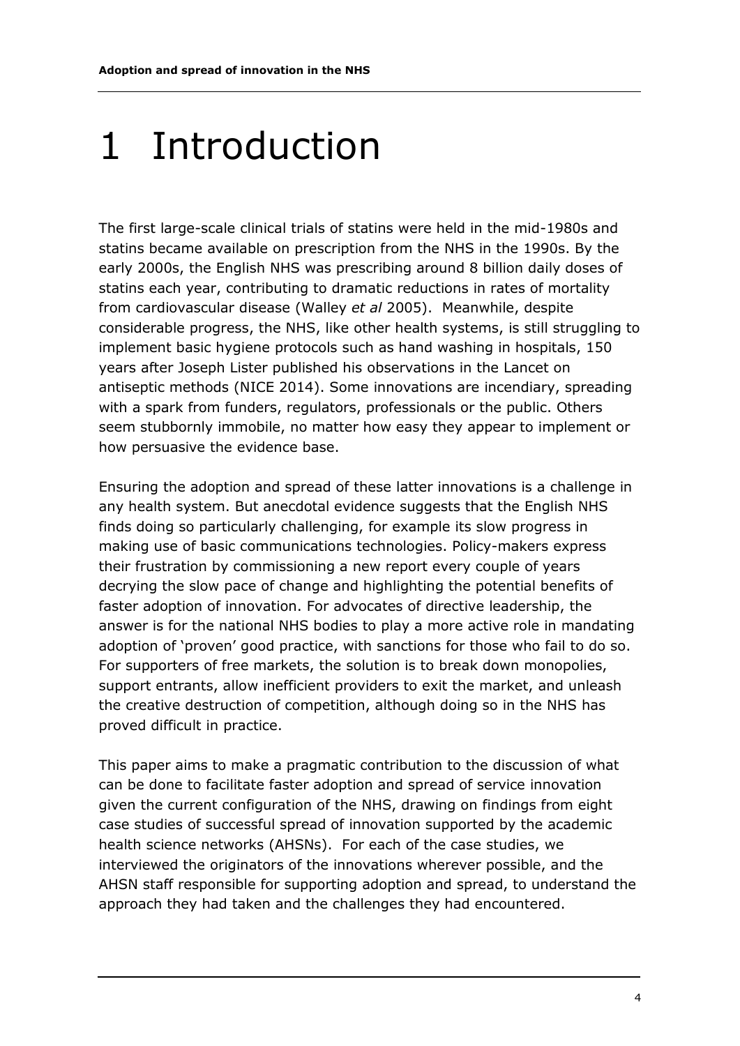# 1 Introduction

The first large-scale clinical trials of statins were held in the mid-1980s and statins became available on prescription from the NHS in the 1990s. By the early 2000s, the English NHS was prescribing around 8 billion daily doses of statins each year, contributing to dramatic reductions in rates of mortality from cardiovascular disease (Walley *et al* 2005). Meanwhile, despite considerable progress, the NHS, like other health systems, is still struggling to implement basic hygiene protocols such as hand washing in hospitals, 150 years after Joseph Lister published his observations in the Lancet on antiseptic methods (NICE 2014). Some innovations are incendiary, spreading with a spark from funders, regulators, professionals or the public. Others seem stubbornly immobile, no matter how easy they appear to implement or how persuasive the evidence base.

Ensuring the adoption and spread of these latter innovations is a challenge in any health system. But anecdotal evidence suggests that the English NHS finds doing so particularly challenging, for example its slow progress in making use of basic communications technologies. Policy-makers express their frustration by commissioning a new report every couple of years decrying the slow pace of change and highlighting the potential benefits of faster adoption of innovation. For advocates of directive leadership, the answer is for the national NHS bodies to play a more active role in mandating adoption of 'proven' good practice, with sanctions for those who fail to do so. For supporters of free markets, the solution is to break down monopolies, support entrants, allow inefficient providers to exit the market, and unleash the creative destruction of competition, although doing so in the NHS has proved difficult in practice.

This paper aims to make a pragmatic contribution to the discussion of what can be done to facilitate faster adoption and spread of service innovation given the current configuration of the NHS, drawing on findings from eight case studies of successful spread of innovation supported by the academic health science networks (AHSNs). For each of the case studies, we interviewed the originators of the innovations wherever possible, and the AHSN staff responsible for supporting adoption and spread, to understand the approach they had taken and the challenges they had encountered.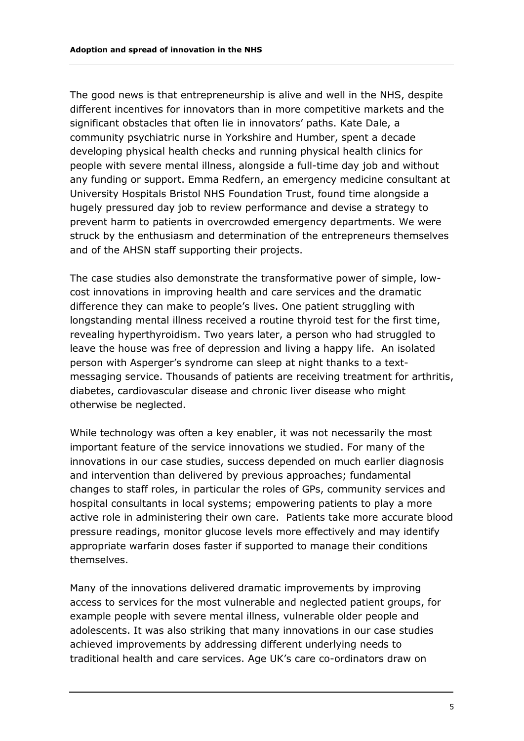The good news is that entrepreneurship is alive and well in the NHS, despite different incentives for innovators than in more competitive markets and the significant obstacles that often lie in innovators' paths. Kate Dale, a community psychiatric nurse in Yorkshire and Humber, spent a decade developing physical health checks and running physical health clinics for people with severe mental illness, alongside a full-time day job and without any funding or support. Emma Redfern, an emergency medicine consultant at University Hospitals Bristol NHS Foundation Trust, found time alongside a hugely pressured day job to review performance and devise a strategy to prevent harm to patients in overcrowded emergency departments. We were struck by the enthusiasm and determination of the entrepreneurs themselves and of the AHSN staff supporting their projects.

The case studies also demonstrate the transformative power of simple, low-cost innovations in improving health and care services and the dramatic difference they can make to people's lives. One patient struggling with longstanding mental illness received a routine thyroid test for the first time, revealing hyperthyroidism. Two years later, a person who had struggled to leave the house was free of depression and living a happy life. An isolated person with Asperger's syndrome can sleep at night thanks to a text-messaging service. Thousands of patients are receiving treatment for arthritis, diabetes, cardiovascular disease and chronic liver disease who might otherwise be neglected.

While technology was often a key enabler, it was not necessarily the most important feature of the service innovations we studied. For many of the innovations in our case studies, success depended on much earlier diagnosis and intervention than delivered by previous approaches; fundamental changes to staff roles, in particular the roles of GPs, community services and hospital consultants in local systems; empowering patients to play a more active role in administering their own care. Patients take more accurate blood pressure readings, monitor glucose levels more effectively and may identify appropriate warfarin doses faster if supported to manage their conditions themselves.

Many of the innovations delivered dramatic improvements by improving access to services for the most vulnerable and neglected patient groups, for example people with severe mental illness, vulnerable older people and adolescents. It was also striking that many innovations in our case studies achieved improvements by addressing different underlying needs to traditional health and care services. Age UK's care co-ordinators draw on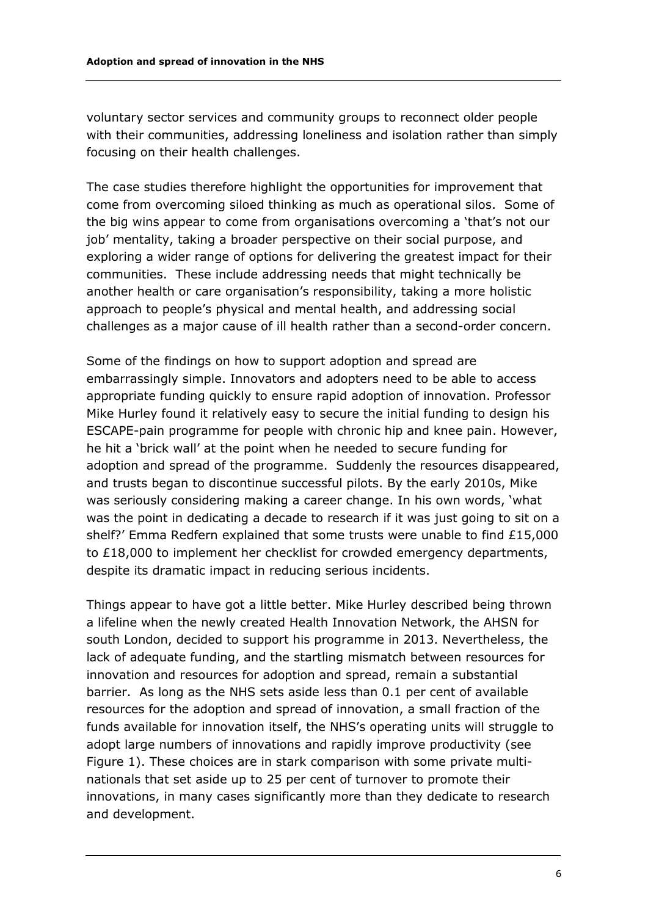voluntary sector services and community groups to reconnect older people with their communities, addressing loneliness and isolation rather than simply focusing on their health challenges.

The case studies therefore highlight the opportunities for improvement that come from overcoming siloed thinking as much as operational silos. Some of the big wins appear to come from organisations overcoming a 'that's not our job' mentality, taking a broader perspective on their social purpose, and exploring a wider range of options for delivering the greatest impact for their communities. These include addressing needs that might technically be another health or care organisation's responsibility, taking a more holistic approach to people's physical and mental health, and addressing social challenges as a major cause of ill health rather than a second-order concern.

Some of the findings on how to support adoption and spread are embarrassingly simple. Innovators and adopters need to be able to access appropriate funding quickly to ensure rapid adoption of innovation. Professor Mike Hurley found it relatively easy to secure the initial funding to design his ESCAPE-pain programme for people with chronic hip and knee pain. However, he hit a 'brick wall' at the point when he needed to secure funding for adoption and spread of the programme. Suddenly the resources disappeared, and trusts began to discontinue successful pilots. By the early 2010s, Mike was seriously considering making a career change. In his own words, 'what was the point in dedicating a decade to research if it was just going to sit on a shelf?' Emma Redfern explained that some trusts were unable to find £15,000 to £18,000 to implement her checklist for crowded emergency departments, despite its dramatic impact in reducing serious incidents.

Things appear to have got a little better. Mike Hurley described being thrown a lifeline when the newly created Health Innovation Network, the AHSN for south London, decided to support his programme in 2013. Nevertheless, the lack of adequate funding, and the startling mismatch between resources for innovation and resources for adoption and spread, remain a substantial barrier. As long as the NHS sets aside less than 0.1 per cent of available resources for the adoption and spread of innovation, a small fraction of the funds available for innovation itself, the NHS's operating units will struggle to adopt large numbers of innovations and rapidly improve productivity (see Figure 1). These choices are in stark comparison with some private multi-nationals that set aside up to 25 per cent of turnover to promote their innovations, in many cases significantly more than they dedicate to research and development.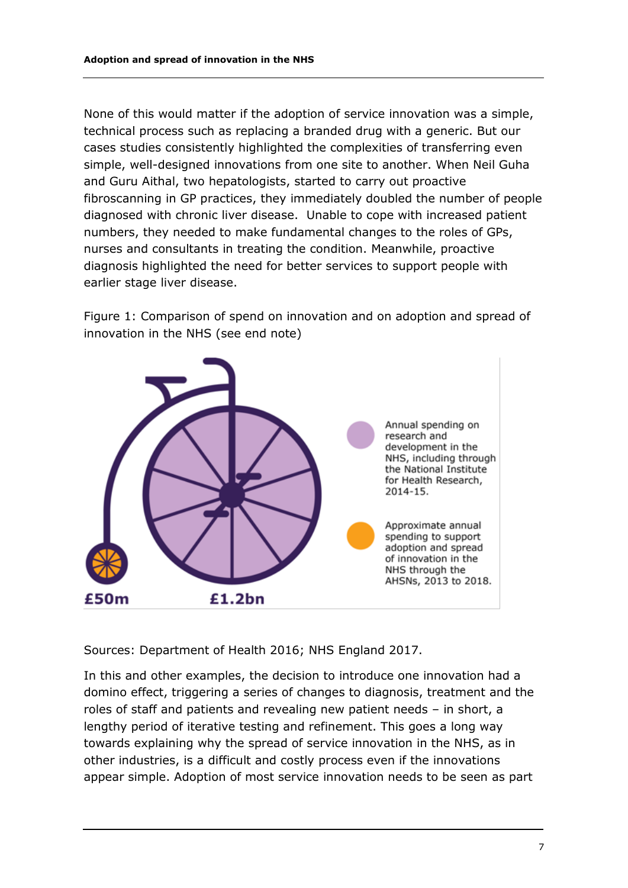None of this would matter if the adoption of service innovation was a simple, technical process such as replacing a branded drug with a generic. But our cases studies consistently highlighted the complexities of transferring even simple, well-designed innovations from one site to another. When Neil Guha and Guru Aithal, two hepatologists, started to carry out proactive fibroscanning in GP practices, they immediately doubled the number of people diagnosed with chronic liver disease. Unable to cope with increased patient numbers, they needed to make fundamental changes to the roles of GPs, nurses and consultants in treating the condition. Meanwhile, proactive diagnosis highlighted the need for better services to support people with earlier stage liver disease.

Figure 1: Comparison of spend on innovation and on adoption and spread of innovation in the NHS (see end note)

£50m

£1.2bn

Annual spending on research and development in the NHS, including through the National Institute for Health Research, 2014-15.

Approximate annual spending to support adoption and spread of innovation in the NHS through the AHSNs, 2013 to 2018.

Sources: Department of Health 2016; NHS England 2017.

In this and other examples, the decision to introduce one innovation had a domino effect, triggering a series of changes to diagnosis, treatment and the roles of staff and patients and revealing new patient needs – in short, a lengthy period of iterative testing and refinement. This goes a long way towards explaining why the spread of service innovation in the NHS, as in other industries, is a difficult and costly process even if the innovations appear simple. Adoption of most service innovation needs to be seen as part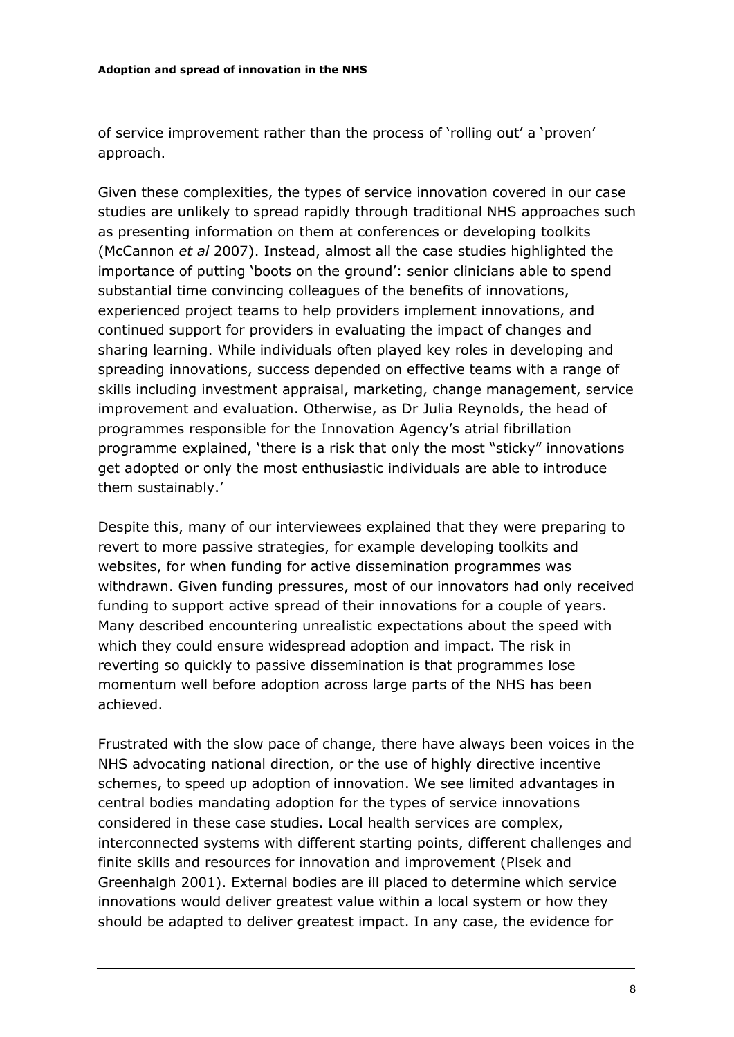of service improvement rather than the process of 'rolling out' a 'proven' approach.

Given these complexities, the types of service innovation covered in our case studies are unlikely to spread rapidly through traditional NHS approaches such as presenting information on them at conferences or developing toolkits (McCannon *et al* 2007). Instead, almost all the case studies highlighted the importance of putting 'boots on the ground': senior clinicians able to spend substantial time convincing colleagues of the benefits of innovations, experienced project teams to help providers implement innovations, and continued support for providers in evaluating the impact of changes and sharing learning. While individuals often played key roles in developing and spreading innovations, success depended on effective teams with a range of skills including investment appraisal, marketing, change management, service improvement and evaluation. Otherwise, as Dr Julia Reynolds, the head of programmes responsible for the Innovation Agency's atrial fibrillation programme explained, 'there is a risk that only the most "sticky" innovations get adopted or only the most enthusiastic individuals are able to introduce them sustainably.'

Despite this, many of our interviewees explained that they were preparing to revert to more passive strategies, for example developing toolkits and websites, for when funding for active dissemination programmes was withdrawn. Given funding pressures, most of our innovators had only received funding to support active spread of their innovations for a couple of years. Many described encountering unrealistic expectations about the speed with which they could ensure widespread adoption and impact. The risk in reverting so quickly to passive dissemination is that programmes lose momentum well before adoption across large parts of the NHS has been achieved.

Frustrated with the slow pace of change, there have always been voices in the NHS advocating national direction, or the use of highly directive incentive schemes, to speed up adoption of innovation. We see limited advantages in central bodies mandating adoption for the types of service innovations considered in these case studies. Local health services are complex, interconnected systems with different starting points, different challenges and finite skills and resources for innovation and improvement (Plsek and Greenhalgh 2001). External bodies are ill placed to determine which service innovations would deliver greatest value within a local system or how they should be adapted to deliver greatest impact. In any case, the evidence for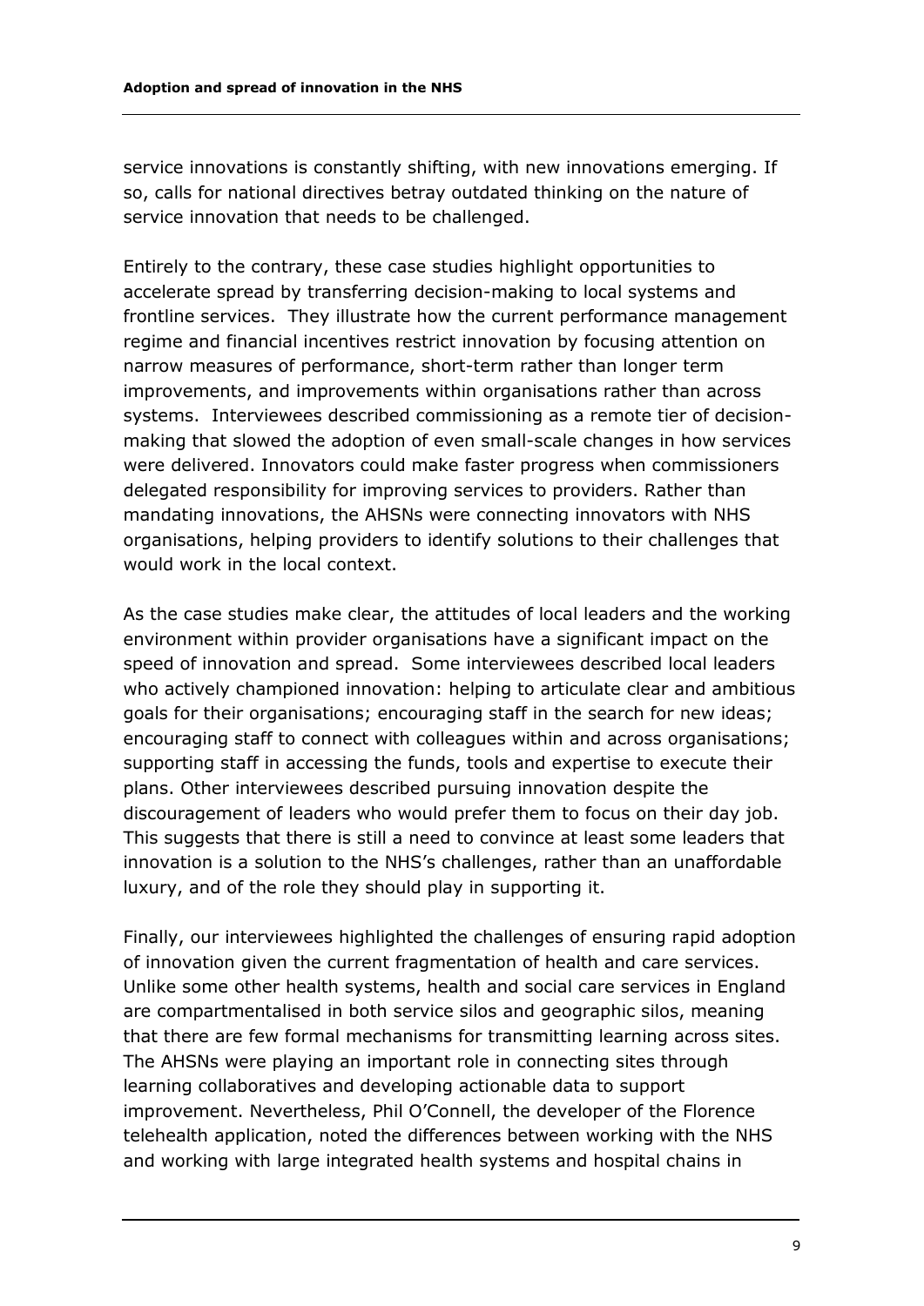service innovations is constantly shifting, with new innovations emerging. If so, calls for national directives betray outdated thinking on the nature of service innovation that needs to be challenged.

Entirely to the contrary, these case studies highlight opportunities to accelerate spread by transferring decision-making to local systems and frontline services. They illustrate how the current performance management regime and financial incentives restrict innovation by focusing attention on narrow measures of performance, short-term rather than longer term improvements, and improvements within organisations rather than across systems. Interviewees described commissioning as a remote tier of decision-making that slowed the adoption of even small-scale changes in how services were delivered. Innovators could make faster progress when commissioners delegated responsibility for improving services to providers. Rather than mandating innovations, the AHSNs were connecting innovators with NHS organisations, helping providers to identify solutions to their challenges that would work in the local context.

As the case studies make clear, the attitudes of local leaders and the working environment within provider organisations have a significant impact on the speed of innovation and spread. Some interviewees described local leaders who actively championed innovation: helping to articulate clear and ambitious goals for their organisations; encouraging staff in the search for new ideas; encouraging staff to connect with colleagues within and across organisations; supporting staff in accessing the funds, tools and expertise to execute their plans. Other interviewees described pursuing innovation despite the discouragement of leaders who would prefer them to focus on their day job. This suggests that there is still a need to convince at least some leaders that innovation is a solution to the NHS's challenges, rather than an unaffordable luxury, and of the role they should play in supporting it.

Finally, our interviewees highlighted the challenges of ensuring rapid adoption of innovation given the current fragmentation of health and care services. Unlike some other health systems, health and social care services in England are compartmentalised in both service silos and geographic silos, meaning that there are few formal mechanisms for transmitting learning across sites. The AHSNs were playing an important role in connecting sites through learning collaboratives and developing actionable data to support improvement. Nevertheless, Phil O'Connell, the developer of the Florence telehealth application, noted the differences between working with the NHS and working with large integrated health systems and hospital chains in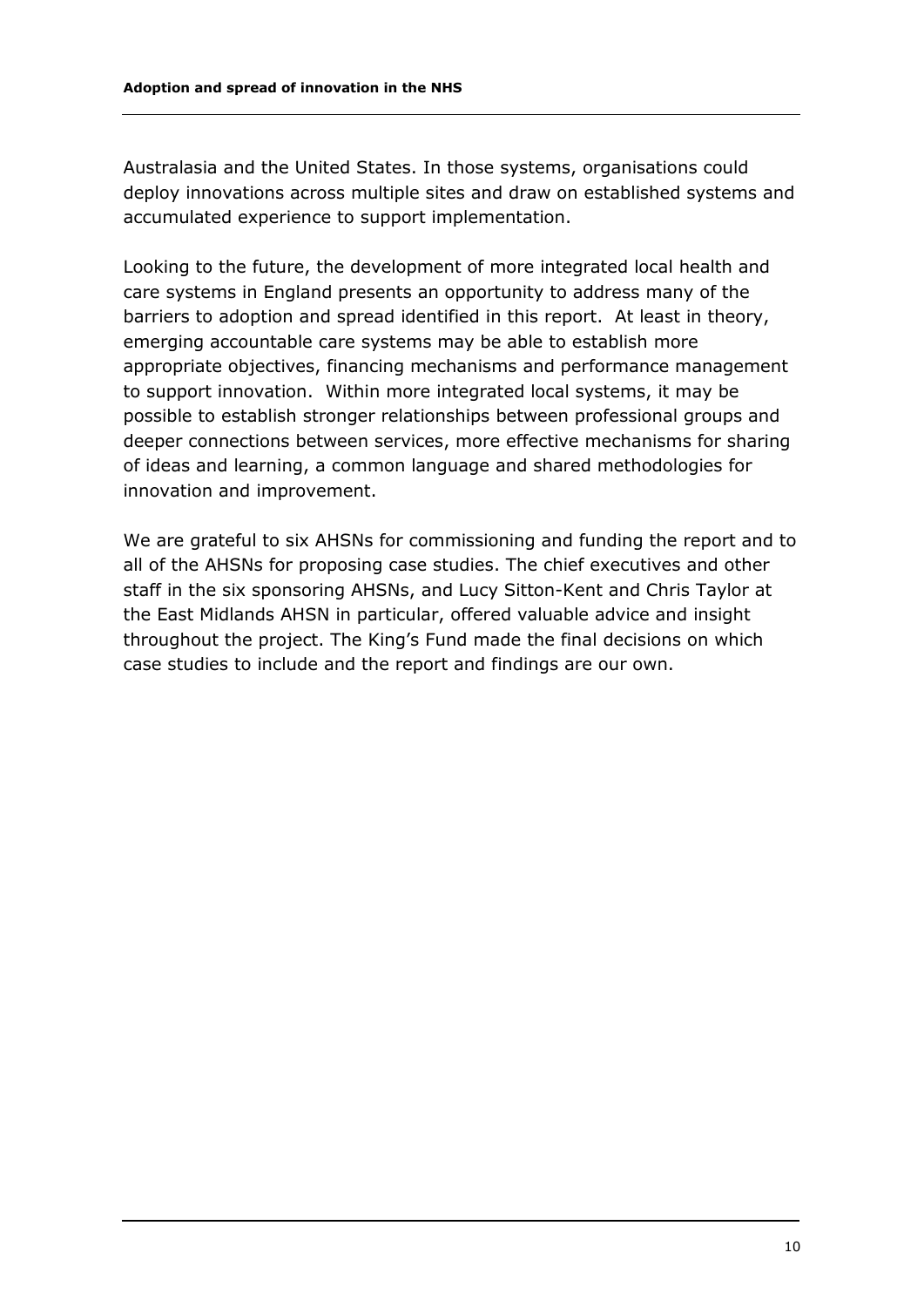Australasia and the United States. In those systems, organisations could deploy innovations across multiple sites and draw on established systems and accumulated experience to support implementation.

Looking to the future, the development of more integrated local health and care systems in England presents an opportunity to address many of the barriers to adoption and spread identified in this report. At least in theory, emerging accountable care systems may be able to establish more appropriate objectives, financing mechanisms and performance management to support innovation. Within more integrated local systems, it may be possible to establish stronger relationships between professional groups and deeper connections between services, more effective mechanisms for sharing of ideas and learning, a common language and shared methodologies for innovation and improvement.

We are grateful to six AHSNs for commissioning and funding the report and to all of the AHSNs for proposing case studies. The chief executives and other staff in the six sponsoring AHSNs, and Lucy Sitton-Kent and Chris Taylor at the East Midlands AHSN in particular, offered valuable advice and insight throughout the project. The King's Fund made the final decisions on which case studies to include and the report and findings are our own.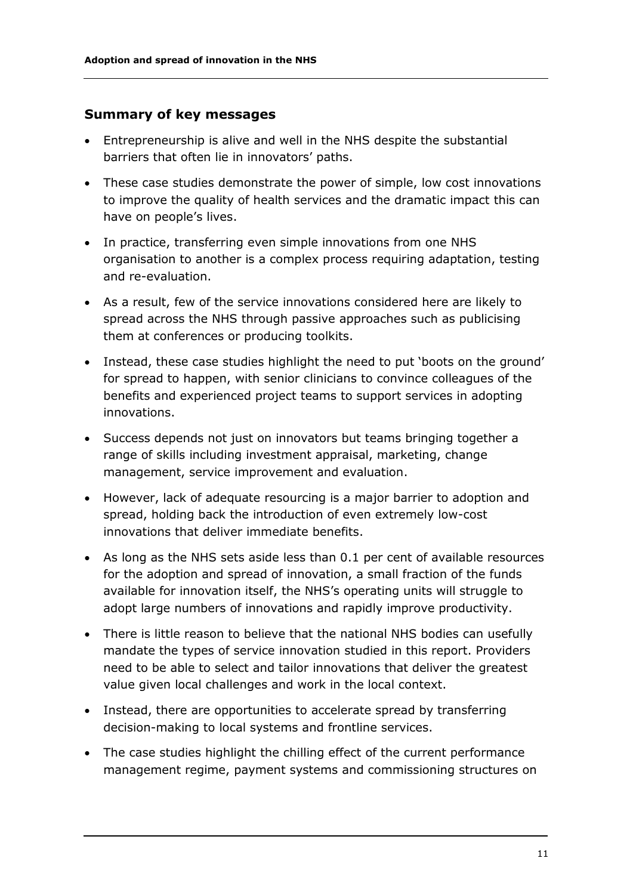## Summary of key messages

- Entrepreneurship is alive and well in the NHS despite the substantial barriers that often lie in innovators' paths.
- These case studies demonstrate the power of simple, low cost innovations to improve the quality of health services and the dramatic impact this can have on people's lives.
- In practice, transferring even simple innovations from one NHS organisation to another is a complex process requiring adaptation, testing and re-evaluation.
- As a result, few of the service innovations considered here are likely to spread across the NHS through passive approaches such as publicising them at conferences or producing toolkits.
- Instead, these case studies highlight the need to put 'boots on the ground' for spread to happen, with senior clinicians to convince colleagues of the benefits and experienced project teams to support services in adopting innovations.
- Success depends not just on innovators but teams bringing together a range of skills including investment appraisal, marketing, change management, service improvement and evaluation.
- However, lack of adequate resourcing is a major barrier to adoption and spread, holding back the introduction of even extremely low-cost innovations that deliver immediate benefits.
- As long as the NHS sets aside less than 0.1 per cent of available resources for the adoption and spread of innovation, a small fraction of the funds available for innovation itself, the NHS's operating units will struggle to adopt large numbers of innovations and rapidly improve productivity.
- There is little reason to believe that the national NHS bodies can usefully mandate the types of service innovation studied in this report. Providers need to be able to select and tailor innovations that deliver the greatest value given local challenges and work in the local context.
- Instead, there are opportunities to accelerate spread by transferring decision-making to local systems and frontline services.
- The case studies highlight the chilling effect of the current performance management regime, payment systems and commissioning structures on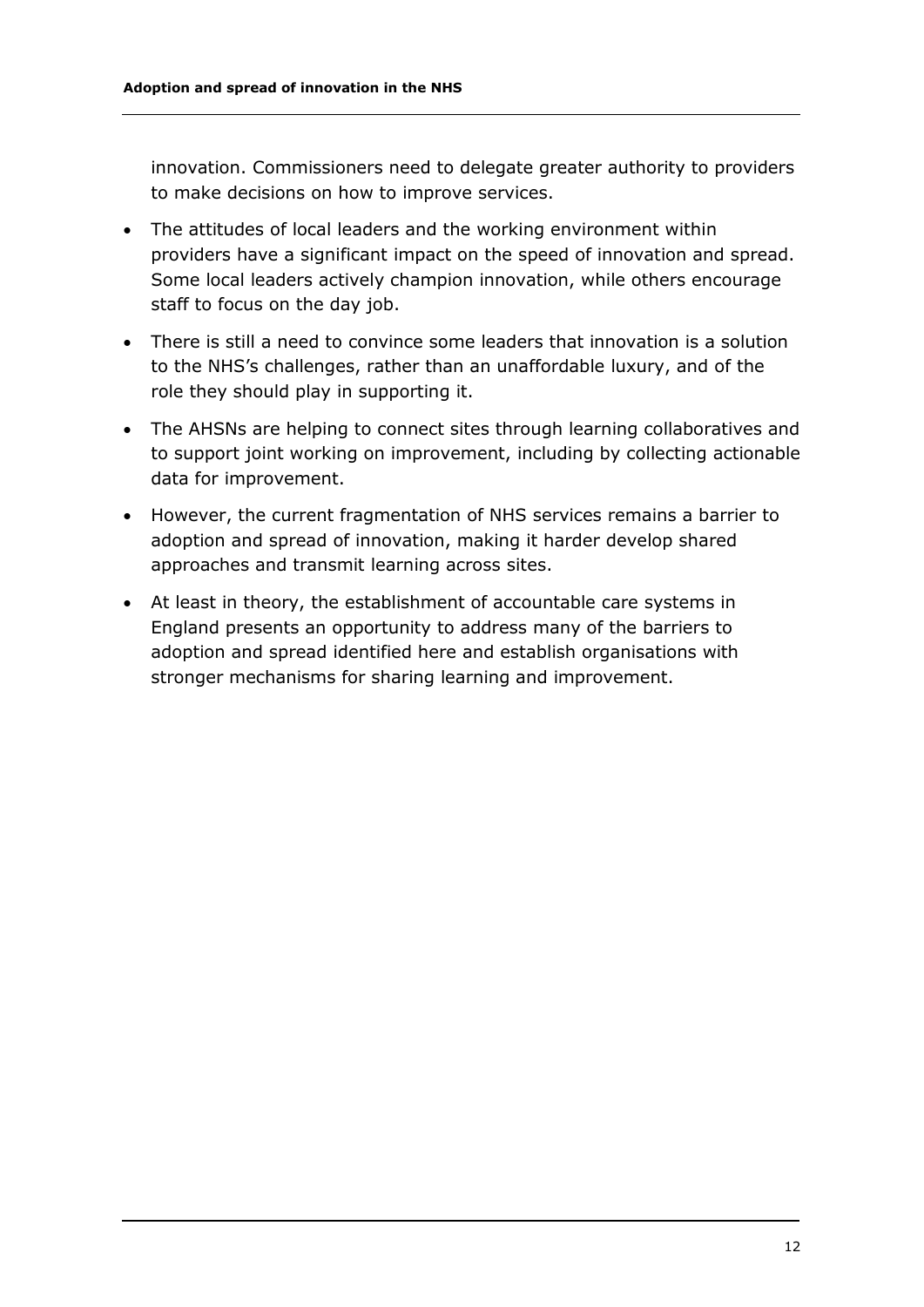innovation. Commissioners need to delegate greater authority to providers to make decisions on how to improve services.

- The attitudes of local leaders and the working environment within providers have a significant impact on the speed of innovation and spread. Some local leaders actively champion innovation, while others encourage staff to focus on the day job.
- There is still a need to convince some leaders that innovation is a solution to the NHS's challenges, rather than an unaffordable luxury, and of the role they should play in supporting it.
- The AHSNs are helping to connect sites through learning collaboratives and to support joint working on improvement, including by collecting actionable data for improvement.
- However, the current fragmentation of NHS services remains a barrier to adoption and spread of innovation, making it harder develop shared approaches and transmit learning across sites.
- At least in theory, the establishment of accountable care systems in England presents an opportunity to address many of the barriers to adoption and spread identified here and establish organisations with stronger mechanisms for sharing learning and improvement.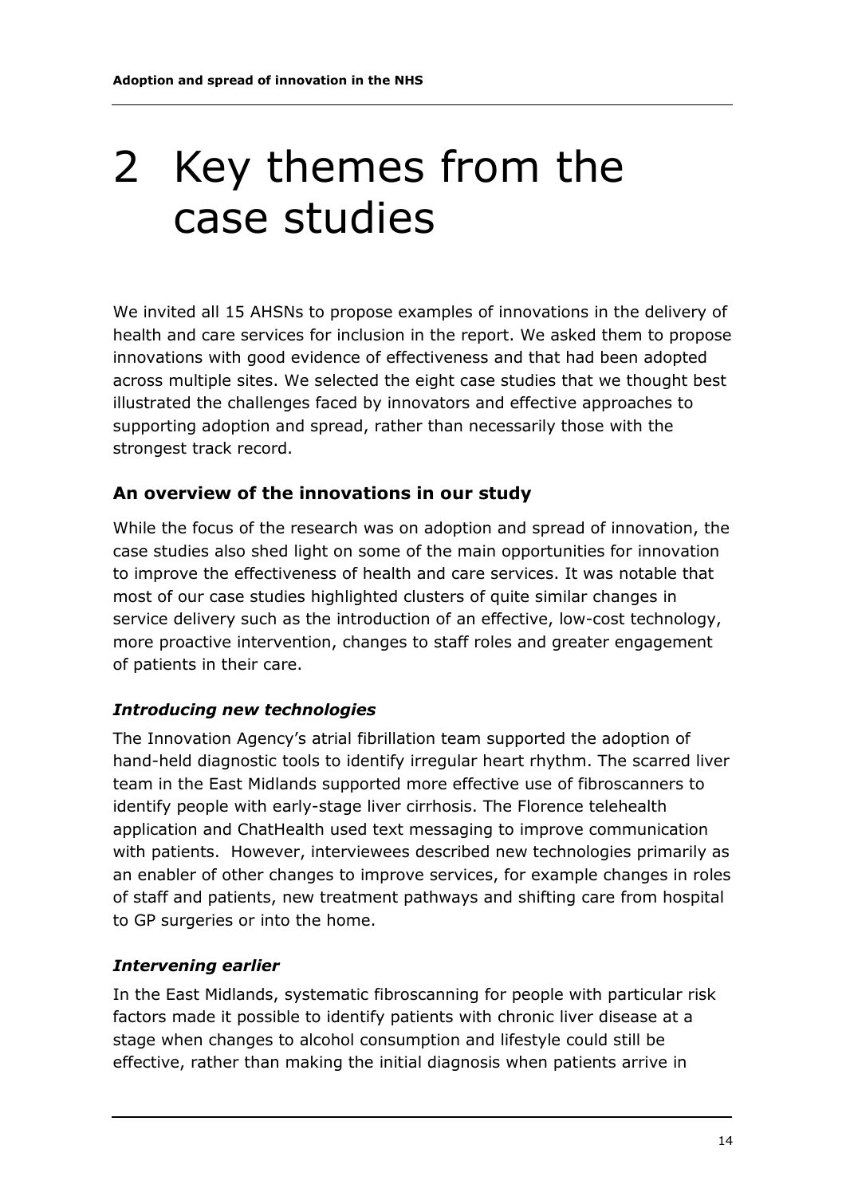# 2 Key themes from the case studies

We invited all 15 AHSNs to propose examples of innovations in the delivery of health and care services for inclusion in the report. We asked them to propose innovations with good evidence of effectiveness and that had been adopted across multiple sites. We selected the eight case studies that we thought best illustrated the challenges faced by innovators and effective approaches to supporting adoption and spread, rather than necessarily those with the strongest track record.

## An overview of the innovations in our study

While the focus of the research was on adoption and spread of innovation, the case studies also shed light on some of the main opportunities for innovation to improve the effectiveness of health and care services. It was notable that most of our case studies highlighted clusters of quite similar changes in service delivery such as the introduction of an effective, low-cost technology, more proactive intervention, changes to staff roles and greater engagement of patients in their care.

### *Introducing new technologies*

The Innovation Agency's atrial fibrillation team supported the adoption of hand-held diagnostic tools to identify irregular heart rhythm. The scarred liver team in the East Midlands supported more effective use of fibroscanners to identify people with early-stage liver cirrhosis. The Florence telehealth application and ChatHealth used text messaging to improve communication with patients. However, interviewees described new technologies primarily as an enabler of other changes to improve services, for example changes in roles of staff and patients, new treatment pathways and shifting care from hospital to GP surgeries or into the home.

### *Intervening earlier*

In the East Midlands, systematic fibroscanning for people with particular risk factors made it possible to identify patients with chronic liver disease at a stage when changes to alcohol consumption and lifestyle could still be effective, rather than making the initial diagnosis when patients arrive in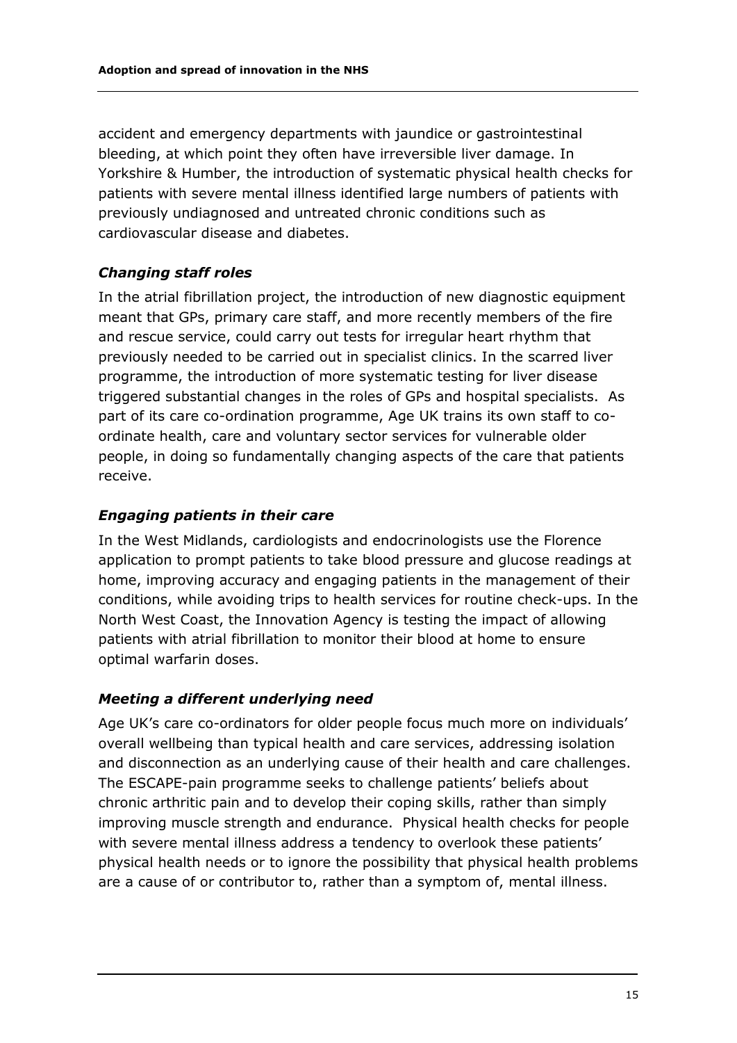accident and emergency departments with jaundice or gastrointestinal bleeding, at which point they often have irreversible liver damage. In Yorkshire & Humber, the introduction of systematic physical health checks for patients with severe mental illness identified large numbers of patients with previously undiagnosed and untreated chronic conditions such as cardiovascular disease and diabetes.

### *Changing staff roles*

In the atrial fibrillation project, the introduction of new diagnostic equipment meant that GPs, primary care staff, and more recently members of the fire and rescue service, could carry out tests for irregular heart rhythm that previously needed to be carried out in specialist clinics. In the scarred liver programme, the introduction of more systematic testing for liver disease triggered substantial changes in the roles of GPs and hospital specialists. As part of its care co-ordination programme, Age UK trains its own staff to co-ordinate health, care and voluntary sector services for vulnerable older people, in doing so fundamentally changing aspects of the care that patients receive.

### *Engaging patients in their care*

In the West Midlands, cardiologists and endocrinologists use the Florence application to prompt patients to take blood pressure and glucose readings at home, improving accuracy and engaging patients in the management of their conditions, while avoiding trips to health services for routine check-ups. In the North West Coast, the Innovation Agency is testing the impact of allowing patients with atrial fibrillation to monitor their blood at home to ensure optimal warfarin doses.

### *Meeting a different underlying need*

Age UK's care co-ordinators for older people focus much more on individuals' overall wellbeing than typical health and care services, addressing isolation and disconnection as an underlying cause of their health and care challenges. The ESCAPE-pain programme seeks to challenge patients' beliefs about chronic arthritic pain and to develop their coping skills, rather than simply improving muscle strength and endurance. Physical health checks for people with severe mental illness address a tendency to overlook these patients' physical health needs or to ignore the possibility that physical health problems are a cause of or contributor to, rather than a symptom of, mental illness.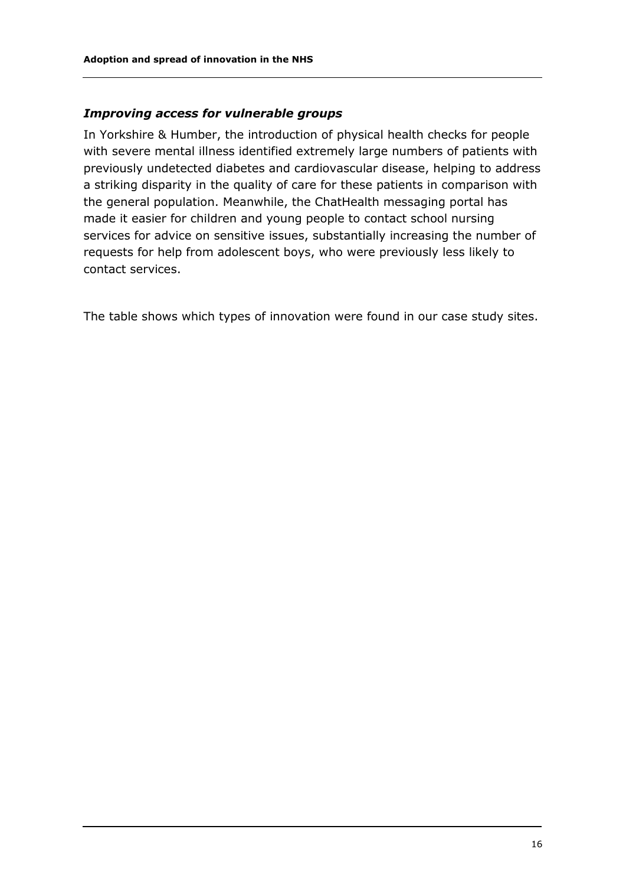### *Improving access for vulnerable groups*

In Yorkshire & Humber, the introduction of physical health checks for people with severe mental illness identified extremely large numbers of patients with previously undetected diabetes and cardiovascular disease, helping to address a striking disparity in the quality of care for these patients in comparison with the general population. Meanwhile, the ChatHealth messaging portal has made it easier for children and young people to contact school nursing services for advice on sensitive issues, substantially increasing the number of requests for help from adolescent boys, who were previously less likely to contact services.

The table shows which types of innovation were found in our case study sites.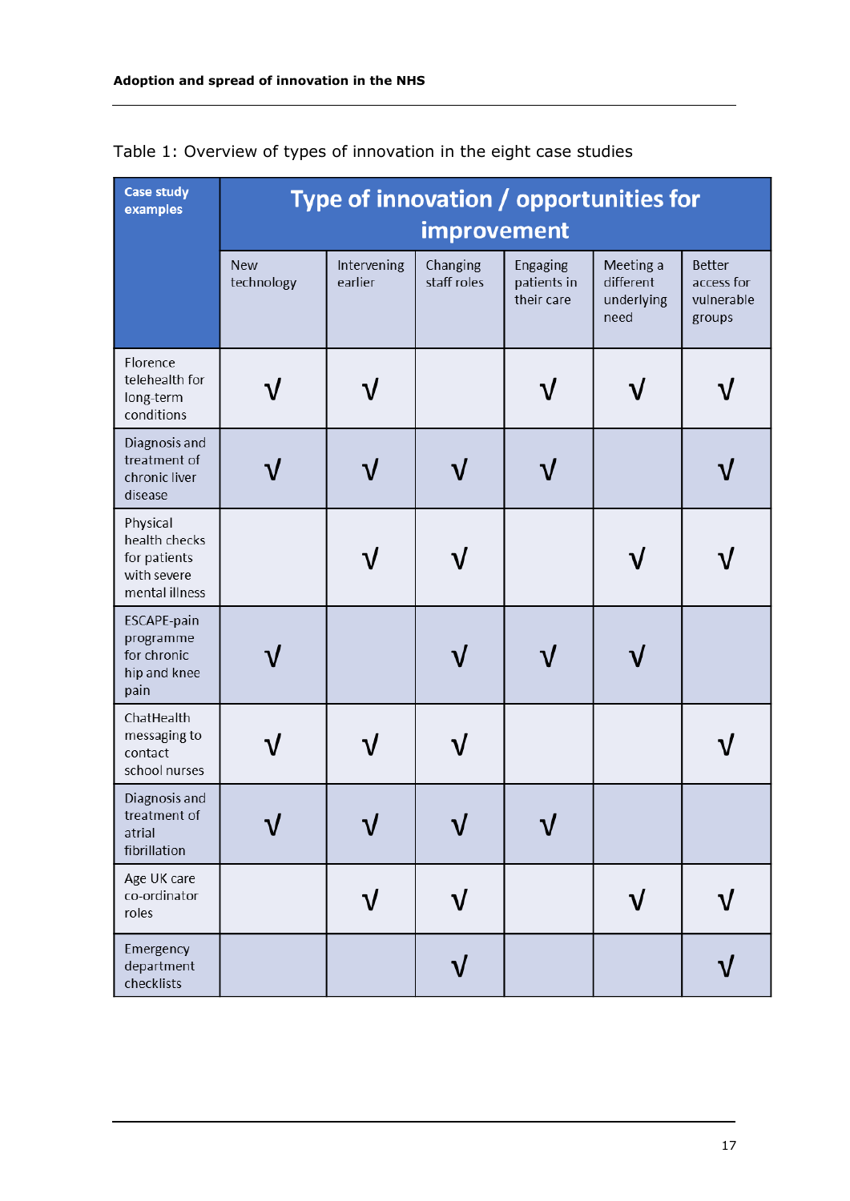Table 1: Overview of types of innovation in the eight case studies

| Case study examples | Type of innovation / opportunities for improvement | | | | | |
|---|---|---|---|---|---|---|
| | New technology | Intervening earlier | Changing staff roles | Engaging patients in their care | Meeting a different underlying need | Better access for vulnerable groups |
| Florence telehealth for long-term conditions | √ | √ | | √ | √ | √ |
| Diagnosis and treatment of chronic liver disease | √ | √ | √ | √ | | √ |
| Physical health checks for patients with severe mental illness | | √ | √ | | √ | √ |
| ESCAPE-pain programme for chronic hip and knee pain | √ | | √ | √ | √ | |
| ChatHealth messaging to contact school nurses | √ | √ | √ | | | √ |
| Diagnosis and treatment of atrial fibrillation | √ | √ | √ | √ | | |
| Age UK care co-ordinator roles | | √ | √ | | √ | √ |
| Emergency department checklists | | | √ | | | √ |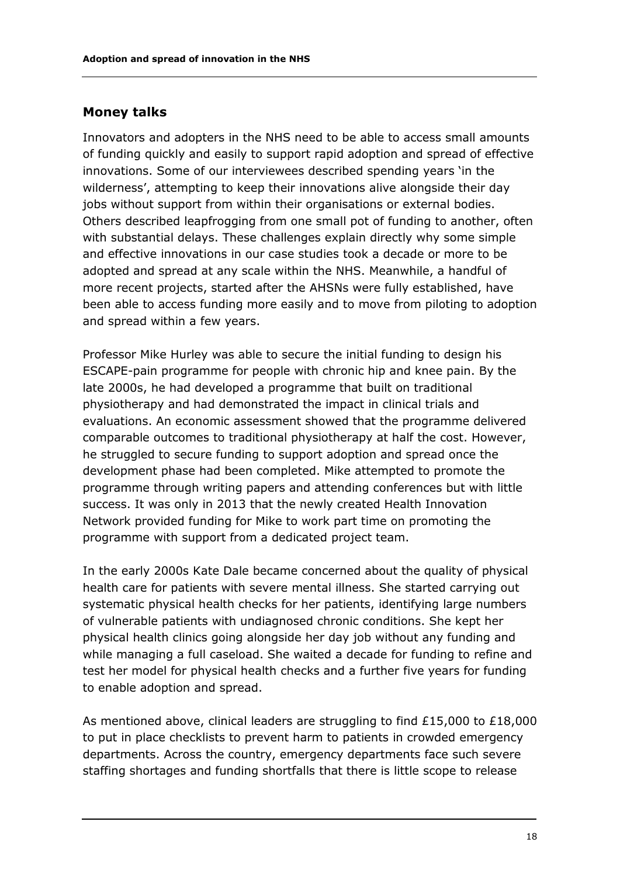## Money talks

Innovators and adopters in the NHS need to be able to access small amounts of funding quickly and easily to support rapid adoption and spread of effective innovations. Some of our interviewees described spending years 'in the wilderness', attempting to keep their innovations alive alongside their day jobs without support from within their organisations or external bodies. Others described leapfrogging from one small pot of funding to another, often with substantial delays. These challenges explain directly why some simple and effective innovations in our case studies took a decade or more to be adopted and spread at any scale within the NHS. Meanwhile, a handful of more recent projects, started after the AHSNs were fully established, have been able to access funding more easily and to move from piloting to adoption and spread within a few years.

Professor Mike Hurley was able to secure the initial funding to design his ESCAPE-pain programme for people with chronic hip and knee pain. By the late 2000s, he had developed a programme that built on traditional physiotherapy and had demonstrated the impact in clinical trials and evaluations. An economic assessment showed that the programme delivered comparable outcomes to traditional physiotherapy at half the cost. However, he struggled to secure funding to support adoption and spread once the development phase had been completed. Mike attempted to promote the programme through writing papers and attending conferences but with little success. It was only in 2013 that the newly created Health Innovation Network provided funding for Mike to work part time on promoting the programme with support from a dedicated project team.

In the early 2000s Kate Dale became concerned about the quality of physical health care for patients with severe mental illness. She started carrying out systematic physical health checks for her patients, identifying large numbers of vulnerable patients with undiagnosed chronic conditions. She kept her physical health clinics going alongside her day job without any funding and while managing a full caseload. She waited a decade for funding to refine and test her model for physical health checks and a further five years for funding to enable adoption and spread.

As mentioned above, clinical leaders are struggling to find £15,000 to £18,000 to put in place checklists to prevent harm to patients in crowded emergency departments. Across the country, emergency departments face such severe staffing shortages and funding shortfalls that there is little scope to release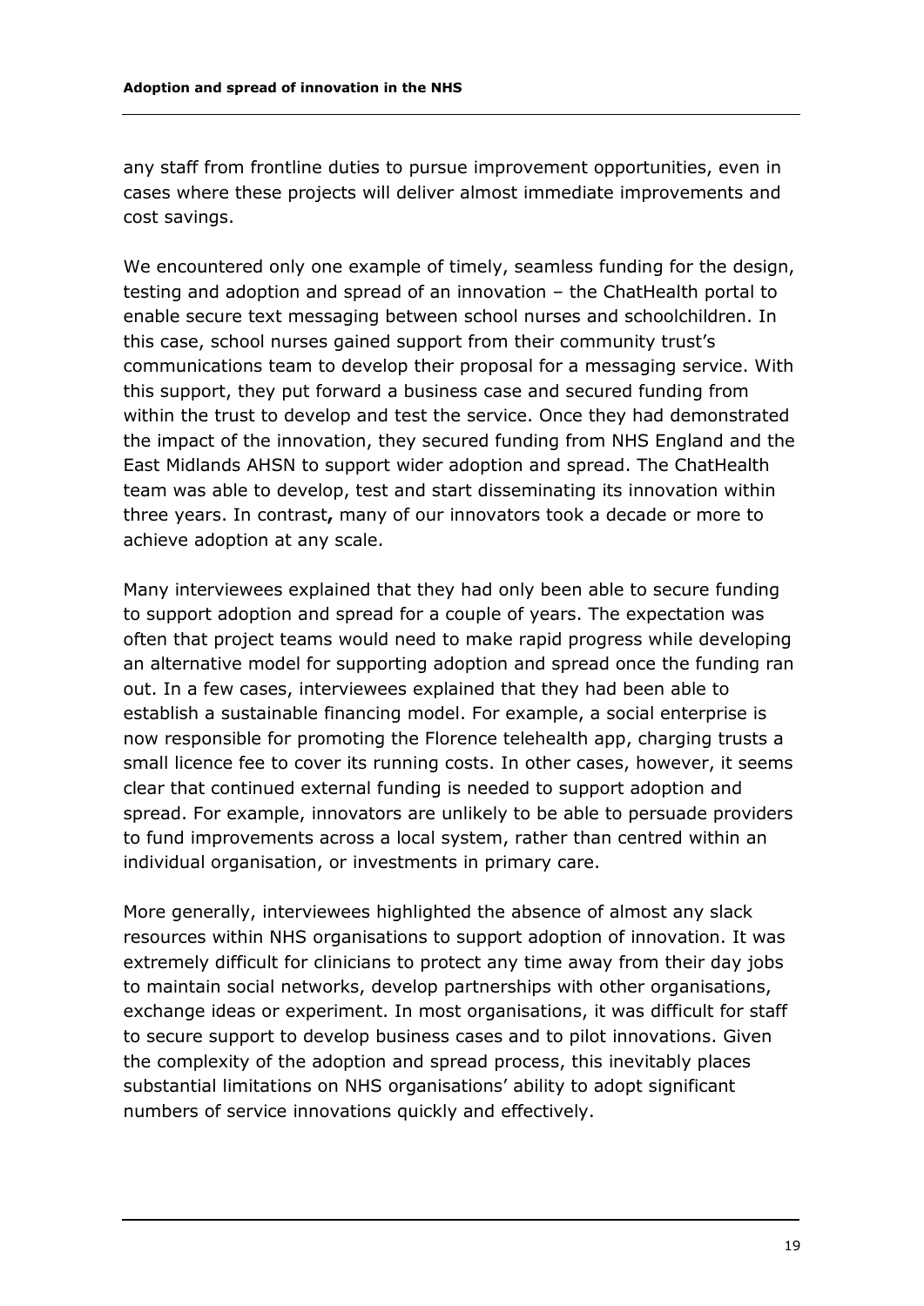any staff from frontline duties to pursue improvement opportunities, even in cases where these projects will deliver almost immediate improvements and cost savings.

We encountered only one example of timely, seamless funding for the design, testing and adoption and spread of an innovation – the ChatHealth portal to enable secure text messaging between school nurses and schoolchildren. In this case, school nurses gained support from their community trust's communications team to develop their proposal for a messaging service. With this support, they put forward a business case and secured funding from within the trust to develop and test the service. Once they had demonstrated the impact of the innovation, they secured funding from NHS England and the East Midlands AHSN to support wider adoption and spread. The ChatHealth team was able to develop, test and start disseminating its innovation within three years. In contrast**,** many of our innovators took a decade or more to achieve adoption at any scale.

Many interviewees explained that they had only been able to secure funding to support adoption and spread for a couple of years. The expectation was often that project teams would need to make rapid progress while developing an alternative model for supporting adoption and spread once the funding ran out. In a few cases, interviewees explained that they had been able to establish a sustainable financing model. For example, a social enterprise is now responsible for promoting the Florence telehealth app, charging trusts a small licence fee to cover its running costs. In other cases, however, it seems clear that continued external funding is needed to support adoption and spread. For example, innovators are unlikely to be able to persuade providers to fund improvements across a local system, rather than centred within an individual organisation, or investments in primary care.

More generally, interviewees highlighted the absence of almost any slack resources within NHS organisations to support adoption of innovation. It was extremely difficult for clinicians to protect any time away from their day jobs to maintain social networks, develop partnerships with other organisations, exchange ideas or experiment. In most organisations, it was difficult for staff to secure support to develop business cases and to pilot innovations. Given the complexity of the adoption and spread process, this inevitably places substantial limitations on NHS organisations' ability to adopt significant numbers of service innovations quickly and effectively.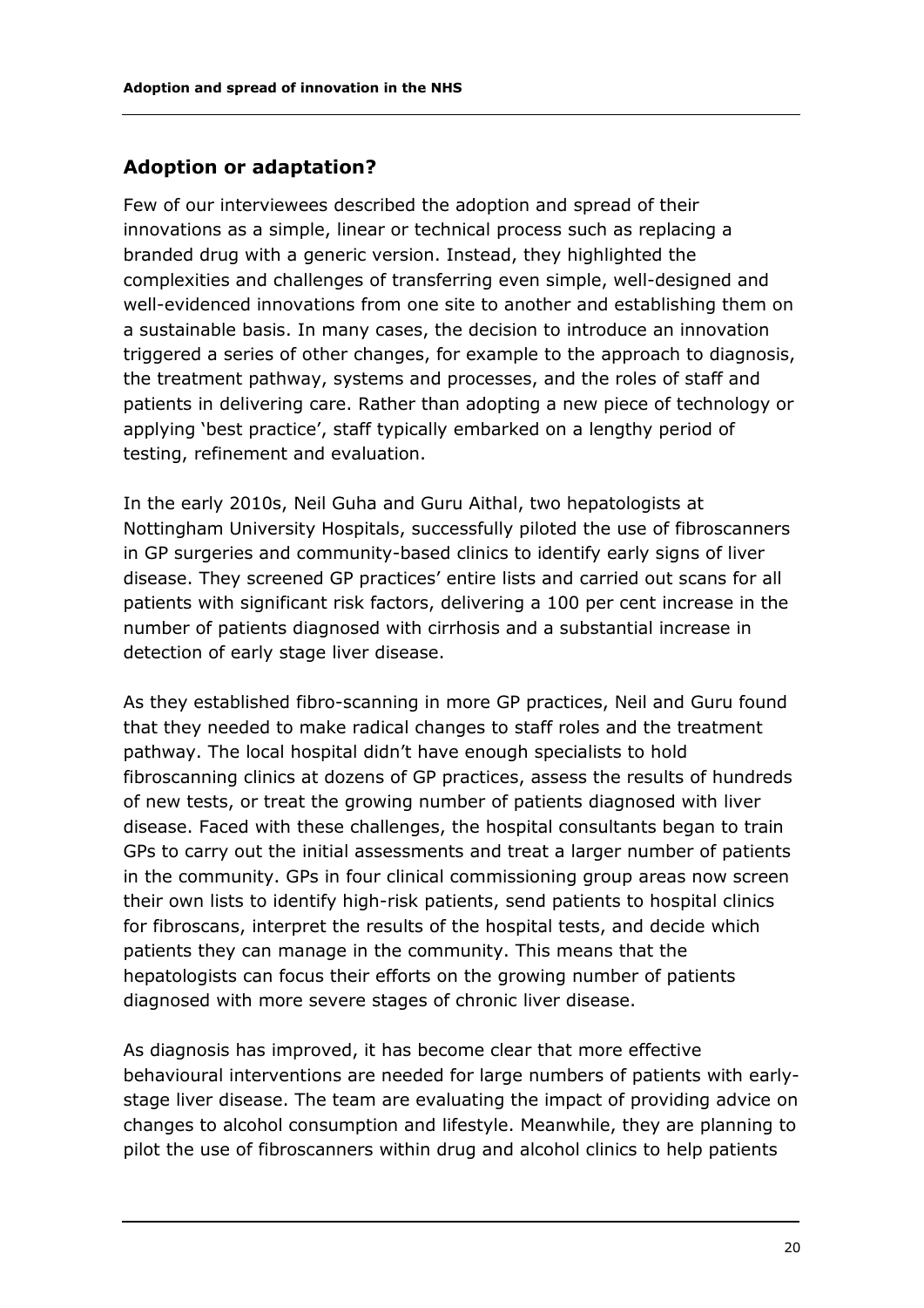## Adoption or adaptation?

Few of our interviewees described the adoption and spread of their innovations as a simple, linear or technical process such as replacing a branded drug with a generic version. Instead, they highlighted the complexities and challenges of transferring even simple, well-designed and well-evidenced innovations from one site to another and establishing them on a sustainable basis. In many cases, the decision to introduce an innovation triggered a series of other changes, for example to the approach to diagnosis, the treatment pathway, systems and processes, and the roles of staff and patients in delivering care. Rather than adopting a new piece of technology or applying 'best practice', staff typically embarked on a lengthy period of testing, refinement and evaluation.

In the early 2010s, Neil Guha and Guru Aithal, two hepatologists at Nottingham University Hospitals, successfully piloted the use of fibroscanners in GP surgeries and community-based clinics to identify early signs of liver disease. They screened GP practices' entire lists and carried out scans for all patients with significant risk factors, delivering a 100 per cent increase in the number of patients diagnosed with cirrhosis and a substantial increase in detection of early stage liver disease.

As they established fibro-scanning in more GP practices, Neil and Guru found that they needed to make radical changes to staff roles and the treatment pathway. The local hospital didn't have enough specialists to hold fibroscanning clinics at dozens of GP practices, assess the results of hundreds of new tests, or treat the growing number of patients diagnosed with liver disease. Faced with these challenges, the hospital consultants began to train GPs to carry out the initial assessments and treat a larger number of patients in the community. GPs in four clinical commissioning group areas now screen their own lists to identify high-risk patients, send patients to hospital clinics for fibroscans, interpret the results of the hospital tests, and decide which patients they can manage in the community. This means that the hepatologists can focus their efforts on the growing number of patients diagnosed with more severe stages of chronic liver disease.

As diagnosis has improved, it has become clear that more effective behavioural interventions are needed for large numbers of patients with early-stage liver disease. The team are evaluating the impact of providing advice on changes to alcohol consumption and lifestyle. Meanwhile, they are planning to pilot the use of fibroscanners within drug and alcohol clinics to help patients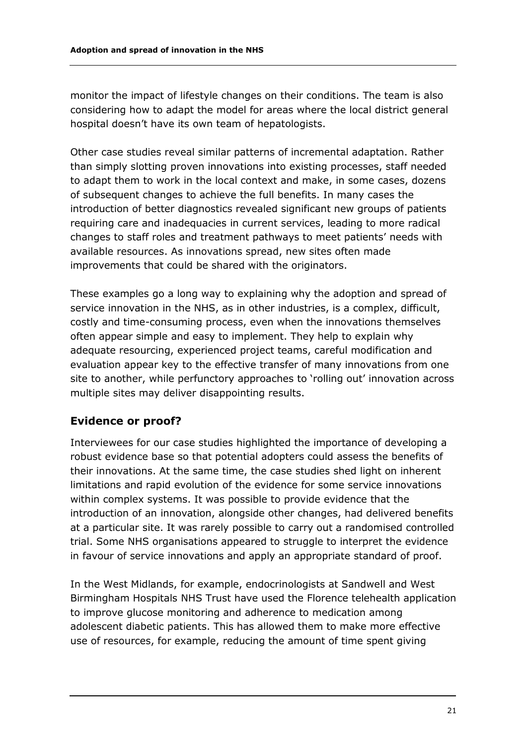monitor the impact of lifestyle changes on their conditions. The team is also considering how to adapt the model for areas where the local district general hospital doesn't have its own team of hepatologists.

Other case studies reveal similar patterns of incremental adaptation. Rather than simply slotting proven innovations into existing processes, staff needed to adapt them to work in the local context and make, in some cases, dozens of subsequent changes to achieve the full benefits. In many cases the introduction of better diagnostics revealed significant new groups of patients requiring care and inadequacies in current services, leading to more radical changes to staff roles and treatment pathways to meet patients' needs with available resources. As innovations spread, new sites often made improvements that could be shared with the originators.

These examples go a long way to explaining why the adoption and spread of service innovation in the NHS, as in other industries, is a complex, difficult, costly and time-consuming process, even when the innovations themselves often appear simple and easy to implement. They help to explain why adequate resourcing, experienced project teams, careful modification and evaluation appear key to the effective transfer of many innovations from one site to another, while perfunctory approaches to 'rolling out' innovation across multiple sites may deliver disappointing results.

## Evidence or proof?

Interviewees for our case studies highlighted the importance of developing a robust evidence base so that potential adopters could assess the benefits of their innovations. At the same time, the case studies shed light on inherent limitations and rapid evolution of the evidence for some service innovations within complex systems. It was possible to provide evidence that the introduction of an innovation, alongside other changes, had delivered benefits at a particular site. It was rarely possible to carry out a randomised controlled trial. Some NHS organisations appeared to struggle to interpret the evidence in favour of service innovations and apply an appropriate standard of proof.

In the West Midlands, for example, endocrinologists at Sandwell and West Birmingham Hospitals NHS Trust have used the Florence telehealth application to improve glucose monitoring and adherence to medication among adolescent diabetic patients. This has allowed them to make more effective use of resources, for example, reducing the amount of time spent giving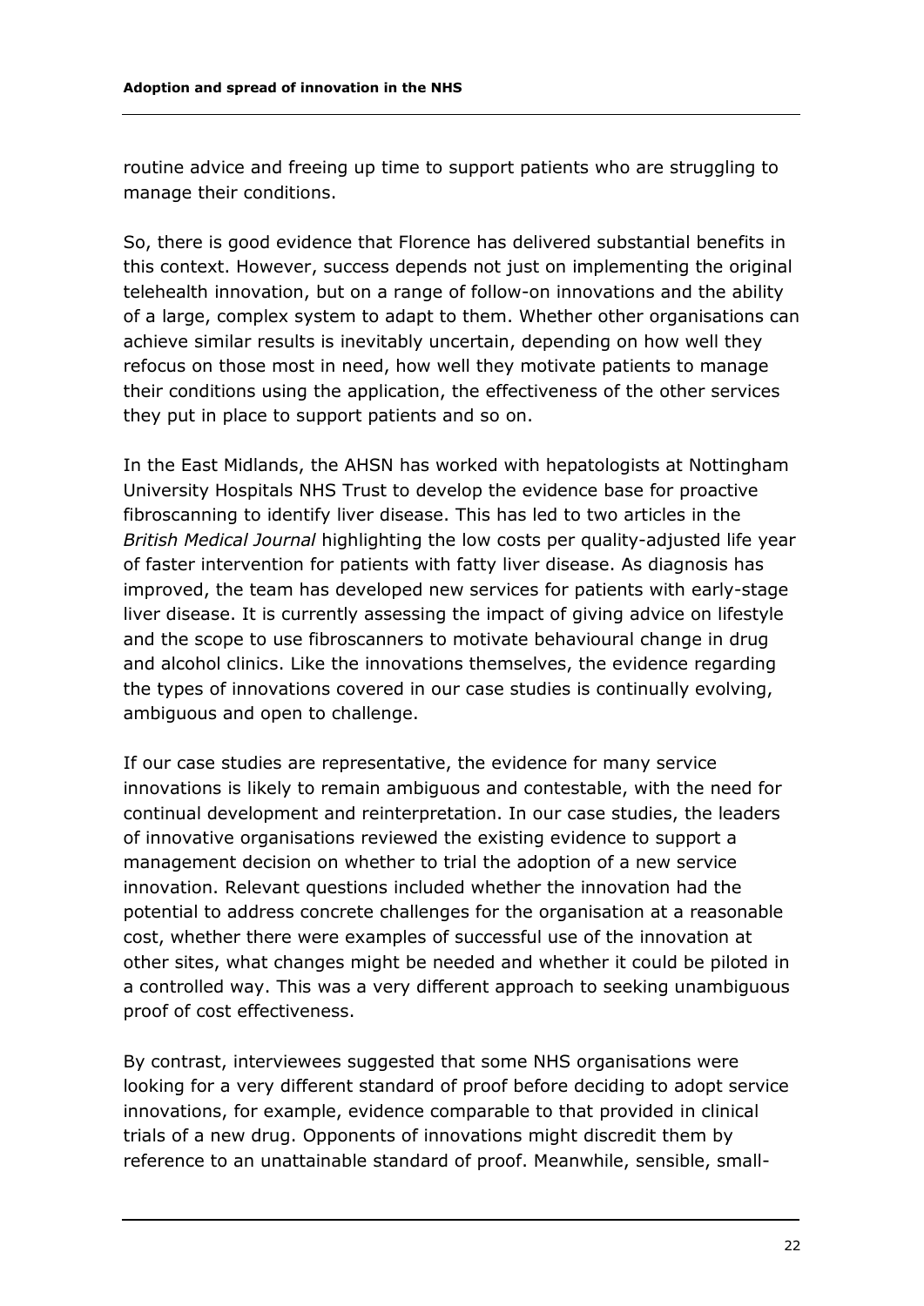routine advice and freeing up time to support patients who are struggling to manage their conditions.

So, there is good evidence that Florence has delivered substantial benefits in this context. However, success depends not just on implementing the original telehealth innovation, but on a range of follow-on innovations and the ability of a large, complex system to adapt to them. Whether other organisations can achieve similar results is inevitably uncertain, depending on how well they refocus on those most in need, how well they motivate patients to manage their conditions using the application, the effectiveness of the other services they put in place to support patients and so on.

In the East Midlands, the AHSN has worked with hepatologists at Nottingham University Hospitals NHS Trust to develop the evidence base for proactive fibroscanning to identify liver disease. This has led to two articles in the *British Medical Journal* highlighting the low costs per quality-adjusted life year of faster intervention for patients with fatty liver disease. As diagnosis has improved, the team has developed new services for patients with early-stage liver disease. It is currently assessing the impact of giving advice on lifestyle and the scope to use fibroscanners to motivate behavioural change in drug and alcohol clinics. Like the innovations themselves, the evidence regarding the types of innovations covered in our case studies is continually evolving, ambiguous and open to challenge.

If our case studies are representative, the evidence for many service innovations is likely to remain ambiguous and contestable, with the need for continual development and reinterpretation. In our case studies, the leaders of innovative organisations reviewed the existing evidence to support a management decision on whether to trial the adoption of a new service innovation. Relevant questions included whether the innovation had the potential to address concrete challenges for the organisation at a reasonable cost, whether there were examples of successful use of the innovation at other sites, what changes might be needed and whether it could be piloted in a controlled way. This was a very different approach to seeking unambiguous proof of cost effectiveness.

By contrast, interviewees suggested that some NHS organisations were looking for a very different standard of proof before deciding to adopt service innovations, for example, evidence comparable to that provided in clinical trials of a new drug. Opponents of innovations might discredit them by reference to an unattainable standard of proof. Meanwhile, sensible, small-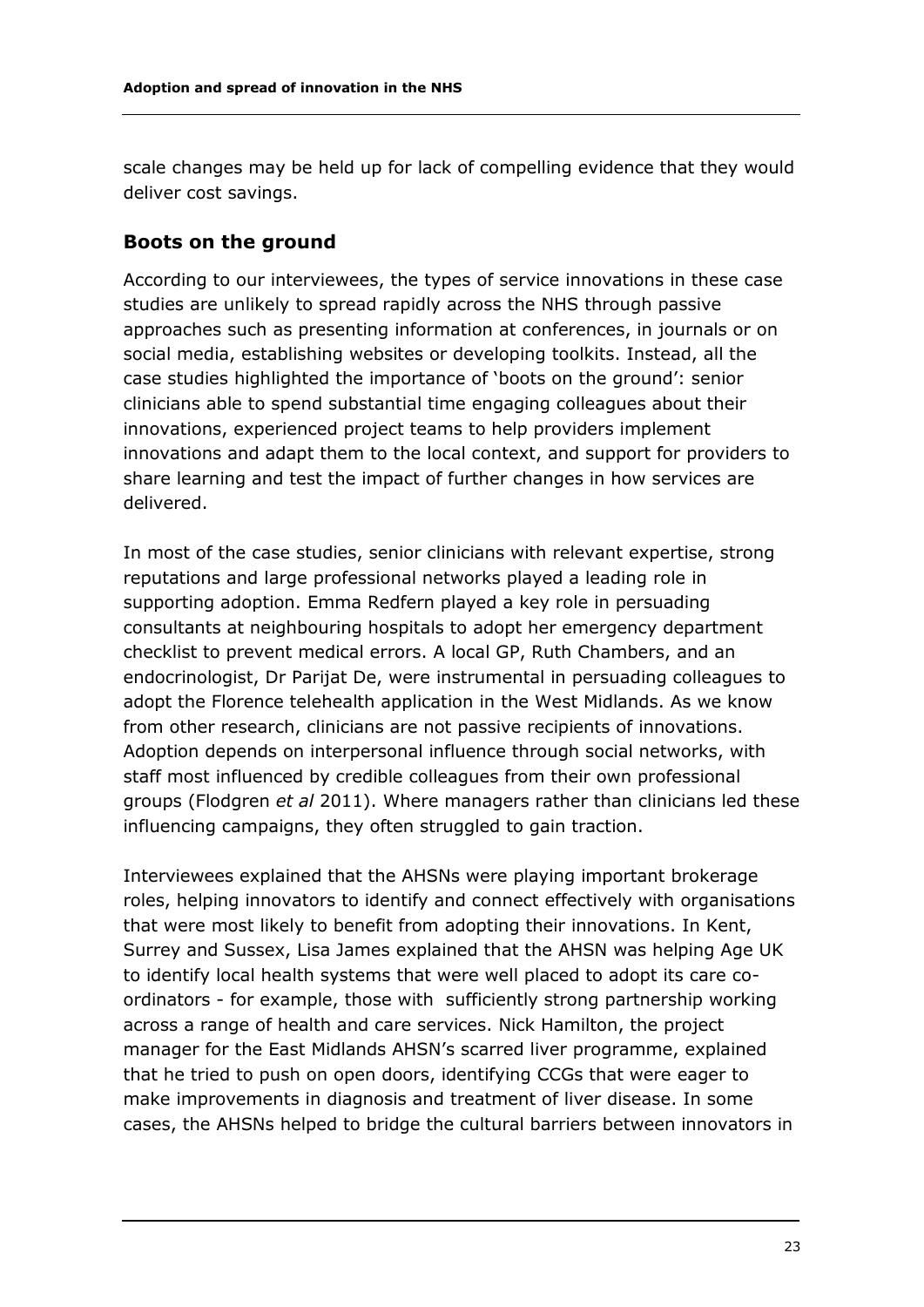scale changes may be held up for lack of compelling evidence that they would deliver cost savings.

## Boots on the ground

According to our interviewees, the types of service innovations in these case studies are unlikely to spread rapidly across the NHS through passive approaches such as presenting information at conferences, in journals or on social media, establishing websites or developing toolkits. Instead, all the case studies highlighted the importance of 'boots on the ground': senior clinicians able to spend substantial time engaging colleagues about their innovations, experienced project teams to help providers implement innovations and adapt them to the local context, and support for providers to share learning and test the impact of further changes in how services are delivered.

In most of the case studies, senior clinicians with relevant expertise, strong reputations and large professional networks played a leading role in supporting adoption. Emma Redfern played a key role in persuading consultants at neighbouring hospitals to adopt her emergency department checklist to prevent medical errors. A local GP, Ruth Chambers, and an endocrinologist, Dr Parijat De, were instrumental in persuading colleagues to adopt the Florence telehealth application in the West Midlands. As we know from other research, clinicians are not passive recipients of innovations. Adoption depends on interpersonal influence through social networks, with staff most influenced by credible colleagues from their own professional groups (Flodgren *et al* 2011). Where managers rather than clinicians led these influencing campaigns, they often struggled to gain traction.

Interviewees explained that the AHSNs were playing important brokerage roles, helping innovators to identify and connect effectively with organisations that were most likely to benefit from adopting their innovations. In Kent, Surrey and Sussex, Lisa James explained that the AHSN was helping Age UK to identify local health systems that were well placed to adopt its care co-ordinators - for example, those with sufficiently strong partnership working across a range of health and care services. Nick Hamilton, the project manager for the East Midlands AHSN's scarred liver programme, explained that he tried to push on open doors, identifying CCGs that were eager to make improvements in diagnosis and treatment of liver disease. In some cases, the AHSNs helped to bridge the cultural barriers between innovators in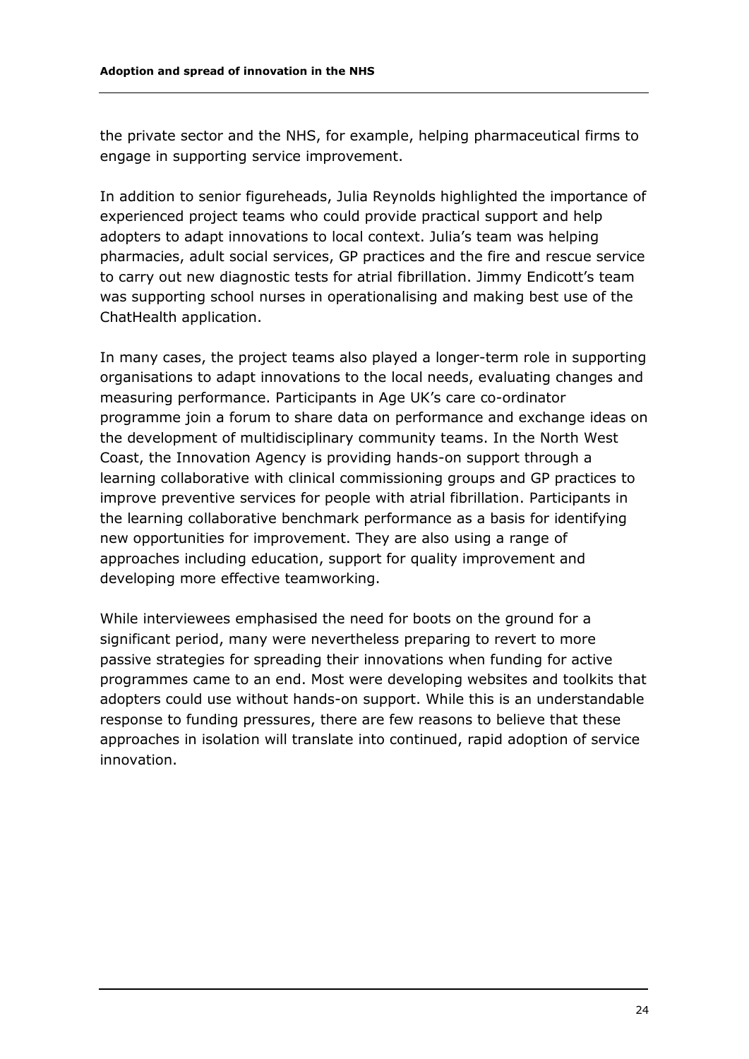the private sector and the NHS, for example, helping pharmaceutical firms to engage in supporting service improvement.

In addition to senior figureheads, Julia Reynolds highlighted the importance of experienced project teams who could provide practical support and help adopters to adapt innovations to local context. Julia's team was helping pharmacies, adult social services, GP practices and the fire and rescue service to carry out new diagnostic tests for atrial fibrillation. Jimmy Endicott's team was supporting school nurses in operationalising and making best use of the ChatHealth application.

In many cases, the project teams also played a longer-term role in supporting organisations to adapt innovations to the local needs, evaluating changes and measuring performance. Participants in Age UK's care co-ordinator programme join a forum to share data on performance and exchange ideas on the development of multidisciplinary community teams. In the North West Coast, the Innovation Agency is providing hands-on support through a learning collaborative with clinical commissioning groups and GP practices to improve preventive services for people with atrial fibrillation. Participants in the learning collaborative benchmark performance as a basis for identifying new opportunities for improvement. They are also using a range of approaches including education, support for quality improvement and developing more effective teamworking.

While interviewees emphasised the need for boots on the ground for a significant period, many were nevertheless preparing to revert to more passive strategies for spreading their innovations when funding for active programmes came to an end. Most were developing websites and toolkits that adopters could use without hands-on support. While this is an understandable response to funding pressures, there are few reasons to believe that these approaches in isolation will translate into continued, rapid adoption of service innovation.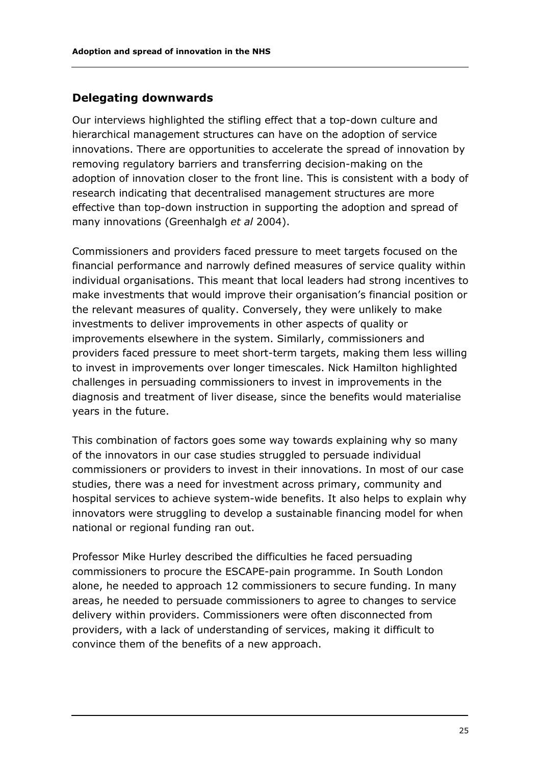## Delegating downwards

Our interviews highlighted the stifling effect that a top-down culture and hierarchical management structures can have on the adoption of service innovations. There are opportunities to accelerate the spread of innovation by removing regulatory barriers and transferring decision-making on the adoption of innovation closer to the front line. This is consistent with a body of research indicating that decentralised management structures are more effective than top-down instruction in supporting the adoption and spread of many innovations (Greenhalgh *et al* 2004).

Commissioners and providers faced pressure to meet targets focused on the financial performance and narrowly defined measures of service quality within individual organisations. This meant that local leaders had strong incentives to make investments that would improve their organisation's financial position or the relevant measures of quality. Conversely, they were unlikely to make investments to deliver improvements in other aspects of quality or improvements elsewhere in the system. Similarly, commissioners and providers faced pressure to meet short-term targets, making them less willing to invest in improvements over longer timescales. Nick Hamilton highlighted challenges in persuading commissioners to invest in improvements in the diagnosis and treatment of liver disease, since the benefits would materialise years in the future.

This combination of factors goes some way towards explaining why so many of the innovators in our case studies struggled to persuade individual commissioners or providers to invest in their innovations. In most of our case studies, there was a need for investment across primary, community and hospital services to achieve system-wide benefits. It also helps to explain why innovators were struggling to develop a sustainable financing model for when national or regional funding ran out.

Professor Mike Hurley described the difficulties he faced persuading commissioners to procure the ESCAPE-pain programme. In South London alone, he needed to approach 12 commissioners to secure funding. In many areas, he needed to persuade commissioners to agree to changes to service delivery within providers. Commissioners were often disconnected from providers, with a lack of understanding of services, making it difficult to convince them of the benefits of a new approach.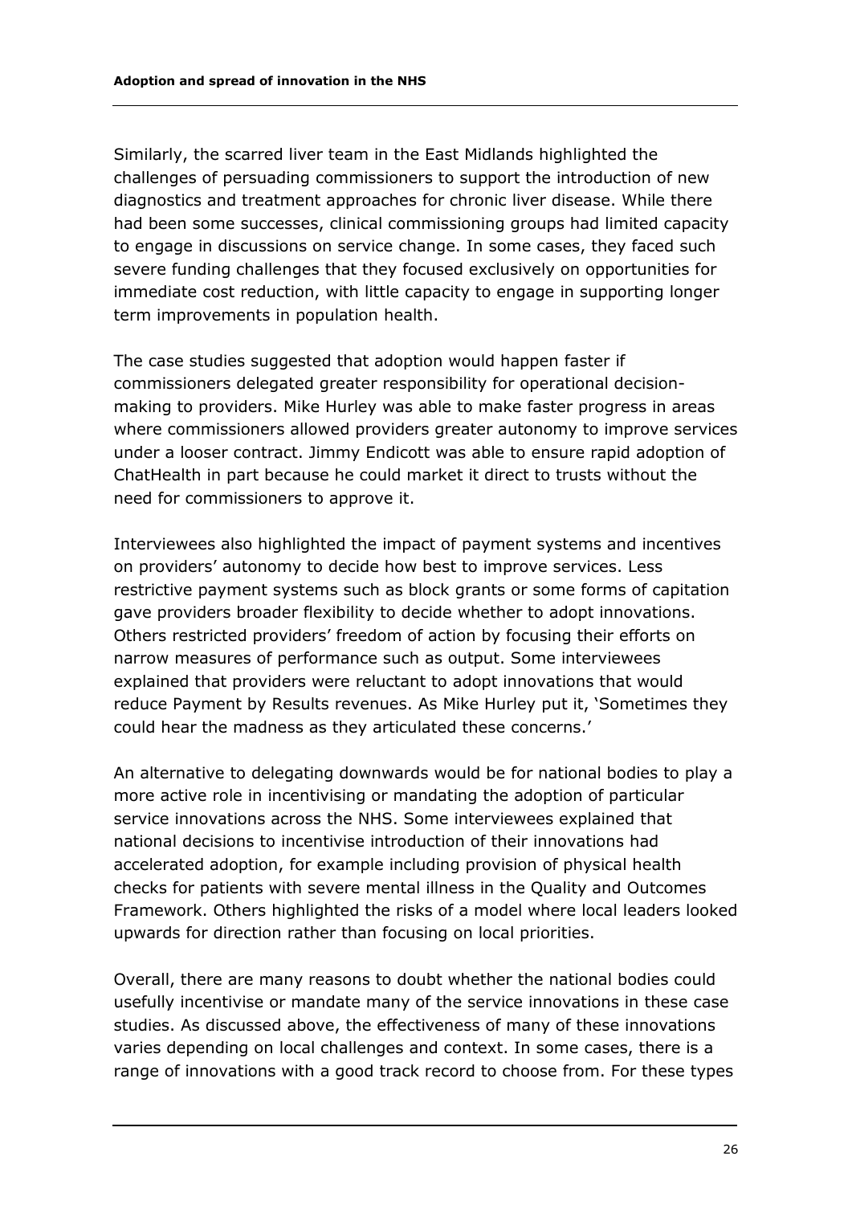Similarly, the scarred liver team in the East Midlands highlighted the challenges of persuading commissioners to support the introduction of new diagnostics and treatment approaches for chronic liver disease. While there had been some successes, clinical commissioning groups had limited capacity to engage in discussions on service change. In some cases, they faced such severe funding challenges that they focused exclusively on opportunities for immediate cost reduction, with little capacity to engage in supporting longer term improvements in population health.

The case studies suggested that adoption would happen faster if commissioners delegated greater responsibility for operational decision-making to providers. Mike Hurley was able to make faster progress in areas where commissioners allowed providers greater autonomy to improve services under a looser contract. Jimmy Endicott was able to ensure rapid adoption of ChatHealth in part because he could market it direct to trusts without the need for commissioners to approve it.

Interviewees also highlighted the impact of payment systems and incentives on providers' autonomy to decide how best to improve services. Less restrictive payment systems such as block grants or some forms of capitation gave providers broader flexibility to decide whether to adopt innovations. Others restricted providers' freedom of action by focusing their efforts on narrow measures of performance such as output. Some interviewees explained that providers were reluctant to adopt innovations that would reduce Payment by Results revenues. As Mike Hurley put it, 'Sometimes they could hear the madness as they articulated these concerns.'

An alternative to delegating downwards would be for national bodies to play a more active role in incentivising or mandating the adoption of particular service innovations across the NHS. Some interviewees explained that national decisions to incentivise introduction of their innovations had accelerated adoption, for example including provision of physical health checks for patients with severe mental illness in the Quality and Outcomes Framework. Others highlighted the risks of a model where local leaders looked upwards for direction rather than focusing on local priorities.

Overall, there are many reasons to doubt whether the national bodies could usefully incentivise or mandate many of the service innovations in these case studies. As discussed above, the effectiveness of many of these innovations varies depending on local challenges and context. In some cases, there is a range of innovations with a good track record to choose from. For these types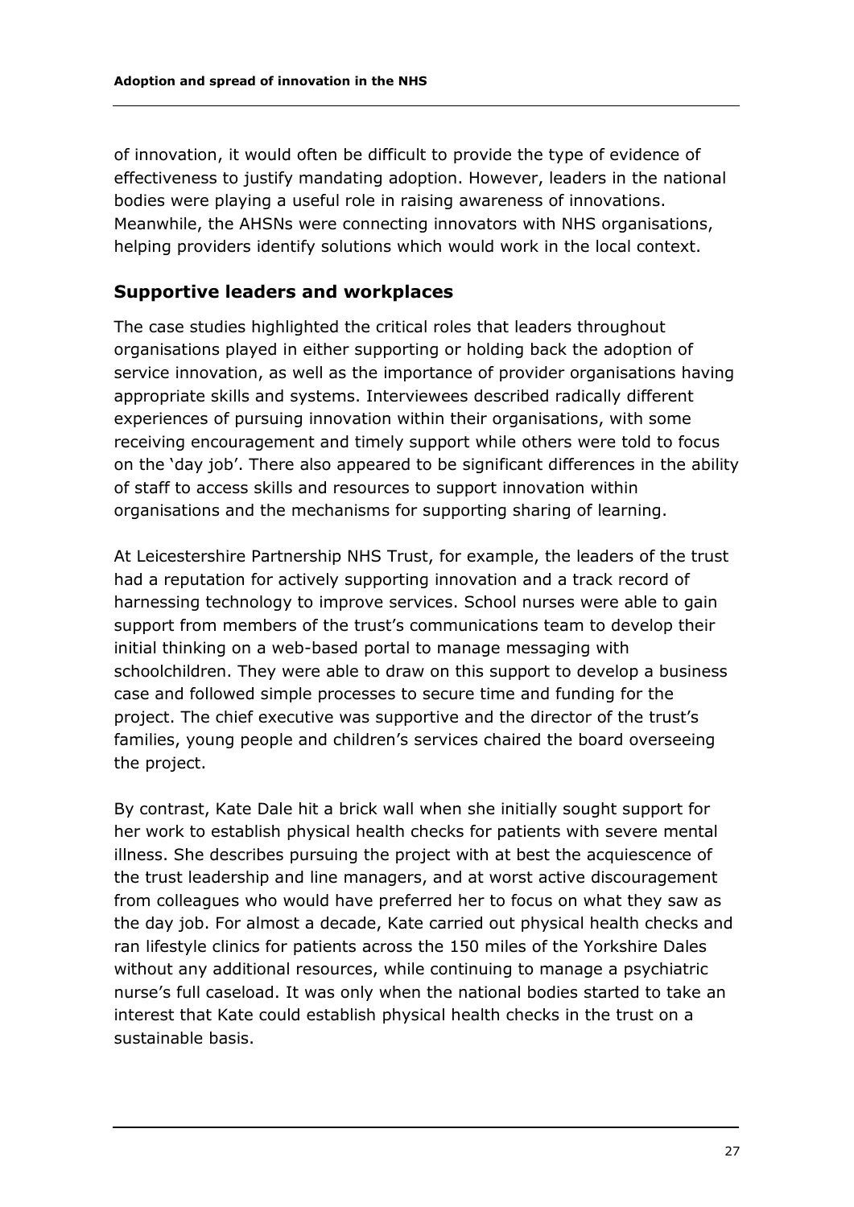of innovation, it would often be difficult to provide the type of evidence of effectiveness to justify mandating adoption. However, leaders in the national bodies were playing a useful role in raising awareness of innovations. Meanwhile, the AHSNs were connecting innovators with NHS organisations, helping providers identify solutions which would work in the local context.

## Supportive leaders and workplaces

The case studies highlighted the critical roles that leaders throughout organisations played in either supporting or holding back the adoption of service innovation, as well as the importance of provider organisations having appropriate skills and systems. Interviewees described radically different experiences of pursuing innovation within their organisations, with some receiving encouragement and timely support while others were told to focus on the 'day job'. There also appeared to be significant differences in the ability of staff to access skills and resources to support innovation within organisations and the mechanisms for supporting sharing of learning.

At Leicestershire Partnership NHS Trust, for example, the leaders of the trust had a reputation for actively supporting innovation and a track record of harnessing technology to improve services. School nurses were able to gain support from members of the trust's communications team to develop their initial thinking on a web-based portal to manage messaging with schoolchildren. They were able to draw on this support to develop a business case and followed simple processes to secure time and funding for the project. The chief executive was supportive and the director of the trust's families, young people and children's services chaired the board overseeing the project.

By contrast, Kate Dale hit a brick wall when she initially sought support for her work to establish physical health checks for patients with severe mental illness. She describes pursuing the project with at best the acquiescence of the trust leadership and line managers, and at worst active discouragement from colleagues who would have preferred her to focus on what they saw as the day job. For almost a decade, Kate carried out physical health checks and ran lifestyle clinics for patients across the 150 miles of the Yorkshire Dales without any additional resources, while continuing to manage a psychiatric nurse's full caseload. It was only when the national bodies started to take an interest that Kate could establish physical health checks in the trust on a sustainable basis.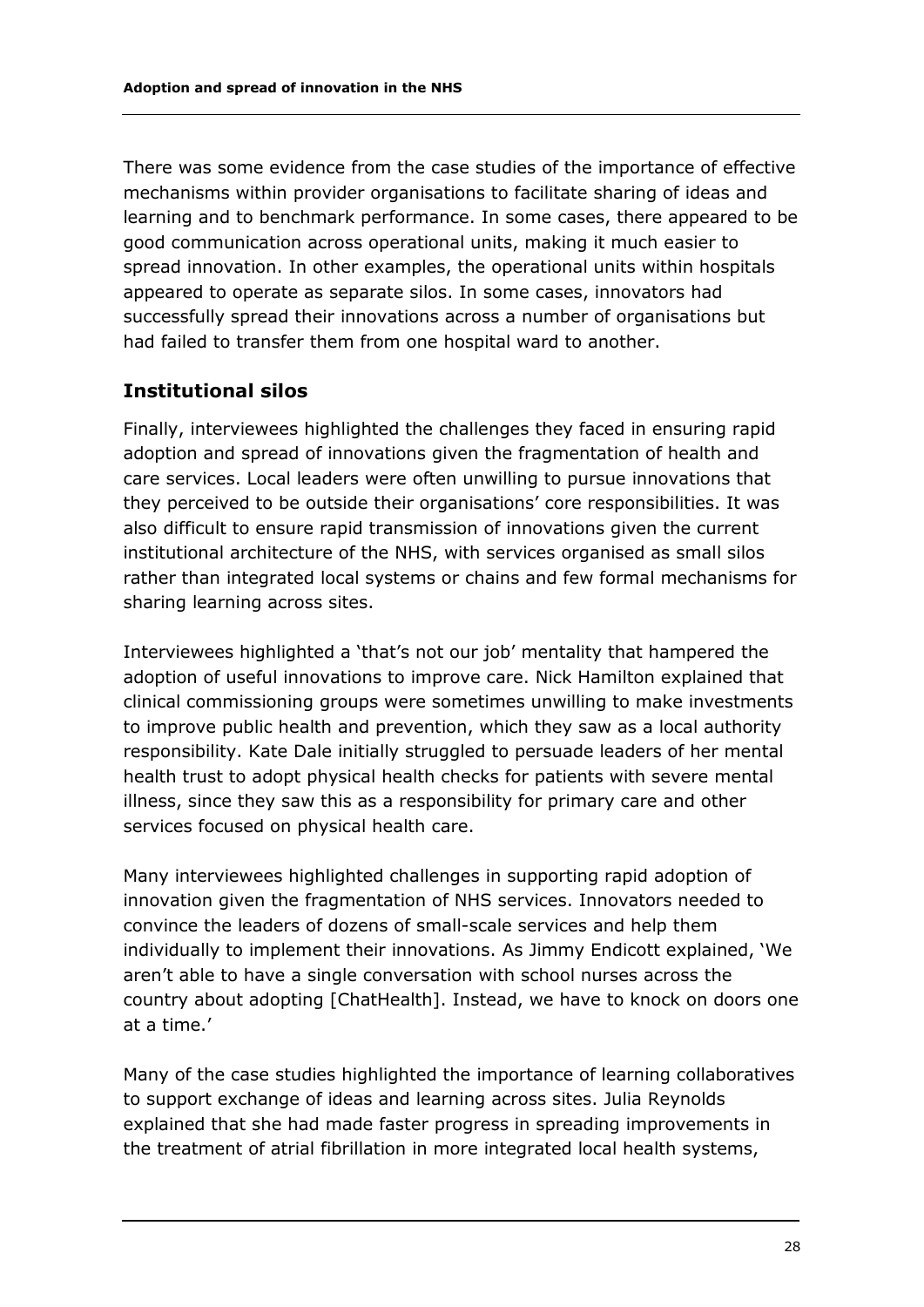There was some evidence from the case studies of the importance of effective mechanisms within provider organisations to facilitate sharing of ideas and learning and to benchmark performance. In some cases, there appeared to be good communication across operational units, making it much easier to spread innovation. In other examples, the operational units within hospitals appeared to operate as separate silos. In some cases, innovators had successfully spread their innovations across a number of organisations but had failed to transfer them from one hospital ward to another.

## Institutional silos

Finally, interviewees highlighted the challenges they faced in ensuring rapid adoption and spread of innovations given the fragmentation of health and care services. Local leaders were often unwilling to pursue innovations that they perceived to be outside their organisations' core responsibilities. It was also difficult to ensure rapid transmission of innovations given the current institutional architecture of the NHS, with services organised as small silos rather than integrated local systems or chains and few formal mechanisms for sharing learning across sites.

Interviewees highlighted a 'that's not our job' mentality that hampered the adoption of useful innovations to improve care. Nick Hamilton explained that clinical commissioning groups were sometimes unwilling to make investments to improve public health and prevention, which they saw as a local authority responsibility. Kate Dale initially struggled to persuade leaders of her mental health trust to adopt physical health checks for patients with severe mental illness, since they saw this as a responsibility for primary care and other services focused on physical health care.

Many interviewees highlighted challenges in supporting rapid adoption of innovation given the fragmentation of NHS services. Innovators needed to convince the leaders of dozens of small-scale services and help them individually to implement their innovations. As Jimmy Endicott explained, 'We aren't able to have a single conversation with school nurses across the country about adopting [ChatHealth]. Instead, we have to knock on doors one at a time.'

Many of the case studies highlighted the importance of learning collaboratives to support exchange of ideas and learning across sites. Julia Reynolds explained that she had made faster progress in spreading improvements in the treatment of atrial fibrillation in more integrated local health systems,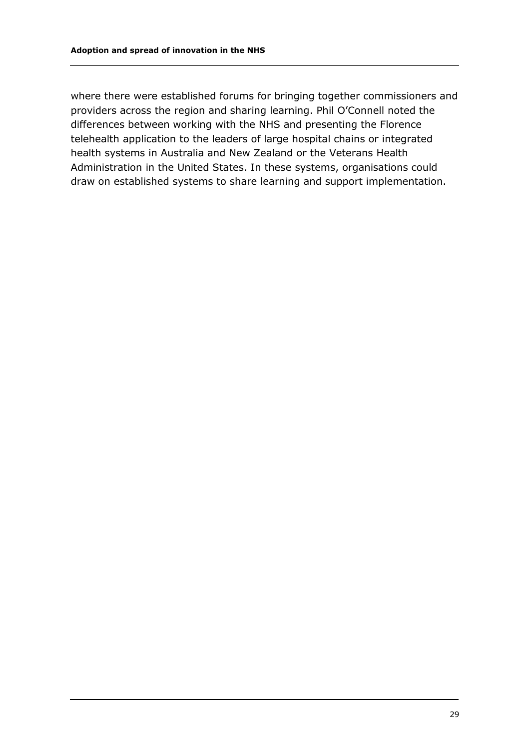where there were established forums for bringing together commissioners and providers across the region and sharing learning. Phil O'Connell noted the differences between working with the NHS and presenting the Florence telehealth application to the leaders of large hospital chains or integrated health systems in Australia and New Zealand or the Veterans Health Administration in the United States. In these systems, organisations could draw on established systems to share learning and support implementation.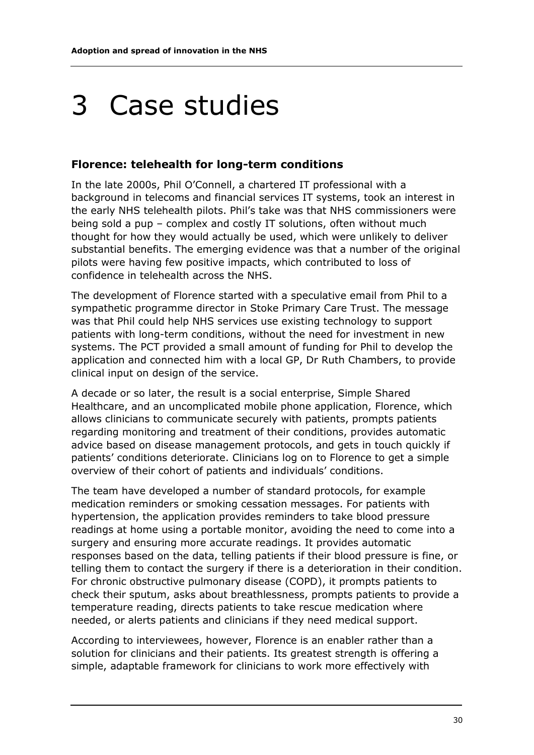# 3 Case studies

### Florence: telehealth for long-term conditions

In the late 2000s, Phil O'Connell, a chartered IT professional with a background in telecoms and financial services IT systems, took an interest in the early NHS telehealth pilots. Phil's take was that NHS commissioners were being sold a pup – complex and costly IT solutions, often without much thought for how they would actually be used, which were unlikely to deliver substantial benefits. The emerging evidence was that a number of the original pilots were having few positive impacts, which contributed to loss of confidence in telehealth across the NHS.

The development of Florence started with a speculative email from Phil to a sympathetic programme director in Stoke Primary Care Trust. The message was that Phil could help NHS services use existing technology to support patients with long-term conditions, without the need for investment in new systems. The PCT provided a small amount of funding for Phil to develop the application and connected him with a local GP, Dr Ruth Chambers, to provide clinical input on design of the service.

A decade or so later, the result is a social enterprise, Simple Shared Healthcare, and an uncomplicated mobile phone application, Florence, which allows clinicians to communicate securely with patients, prompts patients regarding monitoring and treatment of their conditions, provides automatic advice based on disease management protocols, and gets in touch quickly if patients' conditions deteriorate. Clinicians log on to Florence to get a simple overview of their cohort of patients and individuals' conditions.

The team have developed a number of standard protocols, for example medication reminders or smoking cessation messages. For patients with hypertension, the application provides reminders to take blood pressure readings at home using a portable monitor, avoiding the need to come into a surgery and ensuring more accurate readings. It provides automatic responses based on the data, telling patients if their blood pressure is fine, or telling them to contact the surgery if there is a deterioration in their condition. For chronic obstructive pulmonary disease (COPD), it prompts patients to check their sputum, asks about breathlessness, prompts patients to provide a temperature reading, directs patients to take rescue medication where needed, or alerts patients and clinicians if they need medical support.

According to interviewees, however, Florence is an enabler rather than a solution for clinicians and their patients. Its greatest strength is offering a simple, adaptable framework for clinicians to work more effectively with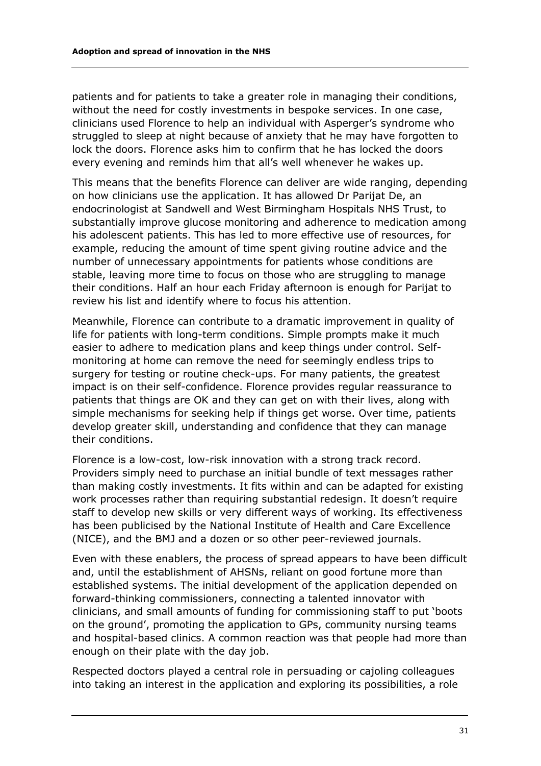patients and for patients to take a greater role in managing their conditions, without the need for costly investments in bespoke services. In one case, clinicians used Florence to help an individual with Asperger's syndrome who struggled to sleep at night because of anxiety that he may have forgotten to lock the doors. Florence asks him to confirm that he has locked the doors every evening and reminds him that all's well whenever he wakes up.

This means that the benefits Florence can deliver are wide ranging, depending on how clinicians use the application. It has allowed Dr Parijat De, an endocrinologist at Sandwell and West Birmingham Hospitals NHS Trust, to substantially improve glucose monitoring and adherence to medication among his adolescent patients. This has led to more effective use of resources, for example, reducing the amount of time spent giving routine advice and the number of unnecessary appointments for patients whose conditions are stable, leaving more time to focus on those who are struggling to manage their conditions. Half an hour each Friday afternoon is enough for Parijat to review his list and identify where to focus his attention.

Meanwhile, Florence can contribute to a dramatic improvement in quality of life for patients with long-term conditions. Simple prompts make it much easier to adhere to medication plans and keep things under control. Self-monitoring at home can remove the need for seemingly endless trips to surgery for testing or routine check-ups. For many patients, the greatest impact is on their self-confidence. Florence provides regular reassurance to patients that things are OK and they can get on with their lives, along with simple mechanisms for seeking help if things get worse. Over time, patients develop greater skill, understanding and confidence that they can manage their conditions.

Florence is a low-cost, low-risk innovation with a strong track record. Providers simply need to purchase an initial bundle of text messages rather than making costly investments. It fits within and can be adapted for existing work processes rather than requiring substantial redesign. It doesn't require staff to develop new skills or very different ways of working. Its effectiveness has been publicised by the National Institute of Health and Care Excellence (NICE), and the BMJ and a dozen or so other peer-reviewed journals.

Even with these enablers, the process of spread appears to have been difficult and, until the establishment of AHSNs, reliant on good fortune more than established systems. The initial development of the application depended on forward-thinking commissioners, connecting a talented innovator with clinicians, and small amounts of funding for commissioning staff to put 'boots on the ground', promoting the application to GPs, community nursing teams and hospital-based clinics. A common reaction was that people had more than enough on their plate with the day job.

Respected doctors played a central role in persuading or cajoling colleagues into taking an interest in the application and exploring its possibilities, a role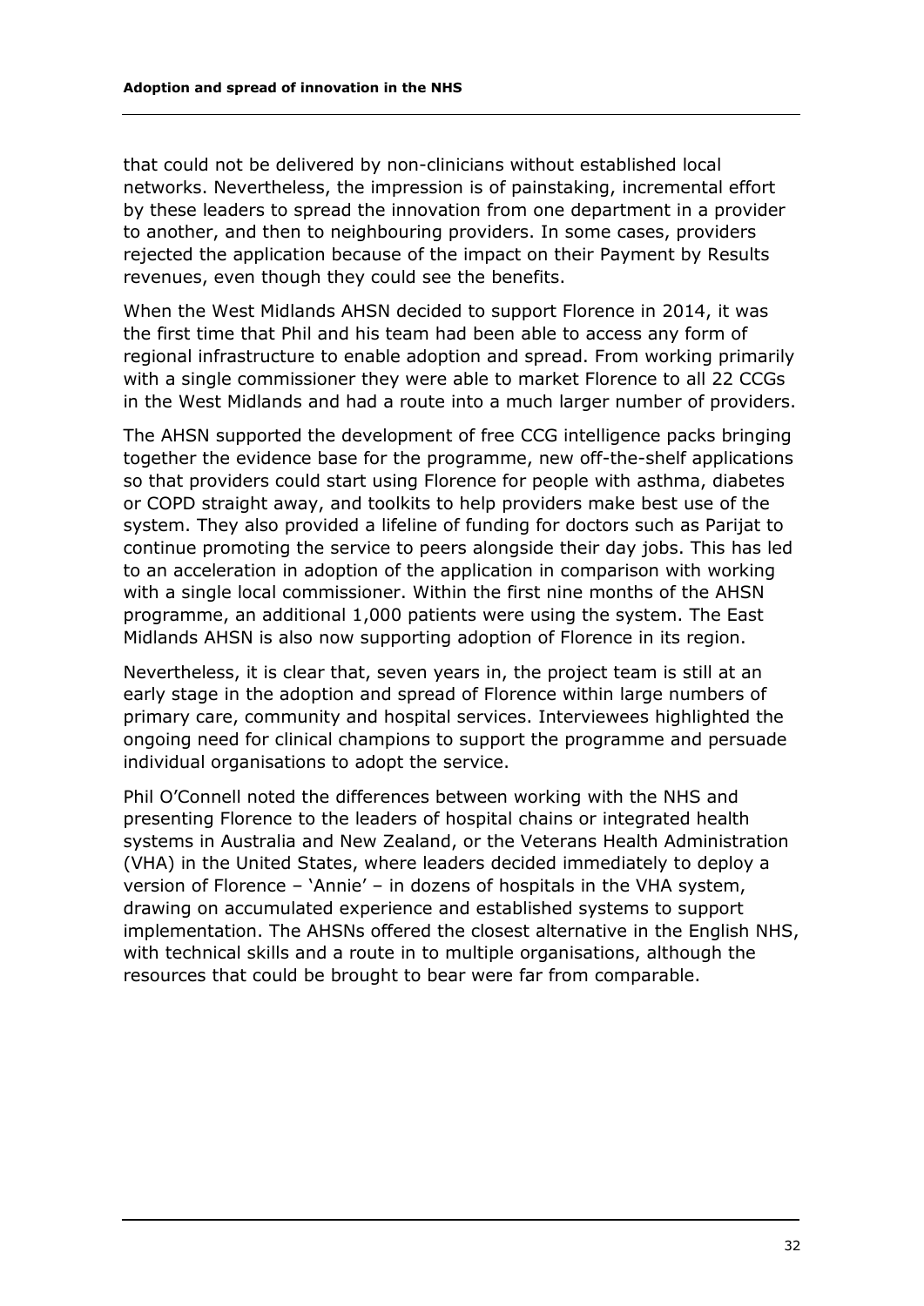that could not be delivered by non-clinicians without established local networks. Nevertheless, the impression is of painstaking, incremental effort by these leaders to spread the innovation from one department in a provider to another, and then to neighbouring providers. In some cases, providers rejected the application because of the impact on their Payment by Results revenues, even though they could see the benefits.

When the West Midlands AHSN decided to support Florence in 2014, it was the first time that Phil and his team had been able to access any form of regional infrastructure to enable adoption and spread. From working primarily with a single commissioner they were able to market Florence to all 22 CCGs in the West Midlands and had a route into a much larger number of providers.

The AHSN supported the development of free CCG intelligence packs bringing together the evidence base for the programme, new off-the-shelf applications so that providers could start using Florence for people with asthma, diabetes or COPD straight away, and toolkits to help providers make best use of the system. They also provided a lifeline of funding for doctors such as Parijat to continue promoting the service to peers alongside their day jobs. This has led to an acceleration in adoption of the application in comparison with working with a single local commissioner. Within the first nine months of the AHSN programme, an additional 1,000 patients were using the system. The East Midlands AHSN is also now supporting adoption of Florence in its region.

Nevertheless, it is clear that, seven years in, the project team is still at an early stage in the adoption and spread of Florence within large numbers of primary care, community and hospital services. Interviewees highlighted the ongoing need for clinical champions to support the programme and persuade individual organisations to adopt the service.

Phil O'Connell noted the differences between working with the NHS and presenting Florence to the leaders of hospital chains or integrated health systems in Australia and New Zealand, or the Veterans Health Administration (VHA) in the United States, where leaders decided immediately to deploy a version of Florence – 'Annie' – in dozens of hospitals in the VHA system, drawing on accumulated experience and established systems to support implementation. The AHSNs offered the closest alternative in the English NHS, with technical skills and a route in to multiple organisations, although the resources that could be brought to bear were far from comparable.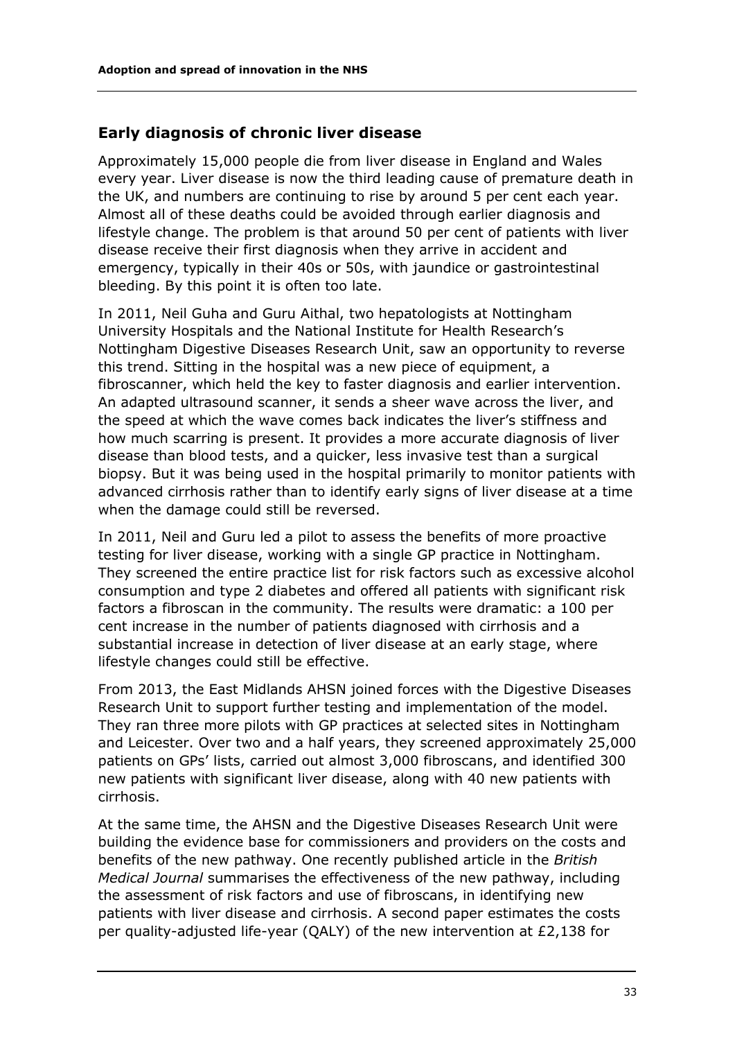## Early diagnosis of chronic liver disease

Approximately 15,000 people die from liver disease in England and Wales every year. Liver disease is now the third leading cause of premature death in the UK, and numbers are continuing to rise by around 5 per cent each year. Almost all of these deaths could be avoided through earlier diagnosis and lifestyle change. The problem is that around 50 per cent of patients with liver disease receive their first diagnosis when they arrive in accident and emergency, typically in their 40s or 50s, with jaundice or gastrointestinal bleeding. By this point it is often too late.

In 2011, Neil Guha and Guru Aithal, two hepatologists at Nottingham University Hospitals and the National Institute for Health Research's Nottingham Digestive Diseases Research Unit, saw an opportunity to reverse this trend. Sitting in the hospital was a new piece of equipment, a fibroscanner, which held the key to faster diagnosis and earlier intervention. An adapted ultrasound scanner, it sends a sheer wave across the liver, and the speed at which the wave comes back indicates the liver's stiffness and how much scarring is present. It provides a more accurate diagnosis of liver disease than blood tests, and a quicker, less invasive test than a surgical biopsy. But it was being used in the hospital primarily to monitor patients with advanced cirrhosis rather than to identify early signs of liver disease at a time when the damage could still be reversed.

In 2011, Neil and Guru led a pilot to assess the benefits of more proactive testing for liver disease, working with a single GP practice in Nottingham. They screened the entire practice list for risk factors such as excessive alcohol consumption and type 2 diabetes and offered all patients with significant risk factors a fibroscan in the community. The results were dramatic: a 100 per cent increase in the number of patients diagnosed with cirrhosis and a substantial increase in detection of liver disease at an early stage, where lifestyle changes could still be effective.

From 2013, the East Midlands AHSN joined forces with the Digestive Diseases Research Unit to support further testing and implementation of the model. They ran three more pilots with GP practices at selected sites in Nottingham and Leicester. Over two and a half years, they screened approximately 25,000 patients on GPs' lists, carried out almost 3,000 fibroscans, and identified 300 new patients with significant liver disease, along with 40 new patients with cirrhosis.

At the same time, the AHSN and the Digestive Diseases Research Unit were building the evidence base for commissioners and providers on the costs and benefits of the new pathway. One recently published article in the *British Medical Journal* summarises the effectiveness of the new pathway, including the assessment of risk factors and use of fibroscans, in identifying new patients with liver disease and cirrhosis. A second paper estimates the costs per quality-adjusted life-year (QALY) of the new intervention at £2,138 for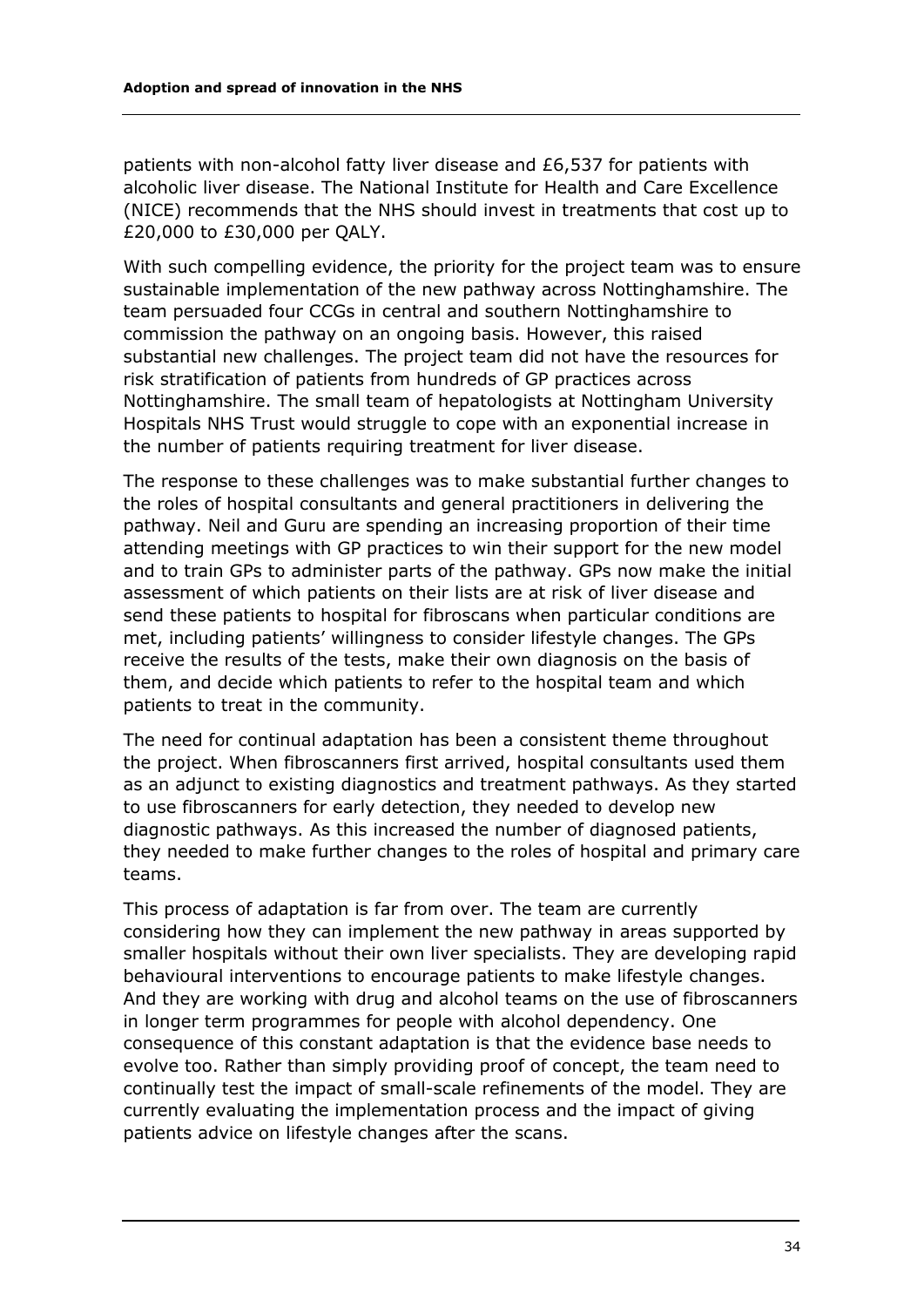patients with non-alcohol fatty liver disease and £6,537 for patients with alcoholic liver disease. The National Institute for Health and Care Excellence (NICE) recommends that the NHS should invest in treatments that cost up to £20,000 to £30,000 per QALY.

With such compelling evidence, the priority for the project team was to ensure sustainable implementation of the new pathway across Nottinghamshire. The team persuaded four CCGs in central and southern Nottinghamshire to commission the pathway on an ongoing basis. However, this raised substantial new challenges. The project team did not have the resources for risk stratification of patients from hundreds of GP practices across Nottinghamshire. The small team of hepatologists at Nottingham University Hospitals NHS Trust would struggle to cope with an exponential increase in the number of patients requiring treatment for liver disease.

The response to these challenges was to make substantial further changes to the roles of hospital consultants and general practitioners in delivering the pathway. Neil and Guru are spending an increasing proportion of their time attending meetings with GP practices to win their support for the new model and to train GPs to administer parts of the pathway. GPs now make the initial assessment of which patients on their lists are at risk of liver disease and send these patients to hospital for fibroscans when particular conditions are met, including patients' willingness to consider lifestyle changes. The GPs receive the results of the tests, make their own diagnosis on the basis of them, and decide which patients to refer to the hospital team and which patients to treat in the community.

The need for continual adaptation has been a consistent theme throughout the project. When fibroscanners first arrived, hospital consultants used them as an adjunct to existing diagnostics and treatment pathways. As they started to use fibroscanners for early detection, they needed to develop new diagnostic pathways. As this increased the number of diagnosed patients, they needed to make further changes to the roles of hospital and primary care teams.

This process of adaptation is far from over. The team are currently considering how they can implement the new pathway in areas supported by smaller hospitals without their own liver specialists. They are developing rapid behavioural interventions to encourage patients to make lifestyle changes. And they are working with drug and alcohol teams on the use of fibroscanners in longer term programmes for people with alcohol dependency. One consequence of this constant adaptation is that the evidence base needs to evolve too. Rather than simply providing proof of concept, the team need to continually test the impact of small-scale refinements of the model. They are currently evaluating the implementation process and the impact of giving patients advice on lifestyle changes after the scans.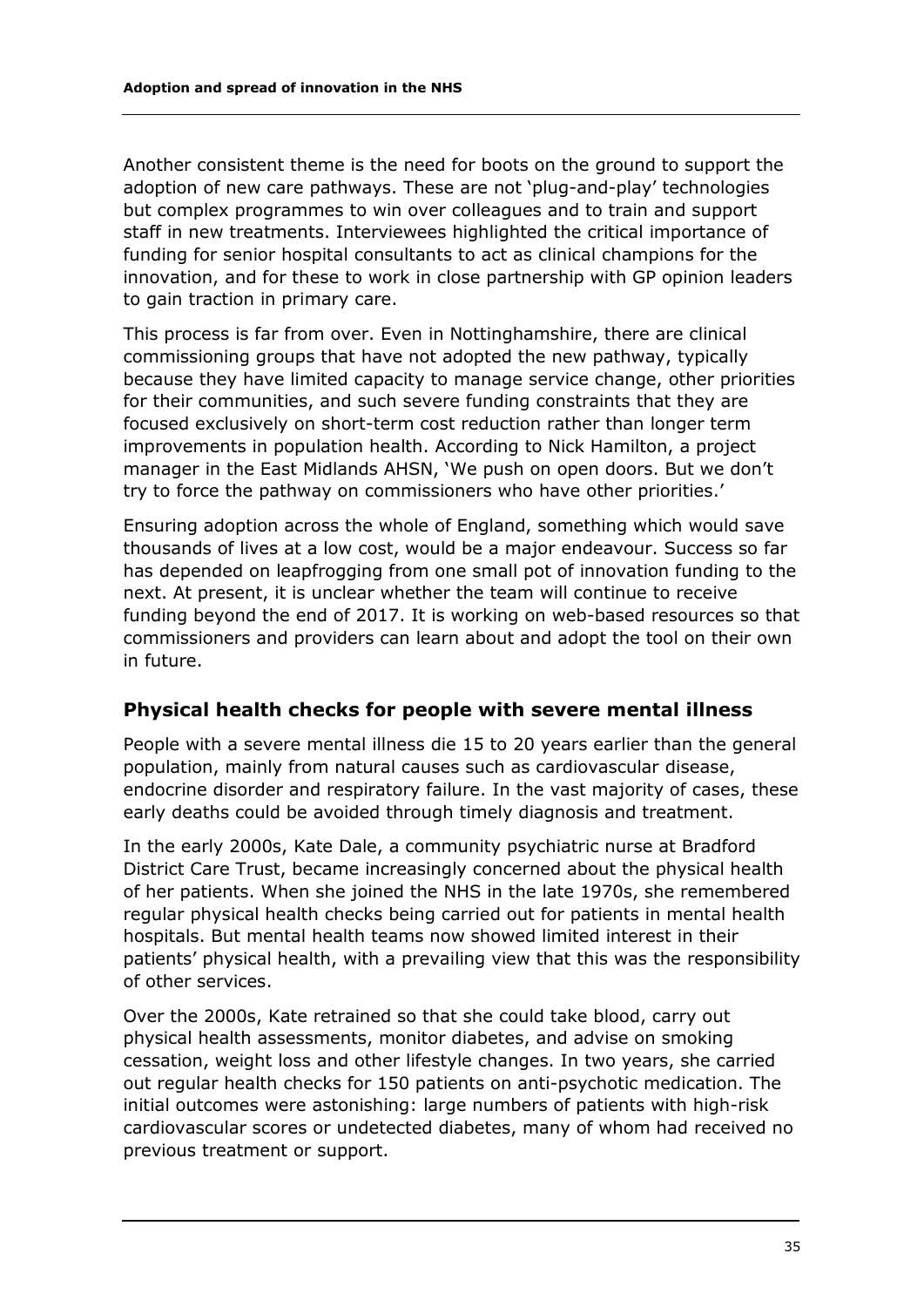Another consistent theme is the need for boots on the ground to support the adoption of new care pathways. These are not 'plug-and-play' technologies but complex programmes to win over colleagues and to train and support staff in new treatments. Interviewees highlighted the critical importance of funding for senior hospital consultants to act as clinical champions for the innovation, and for these to work in close partnership with GP opinion leaders to gain traction in primary care.

This process is far from over. Even in Nottinghamshire, there are clinical commissioning groups that have not adopted the new pathway, typically because they have limited capacity to manage service change, other priorities for their communities, and such severe funding constraints that they are focused exclusively on short-term cost reduction rather than longer term improvements in population health. According to Nick Hamilton, a project manager in the East Midlands AHSN, 'We push on open doors. But we don't try to force the pathway on commissioners who have other priorities.'

Ensuring adoption across the whole of England, something which would save thousands of lives at a low cost, would be a major endeavour. Success so far has depended on leapfrogging from one small pot of innovation funding to the next. At present, it is unclear whether the team will continue to receive funding beyond the end of 2017. It is working on web-based resources so that commissioners and providers can learn about and adopt the tool on their own in future.

### Physical health checks for people with severe mental illness

People with a severe mental illness die 15 to 20 years earlier than the general population, mainly from natural causes such as cardiovascular disease, endocrine disorder and respiratory failure. In the vast majority of cases, these early deaths could be avoided through timely diagnosis and treatment.

In the early 2000s, Kate Dale, a community psychiatric nurse at Bradford District Care Trust, became increasingly concerned about the physical health of her patients. When she joined the NHS in the late 1970s, she remembered regular physical health checks being carried out for patients in mental health hospitals. But mental health teams now showed limited interest in their patients' physical health, with a prevailing view that this was the responsibility of other services.

Over the 2000s, Kate retrained so that she could take blood, carry out physical health assessments, monitor diabetes, and advise on smoking cessation, weight loss and other lifestyle changes. In two years, she carried out regular health checks for 150 patients on anti-psychotic medication. The initial outcomes were astonishing: large numbers of patients with high-risk cardiovascular scores or undetected diabetes, many of whom had received no previous treatment or support.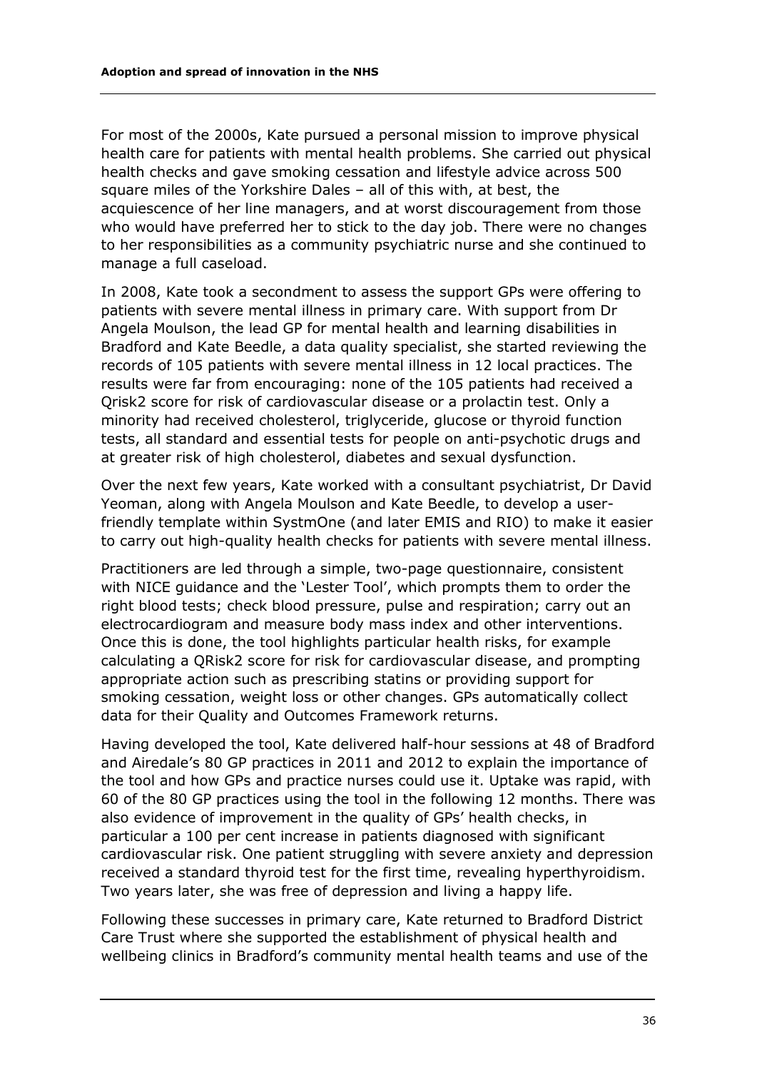For most of the 2000s, Kate pursued a personal mission to improve physical health care for patients with mental health problems. She carried out physical health checks and gave smoking cessation and lifestyle advice across 500 square miles of the Yorkshire Dales – all of this with, at best, the acquiescence of her line managers, and at worst discouragement from those who would have preferred her to stick to the day job. There were no changes to her responsibilities as a community psychiatric nurse and she continued to manage a full caseload.

In 2008, Kate took a secondment to assess the support GPs were offering to patients with severe mental illness in primary care. With support from Dr Angela Moulson, the lead GP for mental health and learning disabilities in Bradford and Kate Beedle, a data quality specialist, she started reviewing the records of 105 patients with severe mental illness in 12 local practices. The results were far from encouraging: none of the 105 patients had received a Qrisk2 score for risk of cardiovascular disease or a prolactin test. Only a minority had received cholesterol, triglyceride, glucose or thyroid function tests, all standard and essential tests for people on anti-psychotic drugs and at greater risk of high cholesterol, diabetes and sexual dysfunction.

Over the next few years, Kate worked with a consultant psychiatrist, Dr David Yeoman, along with Angela Moulson and Kate Beedle, to develop a user-friendly template within SystmOne (and later EMIS and RIO) to make it easier to carry out high-quality health checks for patients with severe mental illness.

Practitioners are led through a simple, two-page questionnaire, consistent with NICE guidance and the 'Lester Tool', which prompts them to order the right blood tests; check blood pressure, pulse and respiration; carry out an electrocardiogram and measure body mass index and other interventions. Once this is done, the tool highlights particular health risks, for example calculating a QRisk2 score for risk for cardiovascular disease, and prompting appropriate action such as prescribing statins or providing support for smoking cessation, weight loss or other changes. GPs automatically collect data for their Quality and Outcomes Framework returns.

Having developed the tool, Kate delivered half-hour sessions at 48 of Bradford and Airedale's 80 GP practices in 2011 and 2012 to explain the importance of the tool and how GPs and practice nurses could use it. Uptake was rapid, with 60 of the 80 GP practices using the tool in the following 12 months. There was also evidence of improvement in the quality of GPs' health checks, in particular a 100 per cent increase in patients diagnosed with significant cardiovascular risk. One patient struggling with severe anxiety and depression received a standard thyroid test for the first time, revealing hyperthyroidism. Two years later, she was free of depression and living a happy life.

Following these successes in primary care, Kate returned to Bradford District Care Trust where she supported the establishment of physical health and wellbeing clinics in Bradford's community mental health teams and use of the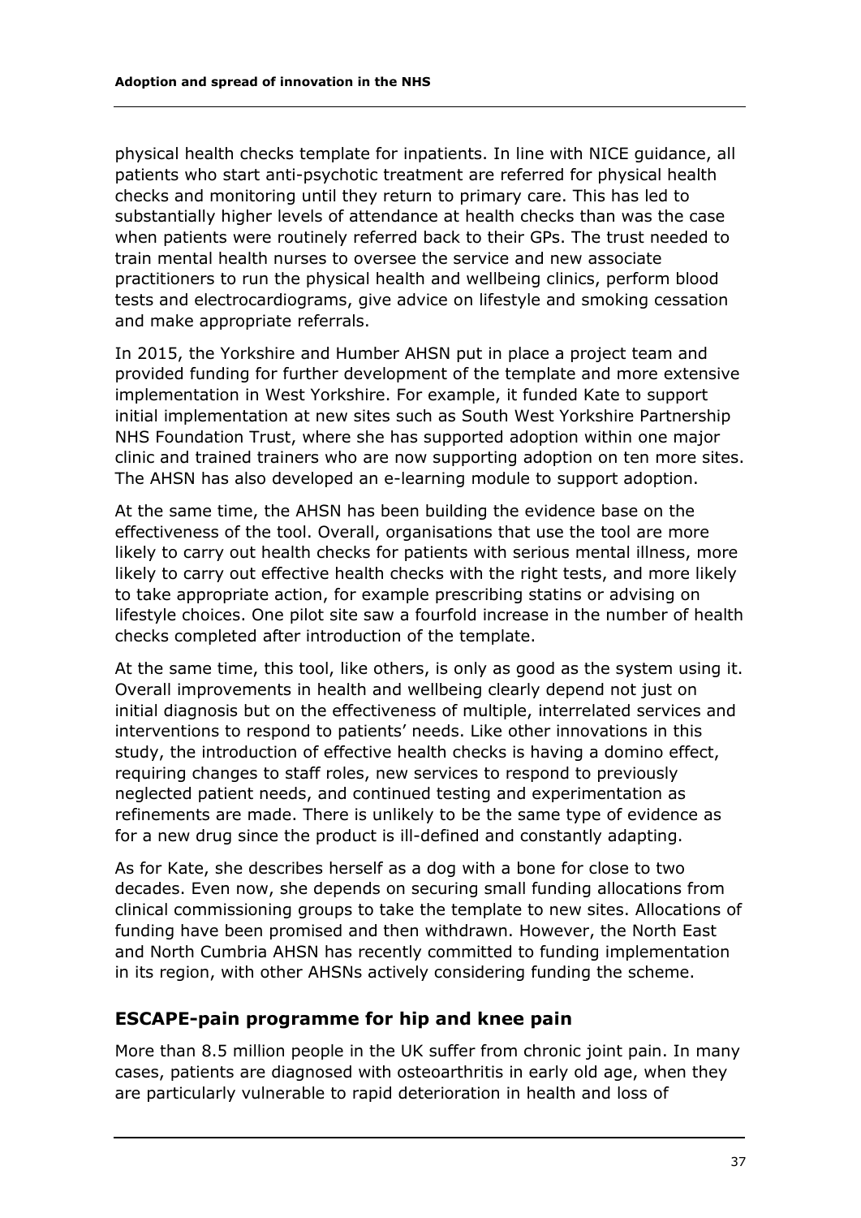physical health checks template for inpatients. In line with NICE guidance, all patients who start anti-psychotic treatment are referred for physical health checks and monitoring until they return to primary care. This has led to substantially higher levels of attendance at health checks than was the case when patients were routinely referred back to their GPs. The trust needed to train mental health nurses to oversee the service and new associate practitioners to run the physical health and wellbeing clinics, perform blood tests and electrocardiograms, give advice on lifestyle and smoking cessation and make appropriate referrals.

In 2015, the Yorkshire and Humber AHSN put in place a project team and provided funding for further development of the template and more extensive implementation in West Yorkshire. For example, it funded Kate to support initial implementation at new sites such as South West Yorkshire Partnership NHS Foundation Trust, where she has supported adoption within one major clinic and trained trainers who are now supporting adoption on ten more sites. The AHSN has also developed an e-learning module to support adoption.

At the same time, the AHSN has been building the evidence base on the effectiveness of the tool. Overall, organisations that use the tool are more likely to carry out health checks for patients with serious mental illness, more likely to carry out effective health checks with the right tests, and more likely to take appropriate action, for example prescribing statins or advising on lifestyle choices. One pilot site saw a fourfold increase in the number of health checks completed after introduction of the template.

At the same time, this tool, like others, is only as good as the system using it. Overall improvements in health and wellbeing clearly depend not just on initial diagnosis but on the effectiveness of multiple, interrelated services and interventions to respond to patients' needs. Like other innovations in this study, the introduction of effective health checks is having a domino effect, requiring changes to staff roles, new services to respond to previously neglected patient needs, and continued testing and experimentation as refinements are made. There is unlikely to be the same type of evidence as for a new drug since the product is ill-defined and constantly adapting.

As for Kate, she describes herself as a dog with a bone for close to two decades. Even now, she depends on securing small funding allocations from clinical commissioning groups to take the template to new sites. Allocations of funding have been promised and then withdrawn. However, the North East and North Cumbria AHSN has recently committed to funding implementation in its region, with other AHSNs actively considering funding the scheme.

## ESCAPE-pain programme for hip and knee pain

More than 8.5 million people in the UK suffer from chronic joint pain. In many cases, patients are diagnosed with osteoarthritis in early old age, when they are particularly vulnerable to rapid deterioration in health and loss of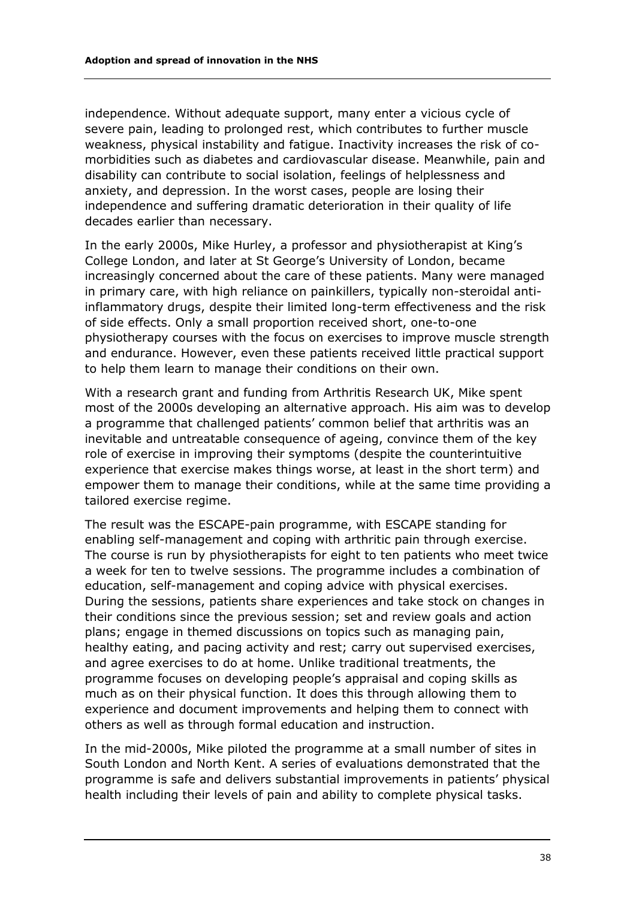independence. Without adequate support, many enter a vicious cycle of severe pain, leading to prolonged rest, which contributes to further muscle weakness, physical instability and fatigue. Inactivity increases the risk of co-morbidities such as diabetes and cardiovascular disease. Meanwhile, pain and disability can contribute to social isolation, feelings of helplessness and anxiety, and depression. In the worst cases, people are losing their independence and suffering dramatic deterioration in their quality of life decades earlier than necessary.

In the early 2000s, Mike Hurley, a professor and physiotherapist at King's College London, and later at St George's University of London, became increasingly concerned about the care of these patients. Many were managed in primary care, with high reliance on painkillers, typically non-steroidal anti-inflammatory drugs, despite their limited long-term effectiveness and the risk of side effects. Only a small proportion received short, one-to-one physiotherapy courses with the focus on exercises to improve muscle strength and endurance. However, even these patients received little practical support to help them learn to manage their conditions on their own.

With a research grant and funding from Arthritis Research UK, Mike spent most of the 2000s developing an alternative approach. His aim was to develop a programme that challenged patients' common belief that arthritis was an inevitable and untreatable consequence of ageing, convince them of the key role of exercise in improving their symptoms (despite the counterintuitive experience that exercise makes things worse, at least in the short term) and empower them to manage their conditions, while at the same time providing a tailored exercise regime.

The result was the ESCAPE-pain programme, with ESCAPE standing for enabling self-management and coping with arthritic pain through exercise. The course is run by physiotherapists for eight to ten patients who meet twice a week for ten to twelve sessions. The programme includes a combination of education, self-management and coping advice with physical exercises. During the sessions, patients share experiences and take stock on changes in their conditions since the previous session; set and review goals and action plans; engage in themed discussions on topics such as managing pain, healthy eating, and pacing activity and rest; carry out supervised exercises, and agree exercises to do at home. Unlike traditional treatments, the programme focuses on developing people's appraisal and coping skills as much as on their physical function. It does this through allowing them to experience and document improvements and helping them to connect with others as well as through formal education and instruction.

In the mid-2000s, Mike piloted the programme at a small number of sites in South London and North Kent. A series of evaluations demonstrated that the programme is safe and delivers substantial improvements in patients' physical health including their levels of pain and ability to complete physical tasks.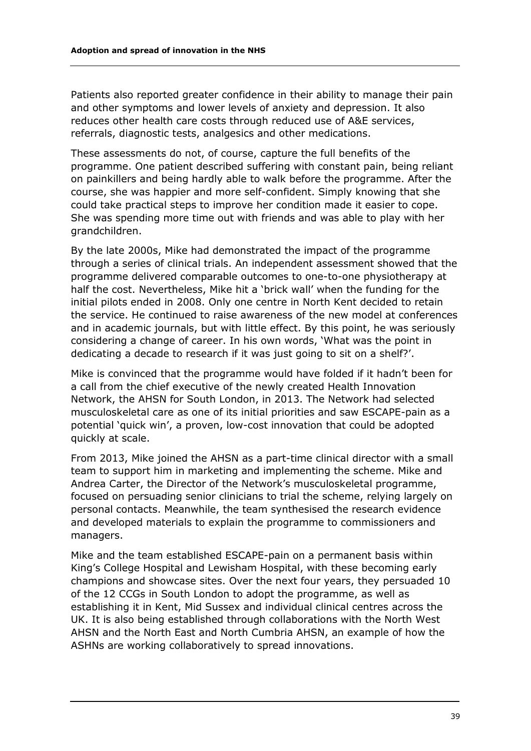Patients also reported greater confidence in their ability to manage their pain and other symptoms and lower levels of anxiety and depression. It also reduces other health care costs through reduced use of A&E services, referrals, diagnostic tests, analgesics and other medications.

These assessments do not, of course, capture the full benefits of the programme. One patient described suffering with constant pain, being reliant on painkillers and being hardly able to walk before the programme. After the course, she was happier and more self-confident. Simply knowing that she could take practical steps to improve her condition made it easier to cope. She was spending more time out with friends and was able to play with her grandchildren.

By the late 2000s, Mike had demonstrated the impact of the programme through a series of clinical trials. An independent assessment showed that the programme delivered comparable outcomes to one-to-one physiotherapy at half the cost. Nevertheless, Mike hit a 'brick wall' when the funding for the initial pilots ended in 2008. Only one centre in North Kent decided to retain the service. He continued to raise awareness of the new model at conferences and in academic journals, but with little effect. By this point, he was seriously considering a change of career. In his own words, 'What was the point in dedicating a decade to research if it was just going to sit on a shelf?'.

Mike is convinced that the programme would have folded if it hadn't been for a call from the chief executive of the newly created Health Innovation Network, the AHSN for South London, in 2013. The Network had selected musculoskeletal care as one of its initial priorities and saw ESCAPE-pain as a potential 'quick win', a proven, low-cost innovation that could be adopted quickly at scale.

From 2013, Mike joined the AHSN as a part-time clinical director with a small team to support him in marketing and implementing the scheme. Mike and Andrea Carter, the Director of the Network's musculoskeletal programme, focused on persuading senior clinicians to trial the scheme, relying largely on personal contacts. Meanwhile, the team synthesised the research evidence and developed materials to explain the programme to commissioners and managers.

Mike and the team established ESCAPE-pain on a permanent basis within King's College Hospital and Lewisham Hospital, with these becoming early champions and showcase sites. Over the next four years, they persuaded 10 of the 12 CCGs in South London to adopt the programme, as well as establishing it in Kent, Mid Sussex and individual clinical centres across the UK. It is also being established through collaborations with the North West AHSN and the North East and North Cumbria AHSN, an example of how the ASHNs are working collaboratively to spread innovations.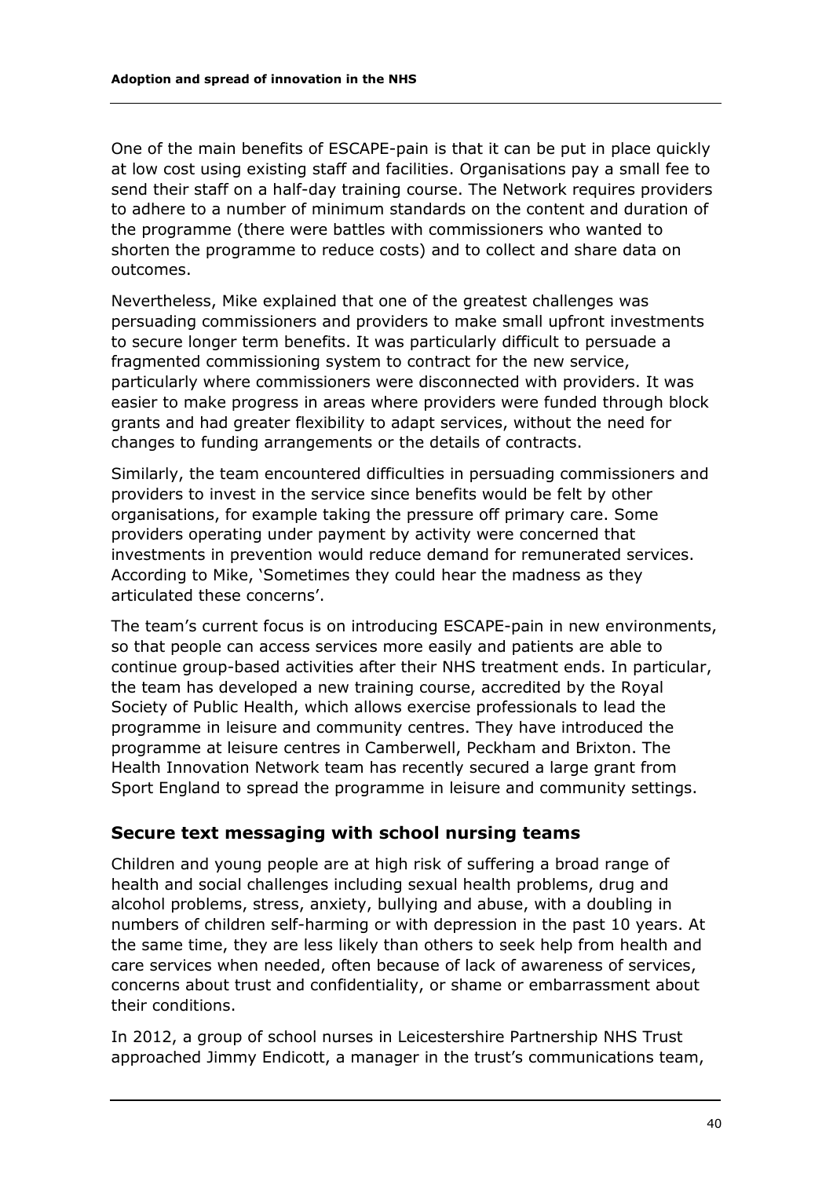One of the main benefits of ESCAPE-pain is that it can be put in place quickly at low cost using existing staff and facilities. Organisations pay a small fee to send their staff on a half-day training course. The Network requires providers to adhere to a number of minimum standards on the content and duration of the programme (there were battles with commissioners who wanted to shorten the programme to reduce costs) and to collect and share data on outcomes.

Nevertheless, Mike explained that one of the greatest challenges was persuading commissioners and providers to make small upfront investments to secure longer term benefits. It was particularly difficult to persuade a fragmented commissioning system to contract for the new service, particularly where commissioners were disconnected with providers. It was easier to make progress in areas where providers were funded through block grants and had greater flexibility to adapt services, without the need for changes to funding arrangements or the details of contracts.

Similarly, the team encountered difficulties in persuading commissioners and providers to invest in the service since benefits would be felt by other organisations, for example taking the pressure off primary care. Some providers operating under payment by activity were concerned that investments in prevention would reduce demand for remunerated services. According to Mike, 'Sometimes they could hear the madness as they articulated these concerns'.

The team's current focus is on introducing ESCAPE-pain in new environments, so that people can access services more easily and patients are able to continue group-based activities after their NHS treatment ends. In particular, the team has developed a new training course, accredited by the Royal Society of Public Health, which allows exercise professionals to lead the programme in leisure and community centres. They have introduced the programme at leisure centres in Camberwell, Peckham and Brixton. The Health Innovation Network team has recently secured a large grant from Sport England to spread the programme in leisure and community settings.

### Secure text messaging with school nursing teams

Children and young people are at high risk of suffering a broad range of health and social challenges including sexual health problems, drug and alcohol problems, stress, anxiety, bullying and abuse, with a doubling in numbers of children self-harming or with depression in the past 10 years. At the same time, they are less likely than others to seek help from health and care services when needed, often because of lack of awareness of services, concerns about trust and confidentiality, or shame or embarrassment about their conditions.

In 2012, a group of school nurses in Leicestershire Partnership NHS Trust approached Jimmy Endicott, a manager in the trust's communications team,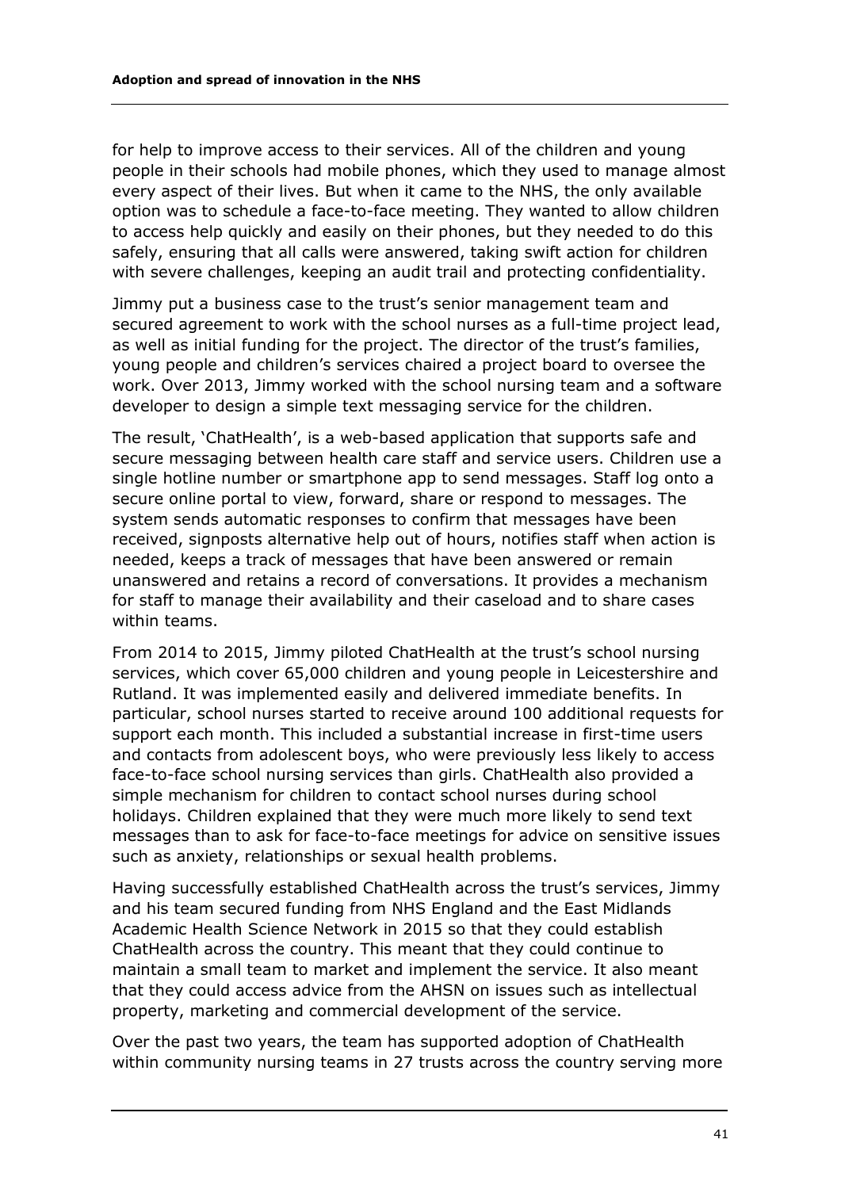for help to improve access to their services. All of the children and young people in their schools had mobile phones, which they used to manage almost every aspect of their lives. But when it came to the NHS, the only available option was to schedule a face-to-face meeting. They wanted to allow children to access help quickly and easily on their phones, but they needed to do this safely, ensuring that all calls were answered, taking swift action for children with severe challenges, keeping an audit trail and protecting confidentiality.

Jimmy put a business case to the trust's senior management team and secured agreement to work with the school nurses as a full-time project lead, as well as initial funding for the project. The director of the trust's families, young people and children's services chaired a project board to oversee the work. Over 2013, Jimmy worked with the school nursing team and a software developer to design a simple text messaging service for the children.

The result, 'ChatHealth', is a web-based application that supports safe and secure messaging between health care staff and service users. Children use a single hotline number or smartphone app to send messages. Staff log onto a secure online portal to view, forward, share or respond to messages. The system sends automatic responses to confirm that messages have been received, signposts alternative help out of hours, notifies staff when action is needed, keeps a track of messages that have been answered or remain unanswered and retains a record of conversations. It provides a mechanism for staff to manage their availability and their caseload and to share cases within teams.

From 2014 to 2015, Jimmy piloted ChatHealth at the trust's school nursing services, which cover 65,000 children and young people in Leicestershire and Rutland. It was implemented easily and delivered immediate benefits. In particular, school nurses started to receive around 100 additional requests for support each month. This included a substantial increase in first-time users and contacts from adolescent boys, who were previously less likely to access face-to-face school nursing services than girls. ChatHealth also provided a simple mechanism for children to contact school nurses during school holidays. Children explained that they were much more likely to send text messages than to ask for face-to-face meetings for advice on sensitive issues such as anxiety, relationships or sexual health problems.

Having successfully established ChatHealth across the trust's services, Jimmy and his team secured funding from NHS England and the East Midlands Academic Health Science Network in 2015 so that they could establish ChatHealth across the country. This meant that they could continue to maintain a small team to market and implement the service. It also meant that they could access advice from the AHSN on issues such as intellectual property, marketing and commercial development of the service.

Over the past two years, the team has supported adoption of ChatHealth within community nursing teams in 27 trusts across the country serving more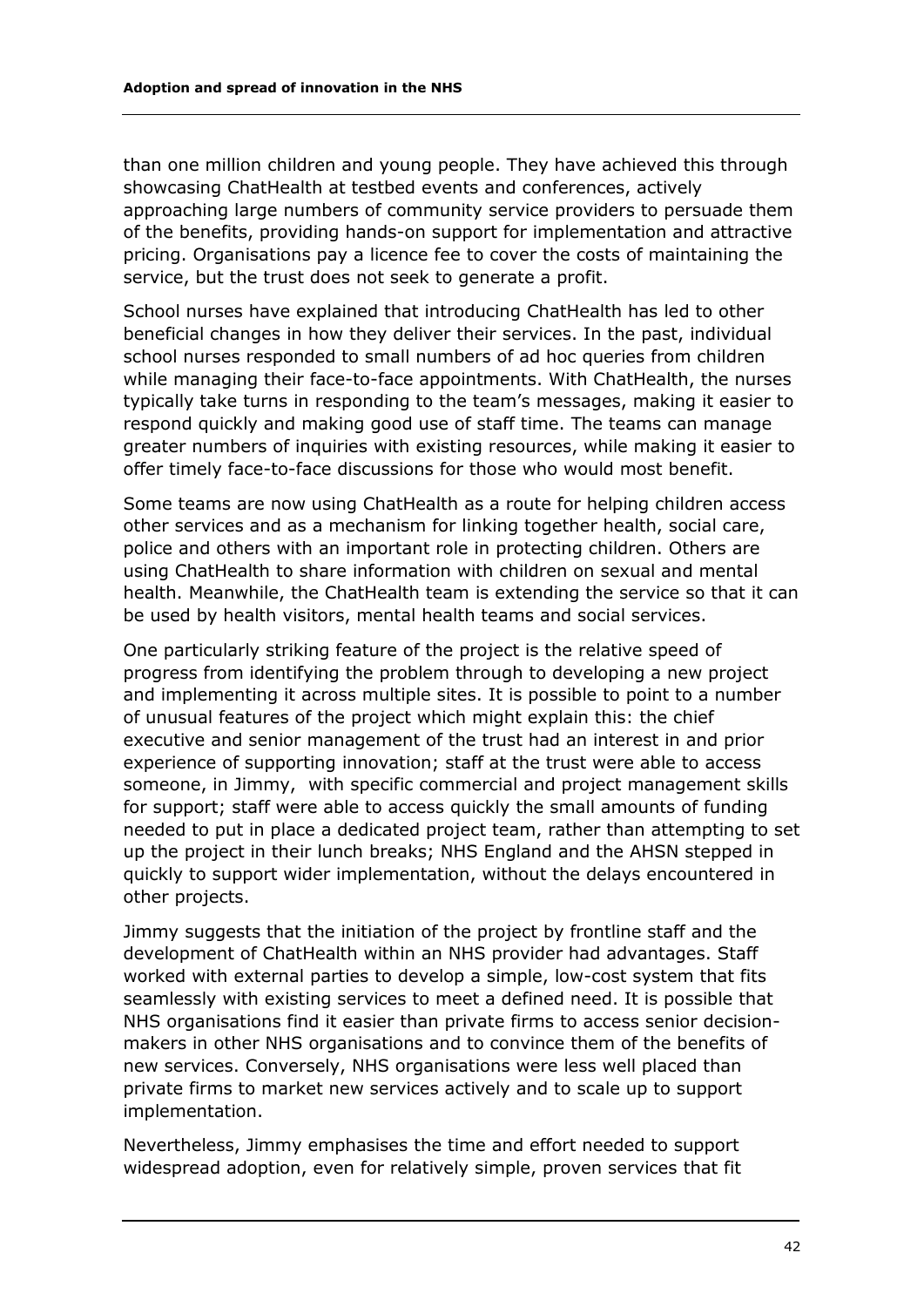than one million children and young people. They have achieved this through showcasing ChatHealth at testbed events and conferences, actively approaching large numbers of community service providers to persuade them of the benefits, providing hands-on support for implementation and attractive pricing. Organisations pay a licence fee to cover the costs of maintaining the service, but the trust does not seek to generate a profit.

School nurses have explained that introducing ChatHealth has led to other beneficial changes in how they deliver their services. In the past, individual school nurses responded to small numbers of ad hoc queries from children while managing their face-to-face appointments. With ChatHealth, the nurses typically take turns in responding to the team's messages, making it easier to respond quickly and making good use of staff time. The teams can manage greater numbers of inquiries with existing resources, while making it easier to offer timely face-to-face discussions for those who would most benefit.

Some teams are now using ChatHealth as a route for helping children access other services and as a mechanism for linking together health, social care, police and others with an important role in protecting children. Others are using ChatHealth to share information with children on sexual and mental health. Meanwhile, the ChatHealth team is extending the service so that it can be used by health visitors, mental health teams and social services.

One particularly striking feature of the project is the relative speed of progress from identifying the problem through to developing a new project and implementing it across multiple sites. It is possible to point to a number of unusual features of the project which might explain this: the chief executive and senior management of the trust had an interest in and prior experience of supporting innovation; staff at the trust were able to access someone, in Jimmy, with specific commercial and project management skills for support; staff were able to access quickly the small amounts of funding needed to put in place a dedicated project team, rather than attempting to set up the project in their lunch breaks; NHS England and the AHSN stepped in quickly to support wider implementation, without the delays encountered in other projects.

Jimmy suggests that the initiation of the project by frontline staff and the development of ChatHealth within an NHS provider had advantages. Staff worked with external parties to develop a simple, low-cost system that fits seamlessly with existing services to meet a defined need. It is possible that NHS organisations find it easier than private firms to access senior decision-makers in other NHS organisations and to convince them of the benefits of new services. Conversely, NHS organisations were less well placed than private firms to market new services actively and to scale up to support implementation.

Nevertheless, Jimmy emphasises the time and effort needed to support widespread adoption, even for relatively simple, proven services that fit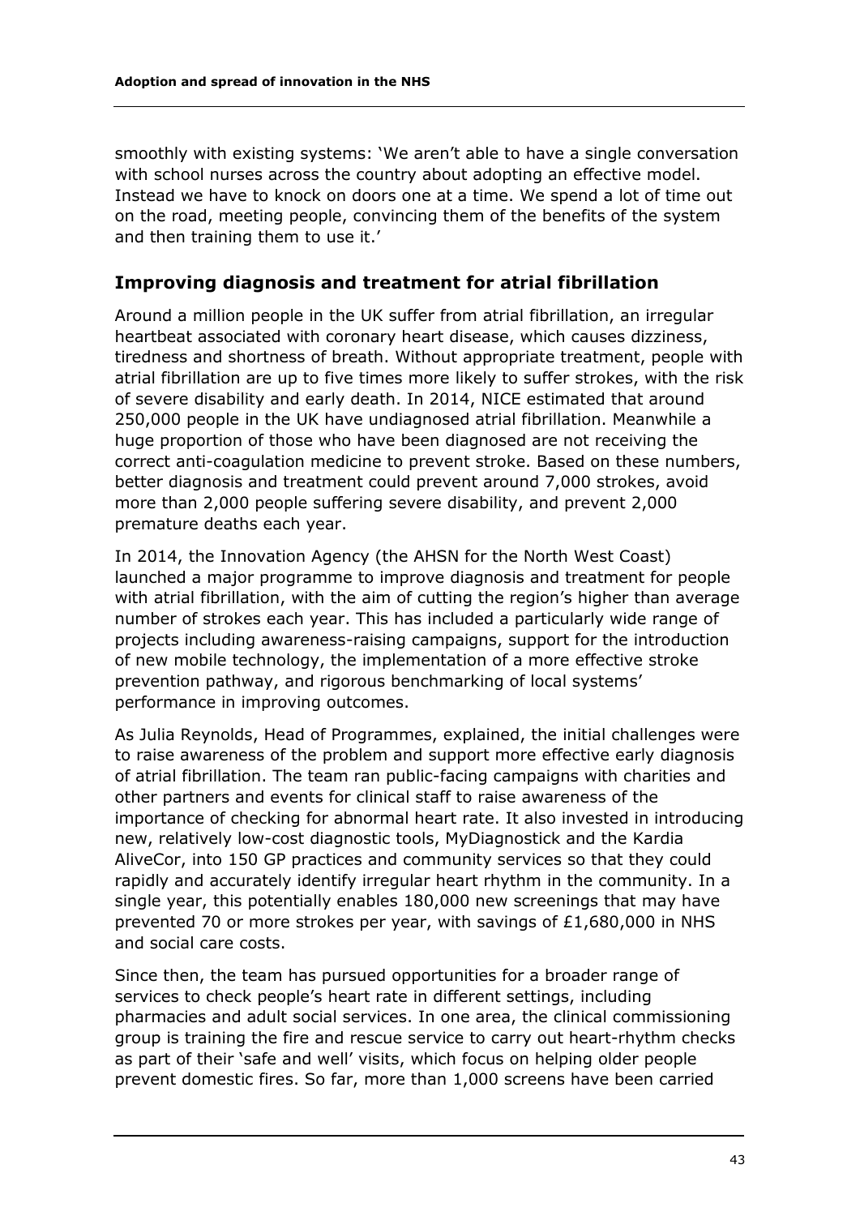smoothly with existing systems: 'We aren't able to have a single conversation with school nurses across the country about adopting an effective model. Instead we have to knock on doors one at a time. We spend a lot of time out on the road, meeting people, convincing them of the benefits of the system and then training them to use it.'

## Improving diagnosis and treatment for atrial fibrillation

Around a million people in the UK suffer from atrial fibrillation, an irregular heartbeat associated with coronary heart disease, which causes dizziness, tiredness and shortness of breath. Without appropriate treatment, people with atrial fibrillation are up to five times more likely to suffer strokes, with the risk of severe disability and early death. In 2014, NICE estimated that around 250,000 people in the UK have undiagnosed atrial fibrillation. Meanwhile a huge proportion of those who have been diagnosed are not receiving the correct anti-coagulation medicine to prevent stroke. Based on these numbers, better diagnosis and treatment could prevent around 7,000 strokes, avoid more than 2,000 people suffering severe disability, and prevent 2,000 premature deaths each year.

In 2014, the Innovation Agency (the AHSN for the North West Coast) launched a major programme to improve diagnosis and treatment for people with atrial fibrillation, with the aim of cutting the region's higher than average number of strokes each year. This has included a particularly wide range of projects including awareness-raising campaigns, support for the introduction of new mobile technology, the implementation of a more effective stroke prevention pathway, and rigorous benchmarking of local systems' performance in improving outcomes.

As Julia Reynolds, Head of Programmes, explained, the initial challenges were to raise awareness of the problem and support more effective early diagnosis of atrial fibrillation. The team ran public-facing campaigns with charities and other partners and events for clinical staff to raise awareness of the importance of checking for abnormal heart rate. It also invested in introducing new, relatively low-cost diagnostic tools, MyDiagnostick and the Kardia AliveCor, into 150 GP practices and community services so that they could rapidly and accurately identify irregular heart rhythm in the community. In a single year, this potentially enables 180,000 new screenings that may have prevented 70 or more strokes per year, with savings of £1,680,000 in NHS and social care costs.

Since then, the team has pursued opportunities for a broader range of services to check people's heart rate in different settings, including pharmacies and adult social services. In one area, the clinical commissioning group is training the fire and rescue service to carry out heart-rhythm checks as part of their 'safe and well' visits, which focus on helping older people prevent domestic fires. So far, more than 1,000 screens have been carried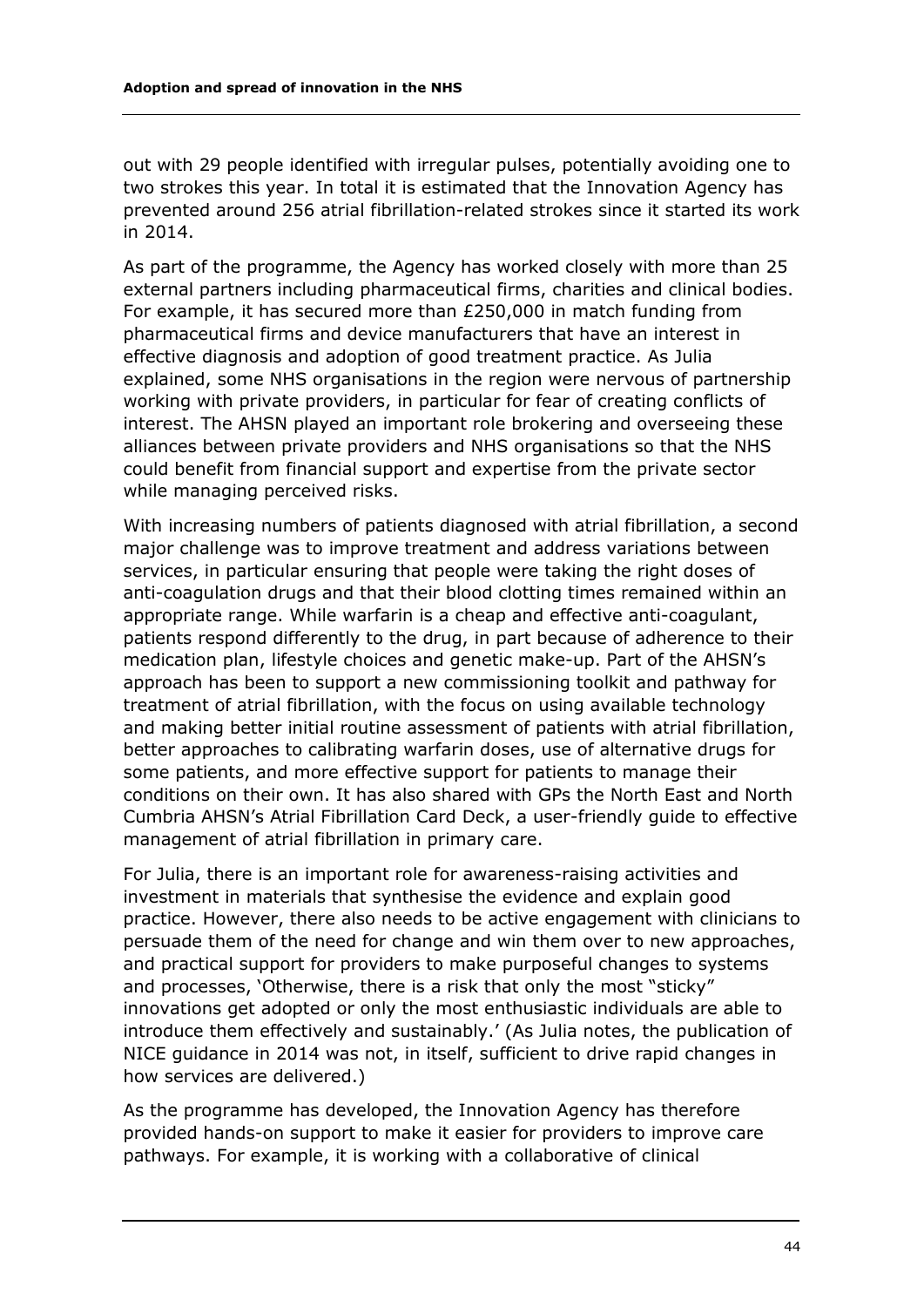out with 29 people identified with irregular pulses, potentially avoiding one to two strokes this year. In total it is estimated that the Innovation Agency has prevented around 256 atrial fibrillation-related strokes since it started its work in 2014.

As part of the programme, the Agency has worked closely with more than 25 external partners including pharmaceutical firms, charities and clinical bodies. For example, it has secured more than £250,000 in match funding from pharmaceutical firms and device manufacturers that have an interest in effective diagnosis and adoption of good treatment practice. As Julia explained, some NHS organisations in the region were nervous of partnership working with private providers, in particular for fear of creating conflicts of interest. The AHSN played an important role brokering and overseeing these alliances between private providers and NHS organisations so that the NHS could benefit from financial support and expertise from the private sector while managing perceived risks.

With increasing numbers of patients diagnosed with atrial fibrillation, a second major challenge was to improve treatment and address variations between services, in particular ensuring that people were taking the right doses of anti-coagulation drugs and that their blood clotting times remained within an appropriate range. While warfarin is a cheap and effective anti-coagulant, patients respond differently to the drug, in part because of adherence to their medication plan, lifestyle choices and genetic make-up. Part of the AHSN's approach has been to support a new commissioning toolkit and pathway for treatment of atrial fibrillation, with the focus on using available technology and making better initial routine assessment of patients with atrial fibrillation, better approaches to calibrating warfarin doses, use of alternative drugs for some patients, and more effective support for patients to manage their conditions on their own. It has also shared with GPs the North East and North Cumbria AHSN's Atrial Fibrillation Card Deck, a user-friendly guide to effective management of atrial fibrillation in primary care.

For Julia, there is an important role for awareness-raising activities and investment in materials that synthesise the evidence and explain good practice. However, there also needs to be active engagement with clinicians to persuade them of the need for change and win them over to new approaches, and practical support for providers to make purposeful changes to systems and processes, 'Otherwise, there is a risk that only the most "sticky" innovations get adopted or only the most enthusiastic individuals are able to introduce them effectively and sustainably.' (As Julia notes, the publication of NICE guidance in 2014 was not, in itself, sufficient to drive rapid changes in how services are delivered.)

As the programme has developed, the Innovation Agency has therefore provided hands-on support to make it easier for providers to improve care pathways. For example, it is working with a collaborative of clinical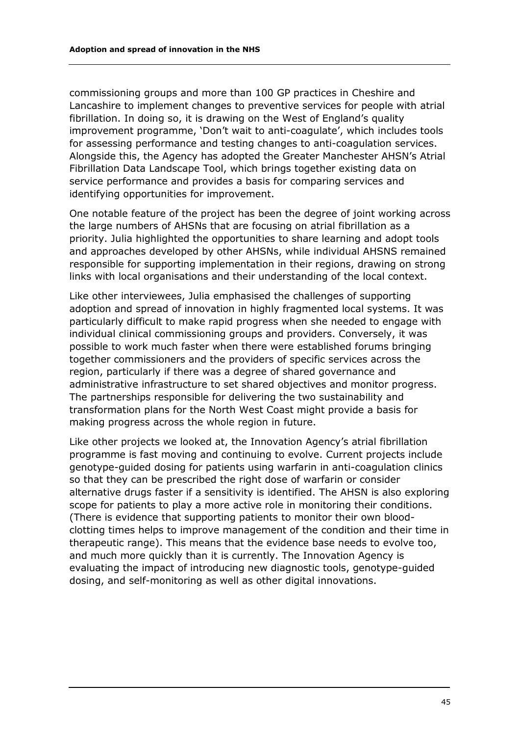commissioning groups and more than 100 GP practices in Cheshire and Lancashire to implement changes to preventive services for people with atrial fibrillation. In doing so, it is drawing on the West of England's quality improvement programme, 'Don't wait to anti-coagulate', which includes tools for assessing performance and testing changes to anti-coagulation services. Alongside this, the Agency has adopted the Greater Manchester AHSN's Atrial Fibrillation Data Landscape Tool, which brings together existing data on service performance and provides a basis for comparing services and identifying opportunities for improvement.

One notable feature of the project has been the degree of joint working across the large numbers of AHSNs that are focusing on atrial fibrillation as a priority. Julia highlighted the opportunities to share learning and adopt tools and approaches developed by other AHSNs, while individual AHSNS remained responsible for supporting implementation in their regions, drawing on strong links with local organisations and their understanding of the local context.

Like other interviewees, Julia emphasised the challenges of supporting adoption and spread of innovation in highly fragmented local systems. It was particularly difficult to make rapid progress when she needed to engage with individual clinical commissioning groups and providers. Conversely, it was possible to work much faster when there were established forums bringing together commissioners and the providers of specific services across the region, particularly if there was a degree of shared governance and administrative infrastructure to set shared objectives and monitor progress. The partnerships responsible for delivering the two sustainability and transformation plans for the North West Coast might provide a basis for making progress across the whole region in future.

Like other projects we looked at, the Innovation Agency's atrial fibrillation programme is fast moving and continuing to evolve. Current projects include genotype-guided dosing for patients using warfarin in anti-coagulation clinics so that they can be prescribed the right dose of warfarin or consider alternative drugs faster if a sensitivity is identified. The AHSN is also exploring scope for patients to play a more active role in monitoring their conditions. (There is evidence that supporting patients to monitor their own blood-clotting times helps to improve management of the condition and their time in therapeutic range). This means that the evidence base needs to evolve too, and much more quickly than it is currently. The Innovation Agency is evaluating the impact of introducing new diagnostic tools, genotype-guided dosing, and self-monitoring as well as other digital innovations.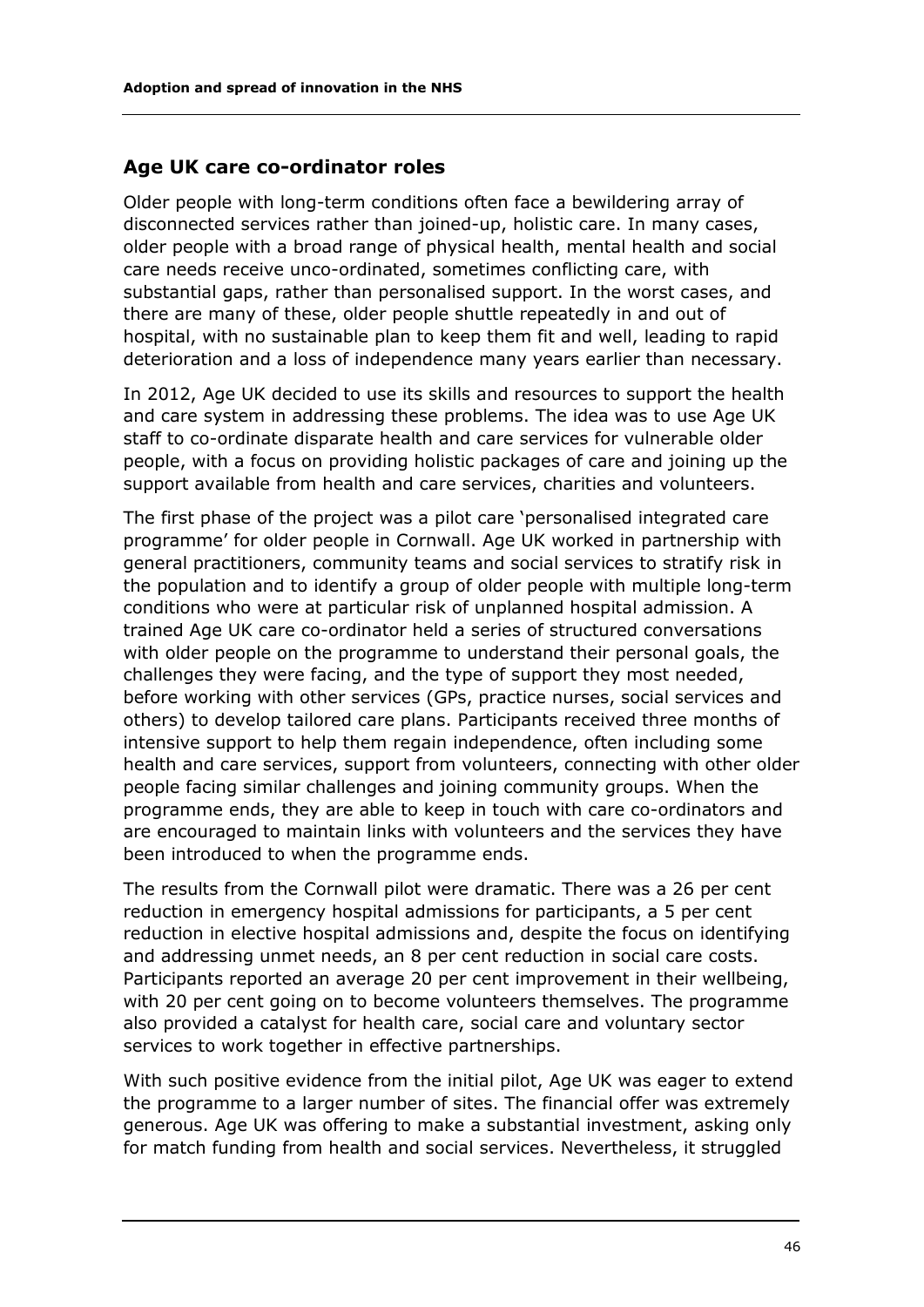## Age UK care co-ordinator roles

Older people with long-term conditions often face a bewildering array of disconnected services rather than joined-up, holistic care. In many cases, older people with a broad range of physical health, mental health and social care needs receive unco-ordinated, sometimes conflicting care, with substantial gaps, rather than personalised support. In the worst cases, and there are many of these, older people shuttle repeatedly in and out of hospital, with no sustainable plan to keep them fit and well, leading to rapid deterioration and a loss of independence many years earlier than necessary.

In 2012, Age UK decided to use its skills and resources to support the health and care system in addressing these problems. The idea was to use Age UK staff to co-ordinate disparate health and care services for vulnerable older people, with a focus on providing holistic packages of care and joining up the support available from health and care services, charities and volunteers.

The first phase of the project was a pilot care 'personalised integrated care programme' for older people in Cornwall. Age UK worked in partnership with general practitioners, community teams and social services to stratify risk in the population and to identify a group of older people with multiple long-term conditions who were at particular risk of unplanned hospital admission. A trained Age UK care co-ordinator held a series of structured conversations with older people on the programme to understand their personal goals, the challenges they were facing, and the type of support they most needed, before working with other services (GPs, practice nurses, social services and others) to develop tailored care plans. Participants received three months of intensive support to help them regain independence, often including some health and care services, support from volunteers, connecting with other older people facing similar challenges and joining community groups. When the programme ends, they are able to keep in touch with care co-ordinators and are encouraged to maintain links with volunteers and the services they have been introduced to when the programme ends.

The results from the Cornwall pilot were dramatic. There was a 26 per cent reduction in emergency hospital admissions for participants, a 5 per cent reduction in elective hospital admissions and, despite the focus on identifying and addressing unmet needs, an 8 per cent reduction in social care costs. Participants reported an average 20 per cent improvement in their wellbeing, with 20 per cent going on to become volunteers themselves. The programme also provided a catalyst for health care, social care and voluntary sector services to work together in effective partnerships.

With such positive evidence from the initial pilot, Age UK was eager to extend the programme to a larger number of sites. The financial offer was extremely generous. Age UK was offering to make a substantial investment, asking only for match funding from health and social services. Nevertheless, it struggled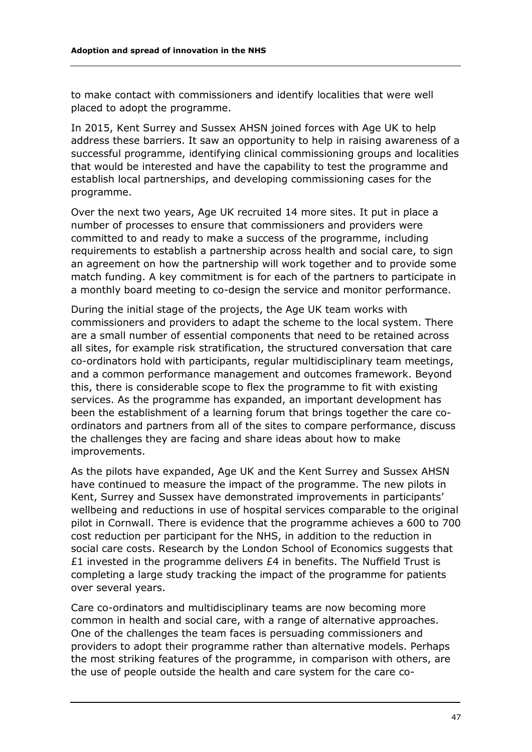to make contact with commissioners and identify localities that were well placed to adopt the programme.

In 2015, Kent Surrey and Sussex AHSN joined forces with Age UK to help address these barriers. It saw an opportunity to help in raising awareness of a successful programme, identifying clinical commissioning groups and localities that would be interested and have the capability to test the programme and establish local partnerships, and developing commissioning cases for the programme.

Over the next two years, Age UK recruited 14 more sites. It put in place a number of processes to ensure that commissioners and providers were committed to and ready to make a success of the programme, including requirements to establish a partnership across health and social care, to sign an agreement on how the partnership will work together and to provide some match funding. A key commitment is for each of the partners to participate in a monthly board meeting to co-design the service and monitor performance.

During the initial stage of the projects, the Age UK team works with commissioners and providers to adapt the scheme to the local system. There are a small number of essential components that need to be retained across all sites, for example risk stratification, the structured conversation that care co-ordinators hold with participants, regular multidisciplinary team meetings, and a common performance management and outcomes framework. Beyond this, there is considerable scope to flex the programme to fit with existing services. As the programme has expanded, an important development has been the establishment of a learning forum that brings together the care co-ordinators and partners from all of the sites to compare performance, discuss the challenges they are facing and share ideas about how to make improvements.

As the pilots have expanded, Age UK and the Kent Surrey and Sussex AHSN have continued to measure the impact of the programme. The new pilots in Kent, Surrey and Sussex have demonstrated improvements in participants' wellbeing and reductions in use of hospital services comparable to the original pilot in Cornwall. There is evidence that the programme achieves a 600 to 700 cost reduction per participant for the NHS, in addition to the reduction in social care costs. Research by the London School of Economics suggests that £1 invested in the programme delivers £4 in benefits. The Nuffield Trust is completing a large study tracking the impact of the programme for patients over several years.

Care co-ordinators and multidisciplinary teams are now becoming more common in health and social care, with a range of alternative approaches. One of the challenges the team faces is persuading commissioners and providers to adopt their programme rather than alternative models. Perhaps the most striking features of the programme, in comparison with others, are the use of people outside the health and care system for the care co-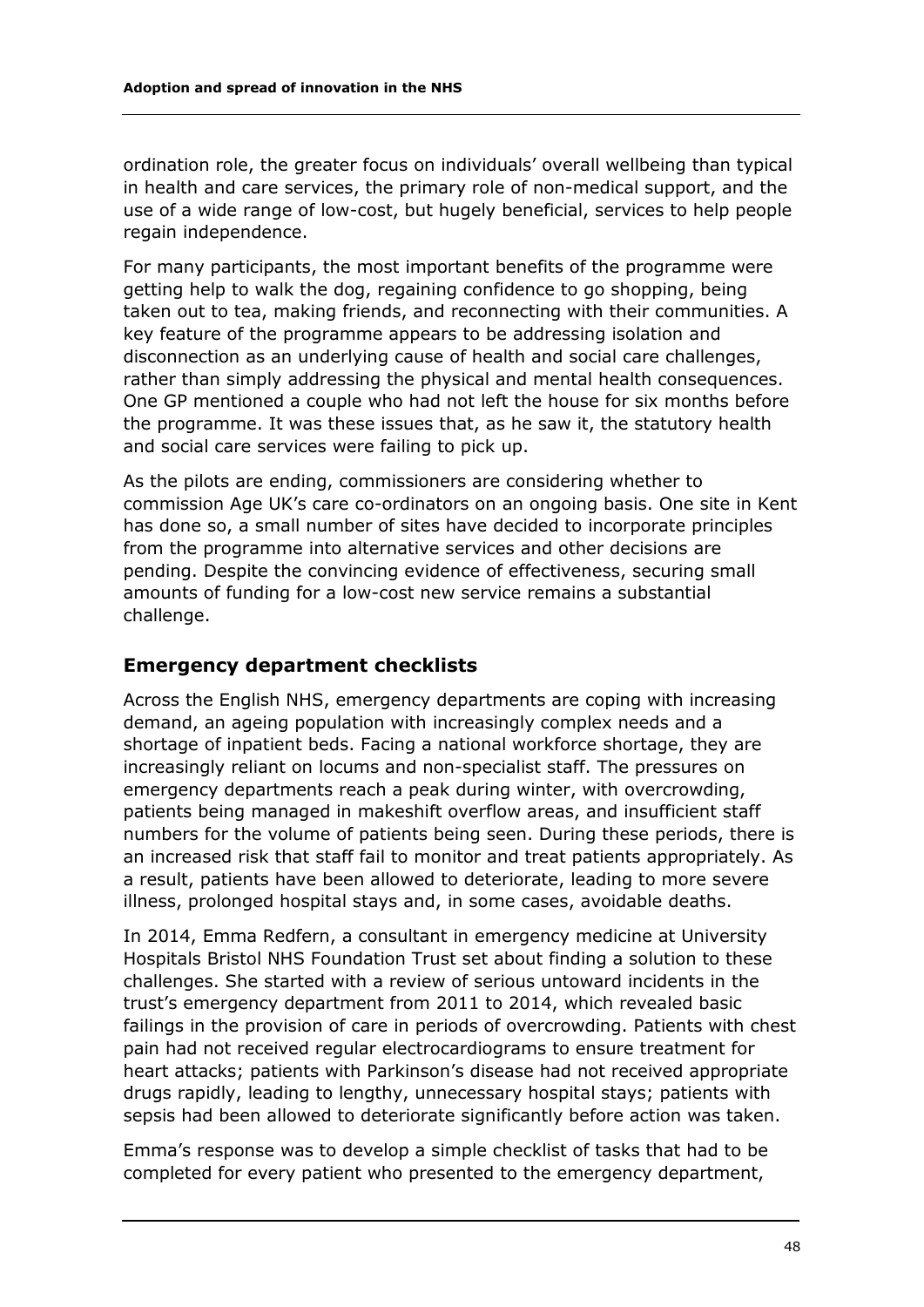ordination role, the greater focus on individuals' overall wellbeing than typical in health and care services, the primary role of non-medical support, and the use of a wide range of low-cost, but hugely beneficial, services to help people regain independence.

For many participants, the most important benefits of the programme were getting help to walk the dog, regaining confidence to go shopping, being taken out to tea, making friends, and reconnecting with their communities. A key feature of the programme appears to be addressing isolation and disconnection as an underlying cause of health and social care challenges, rather than simply addressing the physical and mental health consequences. One GP mentioned a couple who had not left the house for six months before the programme. It was these issues that, as he saw it, the statutory health and social care services were failing to pick up.

As the pilots are ending, commissioners are considering whether to commission Age UK's care co-ordinators on an ongoing basis. One site in Kent has done so, a small number of sites have decided to incorporate principles from the programme into alternative services and other decisions are pending. Despite the convincing evidence of effectiveness, securing small amounts of funding for a low-cost new service remains a substantial challenge.

### Emergency department checklists

Across the English NHS, emergency departments are coping with increasing demand, an ageing population with increasingly complex needs and a shortage of inpatient beds. Facing a national workforce shortage, they are increasingly reliant on locums and non-specialist staff. The pressures on emergency departments reach a peak during winter, with overcrowding, patients being managed in makeshift overflow areas, and insufficient staff numbers for the volume of patients being seen. During these periods, there is an increased risk that staff fail to monitor and treat patients appropriately. As a result, patients have been allowed to deteriorate, leading to more severe illness, prolonged hospital stays and, in some cases, avoidable deaths.

In 2014, Emma Redfern, a consultant in emergency medicine at University Hospitals Bristol NHS Foundation Trust set about finding a solution to these challenges. She started with a review of serious untoward incidents in the trust's emergency department from 2011 to 2014, which revealed basic failings in the provision of care in periods of overcrowding. Patients with chest pain had not received regular electrocardiograms to ensure treatment for heart attacks; patients with Parkinson's disease had not received appropriate drugs rapidly, leading to lengthy, unnecessary hospital stays; patients with sepsis had been allowed to deteriorate significantly before action was taken.

Emma's response was to develop a simple checklist of tasks that had to be completed for every patient who presented to the emergency department,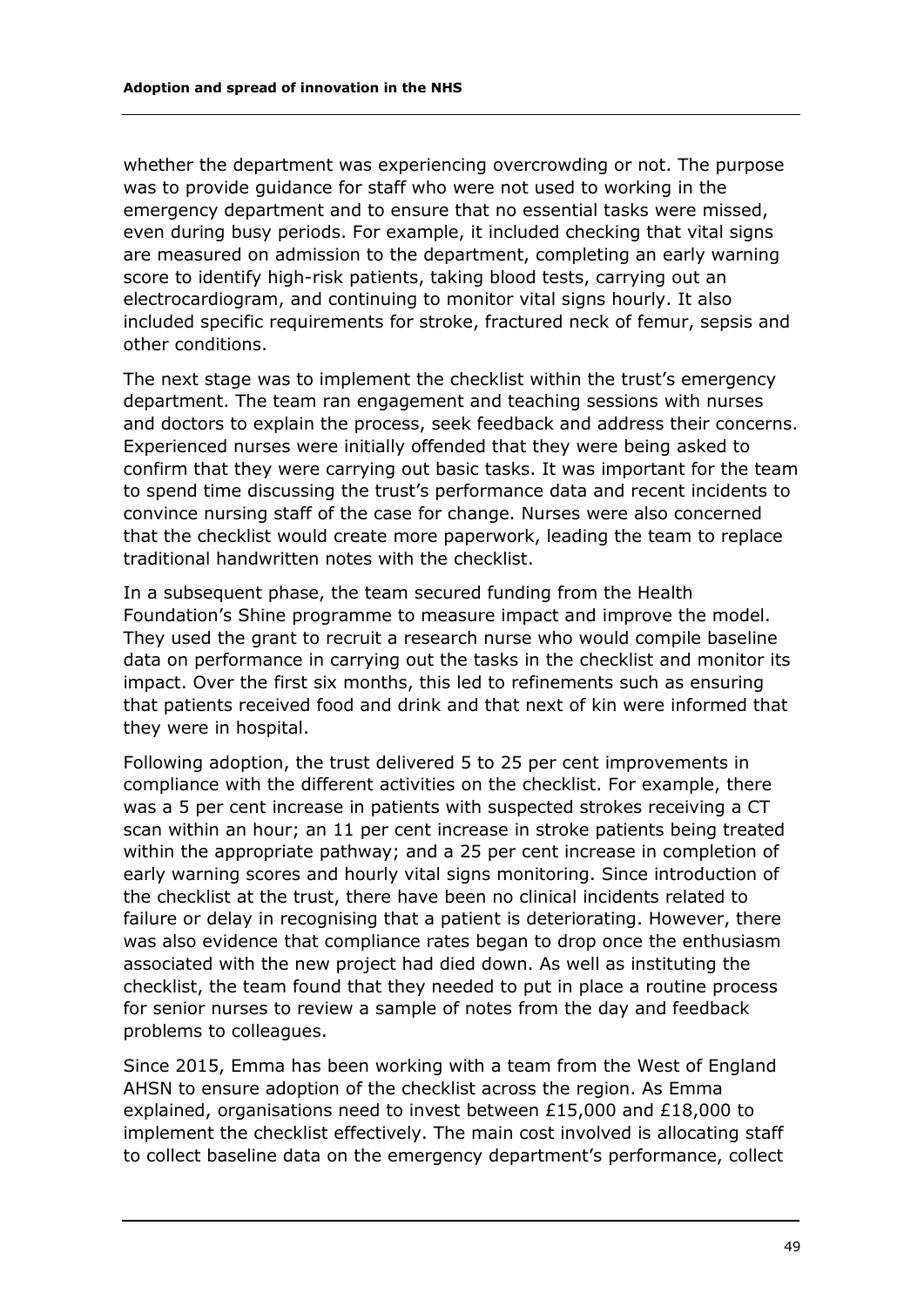whether the department was experiencing overcrowding or not. The purpose was to provide guidance for staff who were not used to working in the emergency department and to ensure that no essential tasks were missed, even during busy periods. For example, it included checking that vital signs are measured on admission to the department, completing an early warning score to identify high-risk patients, taking blood tests, carrying out an electrocardiogram, and continuing to monitor vital signs hourly. It also included specific requirements for stroke, fractured neck of femur, sepsis and other conditions.

The next stage was to implement the checklist within the trust's emergency department. The team ran engagement and teaching sessions with nurses and doctors to explain the process, seek feedback and address their concerns. Experienced nurses were initially offended that they were being asked to confirm that they were carrying out basic tasks. It was important for the team to spend time discussing the trust's performance data and recent incidents to convince nursing staff of the case for change. Nurses were also concerned that the checklist would create more paperwork, leading the team to replace traditional handwritten notes with the checklist.

In a subsequent phase, the team secured funding from the Health Foundation's Shine programme to measure impact and improve the model. They used the grant to recruit a research nurse who would compile baseline data on performance in carrying out the tasks in the checklist and monitor its impact. Over the first six months, this led to refinements such as ensuring that patients received food and drink and that next of kin were informed that they were in hospital.

Following adoption, the trust delivered 5 to 25 per cent improvements in compliance with the different activities on the checklist. For example, there was a 5 per cent increase in patients with suspected strokes receiving a CT scan within an hour; an 11 per cent increase in stroke patients being treated within the appropriate pathway; and a 25 per cent increase in completion of early warning scores and hourly vital signs monitoring. Since introduction of the checklist at the trust, there have been no clinical incidents related to failure or delay in recognising that a patient is deteriorating. However, there was also evidence that compliance rates began to drop once the enthusiasm associated with the new project had died down. As well as instituting the checklist, the team found that they needed to put in place a routine process for senior nurses to review a sample of notes from the day and feedback problems to colleagues.

Since 2015, Emma has been working with a team from the West of England AHSN to ensure adoption of the checklist across the region. As Emma explained, organisations need to invest between £15,000 and £18,000 to implement the checklist effectively. The main cost involved is allocating staff to collect baseline data on the emergency department's performance, collect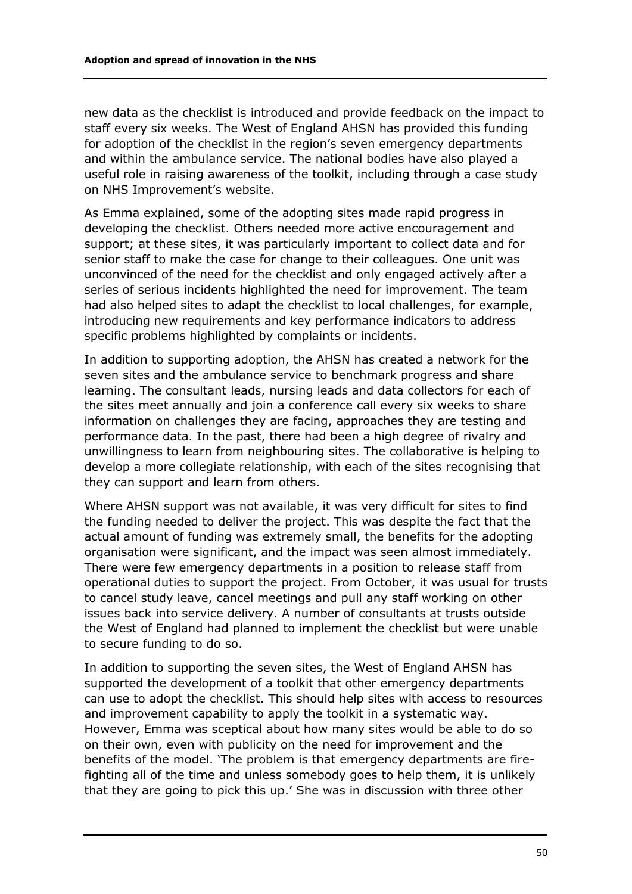new data as the checklist is introduced and provide feedback on the impact to staff every six weeks. The West of England AHSN has provided this funding for adoption of the checklist in the region's seven emergency departments and within the ambulance service. The national bodies have also played a useful role in raising awareness of the toolkit, including through a case study on NHS Improvement's website.

As Emma explained, some of the adopting sites made rapid progress in developing the checklist. Others needed more active encouragement and support; at these sites, it was particularly important to collect data and for senior staff to make the case for change to their colleagues. One unit was unconvinced of the need for the checklist and only engaged actively after a series of serious incidents highlighted the need for improvement. The team had also helped sites to adapt the checklist to local challenges, for example, introducing new requirements and key performance indicators to address specific problems highlighted by complaints or incidents.

In addition to supporting adoption, the AHSN has created a network for the seven sites and the ambulance service to benchmark progress and share learning. The consultant leads, nursing leads and data collectors for each of the sites meet annually and join a conference call every six weeks to share information on challenges they are facing, approaches they are testing and performance data. In the past, there had been a high degree of rivalry and unwillingness to learn from neighbouring sites. The collaborative is helping to develop a more collegiate relationship, with each of the sites recognising that they can support and learn from others.

Where AHSN support was not available, it was very difficult for sites to find the funding needed to deliver the project. This was despite the fact that the actual amount of funding was extremely small, the benefits for the adopting organisation were significant, and the impact was seen almost immediately. There were few emergency departments in a position to release staff from operational duties to support the project. From October, it was usual for trusts to cancel study leave, cancel meetings and pull any staff working on other issues back into service delivery. A number of consultants at trusts outside the West of England had planned to implement the checklist but were unable to secure funding to do so.

In addition to supporting the seven sites, the West of England AHSN has supported the development of a toolkit that other emergency departments can use to adopt the checklist. This should help sites with access to resources and improvement capability to apply the toolkit in a systematic way. However, Emma was sceptical about how many sites would be able to do so on their own, even with publicity on the need for improvement and the benefits of the model. 'The problem is that emergency departments are fire-fighting all of the time and unless somebody goes to help them, it is unlikely that they are going to pick this up.' She was in discussion with three other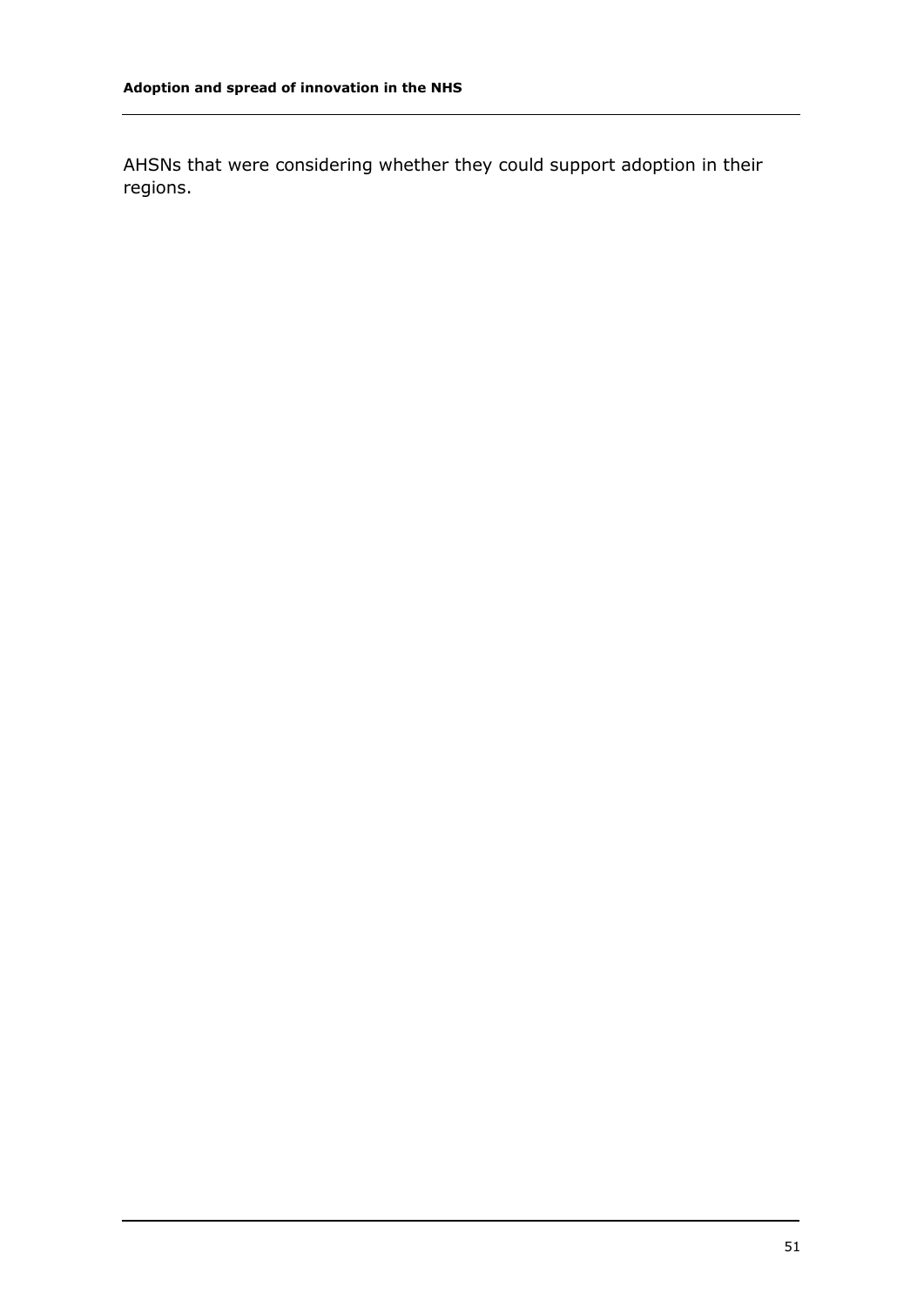AHSNs that were considering whether they could support adoption in their regions.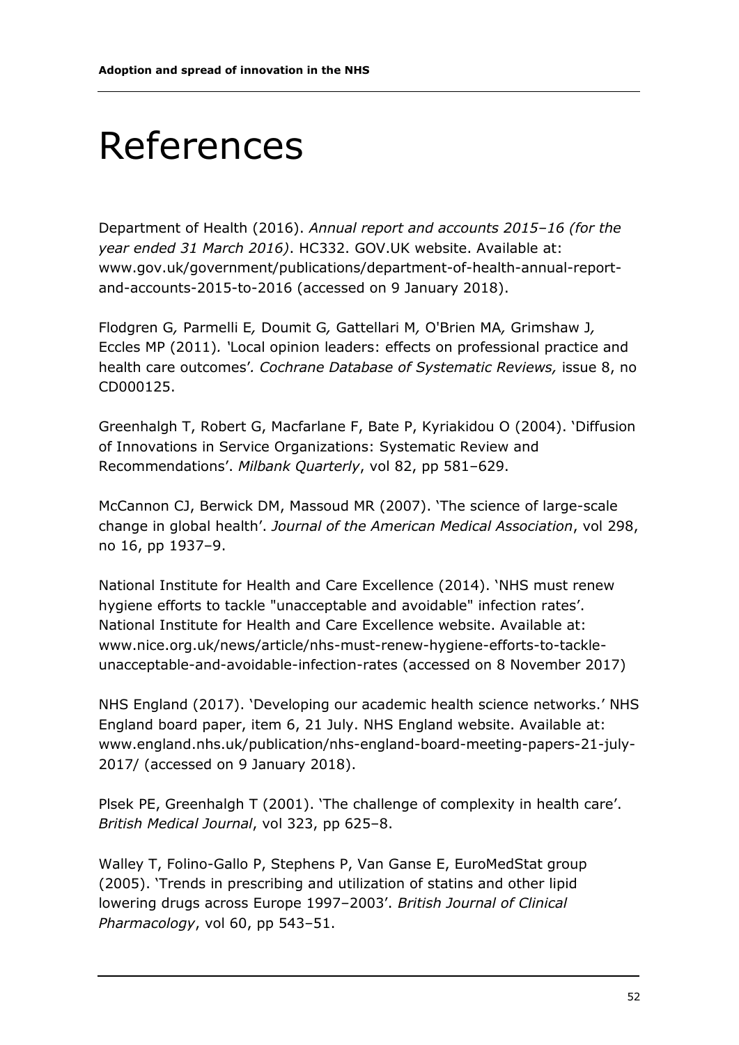# References

Department of Health (2016). *Annual report and accounts 2015–16 (for the year ended 31 March 2016)*. HC332. GOV.UK website. Available at: www.gov.uk/government/publications/department-of-health-annual-report-and-accounts-2015-to-2016 (accessed on 9 January 2018).

Flodgren G, Parmelli E, Doumit G, Gattellari M, O'Brien MA, Grimshaw J, Eccles MP (2011). 'Local opinion leaders: effects on professional practice and health care outcomes'. *Cochrane Database of Systematic Reviews,* issue 8, no CD000125.

Greenhalgh T, Robert G, Macfarlane F, Bate P, Kyriakidou O (2004). 'Diffusion of Innovations in Service Organizations: Systematic Review and Recommendations'. *Milbank Quarterly*, vol 82, pp 581–629.

McCannon CJ, Berwick DM, Massoud MR (2007). 'The science of large-scale change in global health'. *Journal of the American Medical Association*, vol 298, no 16, pp 1937–9.

National Institute for Health and Care Excellence (2014). 'NHS must renew hygiene efforts to tackle "unacceptable and avoidable" infection rates'. National Institute for Health and Care Excellence website. Available at: www.nice.org.uk/news/article/nhs-must-renew-hygiene-efforts-to-tackle-unacceptable-and-avoidable-infection-rates (accessed on 8 November 2017)

NHS England (2017). 'Developing our academic health science networks.' NHS England board paper, item 6, 21 July. NHS England website. Available at: www.england.nhs.uk/publication/nhs-england-board-meeting-papers-21-july-2017/ (accessed on 9 January 2018).

Plsek PE, Greenhalgh T (2001). 'The challenge of complexity in health care'. *British Medical Journal*, vol 323, pp 625–8.

Walley T, Folino-Gallo P, Stephens P, Van Ganse E, EuroMedStat group (2005). 'Trends in prescribing and utilization of statins and other lipid lowering drugs across Europe 1997–2003'. *British Journal of Clinical Pharmacology*, vol 60, pp 543–51.